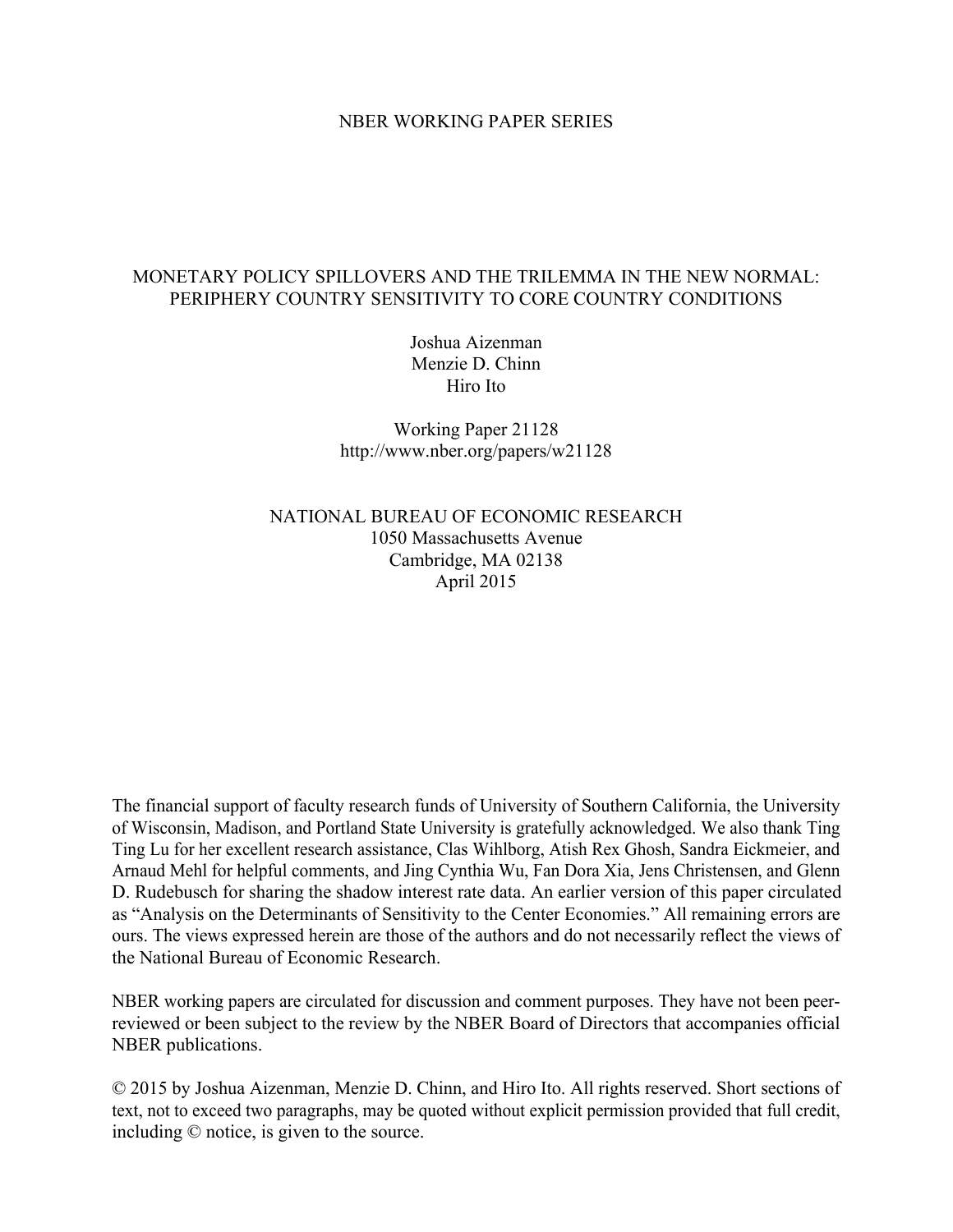NBER WORKING PAPER SERIES

# MONETARY POLICY SPILLOVERS AND THE TRILEMMA IN THE NEW NORMAL: PERIPHERY COUNTRY SENSITIVITY TO CORE COUNTRY CONDITIONS

Joshua Aizenman
Menzie D. Chinn
Hiro Ito

Working Paper 21128
http://www.nber.org/papers/w21128

NATIONAL BUREAU OF ECONOMIC RESEARCH
1050 Massachusetts Avenue
Cambridge, MA 02138
April 2015

The financial support of faculty research funds of University of Southern California, the University of Wisconsin, Madison, and Portland State University is gratefully acknowledged. We also thank Ting Ting Lu for her excellent research assistance, Clas Wihlborg, Atish Rex Ghosh, Sandra Eickmeier, and Arnaud Mehl for helpful comments, and Jing Cynthia Wu, Fan Dora Xia, Jens Christensen, and Glenn D. Rudebusch for sharing the shadow interest rate data. An earlier version of this paper circulated as "Analysis on the Determinants of Sensitivity to the Center Economies." All remaining errors are ours. The views expressed herein are those of the authors and do not necessarily reflect the views of the National Bureau of Economic Research.

NBER working papers are circulated for discussion and comment purposes. They have not been peer-reviewed or been subject to the review by the NBER Board of Directors that accompanies official NBER publications.

© 2015 by Joshua Aizenman, Menzie D. Chinn, and Hiro Ito. All rights reserved. Short sections of text, not to exceed two paragraphs, may be quoted without explicit permission provided that full credit, including © notice, is given to the source.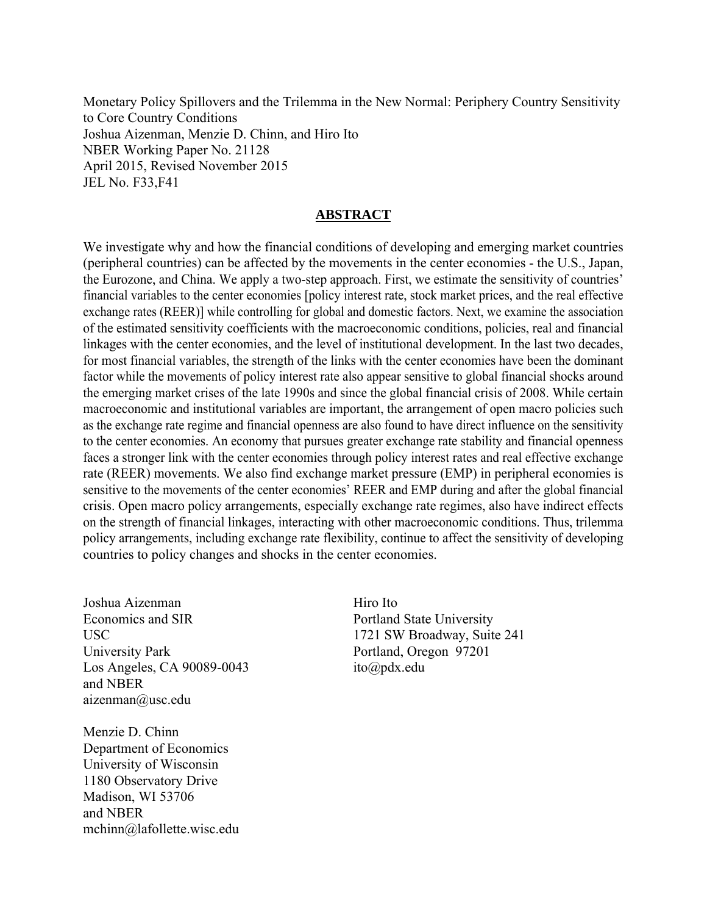Monetary Policy Spillovers and the Trilemma in the New Normal: Periphery Country Sensitivity to Core Country Conditions
Joshua Aizenman, Menzie D. Chinn, and Hiro Ito
NBER Working Paper No. 21128
April 2015, Revised November 2015
JEL No. F33,F41

## ABSTRACT

We investigate why and how the financial conditions of developing and emerging market countries (peripheral countries) can be affected by the movements in the center economies - the U.S., Japan, the Eurozone, and China. We apply a two-step approach. First, we estimate the sensitivity of countries' financial variables to the center economies [policy interest rate, stock market prices, and the real effective exchange rates (REER)] while controlling for global and domestic factors. Next, we examine the association of the estimated sensitivity coefficients with the macroeconomic conditions, policies, real and financial linkages with the center economies, and the level of institutional development. In the last two decades, for most financial variables, the strength of the links with the center economies have been the dominant factor while the movements of policy interest rate also appear sensitive to global financial shocks around the emerging market crises of the late 1990s and since the global financial crisis of 2008. While certain macroeconomic and institutional variables are important, the arrangement of open macro policies such as the exchange rate regime and financial openness are also found to have direct influence on the sensitivity to the center economies. An economy that pursues greater exchange rate stability and financial openness faces a stronger link with the center economies through policy interest rates and real effective exchange rate (REER) movements. We also find exchange market pressure (EMP) in peripheral economies is sensitive to the movements of the center economies' REER and EMP during and after the global financial crisis. Open macro policy arrangements, especially exchange rate regimes, also have indirect effects on the strength of financial linkages, interacting with other macroeconomic conditions. Thus, trilemma policy arrangements, including exchange rate flexibility, continue to affect the sensitivity of developing countries to policy changes and shocks in the center economies.

Joshua Aizenman
Economics and SIR
USC
University Park
Los Angeles, CA 90089-0043
and NBER
aizenman@usc.edu

Menzie D. Chinn
Department of Economics
University of Wisconsin
1180 Observatory Drive
Madison, WI 53706
and NBER
mchinn@lafollette.wisc.edu

Hiro Ito
Portland State University
1721 SW Broadway, Suite 241
Portland, Oregon 97201
ito@pdx.edu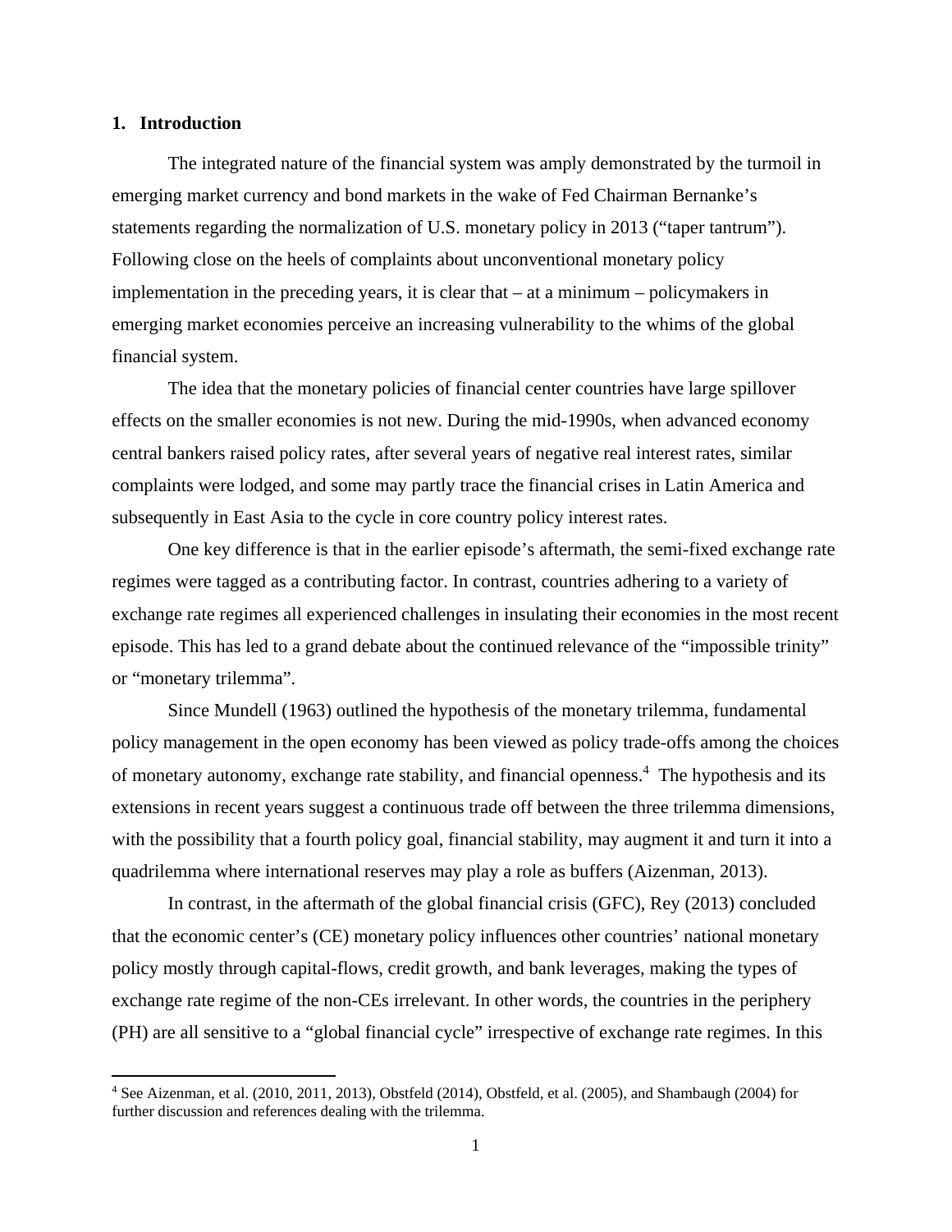## 1. Introduction

The integrated nature of the financial system was amply demonstrated by the turmoil in emerging market currency and bond markets in the wake of Fed Chairman Bernanke's statements regarding the normalization of U.S. monetary policy in 2013 ("taper tantrum"). Following close on the heels of complaints about unconventional monetary policy implementation in the preceding years, it is clear that – at a minimum – policymakers in emerging market economies perceive an increasing vulnerability to the whims of the global financial system.

The idea that the monetary policies of financial center countries have large spillover effects on the smaller economies is not new. During the mid-1990s, when advanced economy central bankers raised policy rates, after several years of negative real interest rates, similar complaints were lodged, and some may partly trace the financial crises in Latin America and subsequently in East Asia to the cycle in core country policy interest rates.

One key difference is that in the earlier episode's aftermath, the semi-fixed exchange rate regimes were tagged as a contributing factor. In contrast, countries adhering to a variety of exchange rate regimes all experienced challenges in insulating their economies in the most recent episode. This has led to a grand debate about the continued relevance of the "impossible trinity" or "monetary trilemma".

Since Mundell (1963) outlined the hypothesis of the monetary trilemma, fundamental policy management in the open economy has been viewed as policy trade-offs among the choices of monetary autonomy, exchange rate stability, and financial openness.[4] The hypothesis and its extensions in recent years suggest a continuous trade off between the three trilemma dimensions, with the possibility that a fourth policy goal, financial stability, may augment it and turn it into a quadrilemma where international reserves may play a role as buffers (Aizenman, 2013).

In contrast, in the aftermath of the global financial crisis (GFC), Rey (2013) concluded that the economic center's (CE) monetary policy influences other countries' national monetary policy mostly through capital-flows, credit growth, and bank leverages, making the types of exchange rate regime of the non-CEs irrelevant. In other words, the countries in the periphery (PH) are all sensitive to a "global financial cycle" irrespective of exchange rate regimes. In this

[4] See Aizenman, et al. (2010, 2011, 2013), Obstfeld (2014), Obstfeld, et al. (2005), and Shambaugh (2004) for further discussion and references dealing with the trilemma.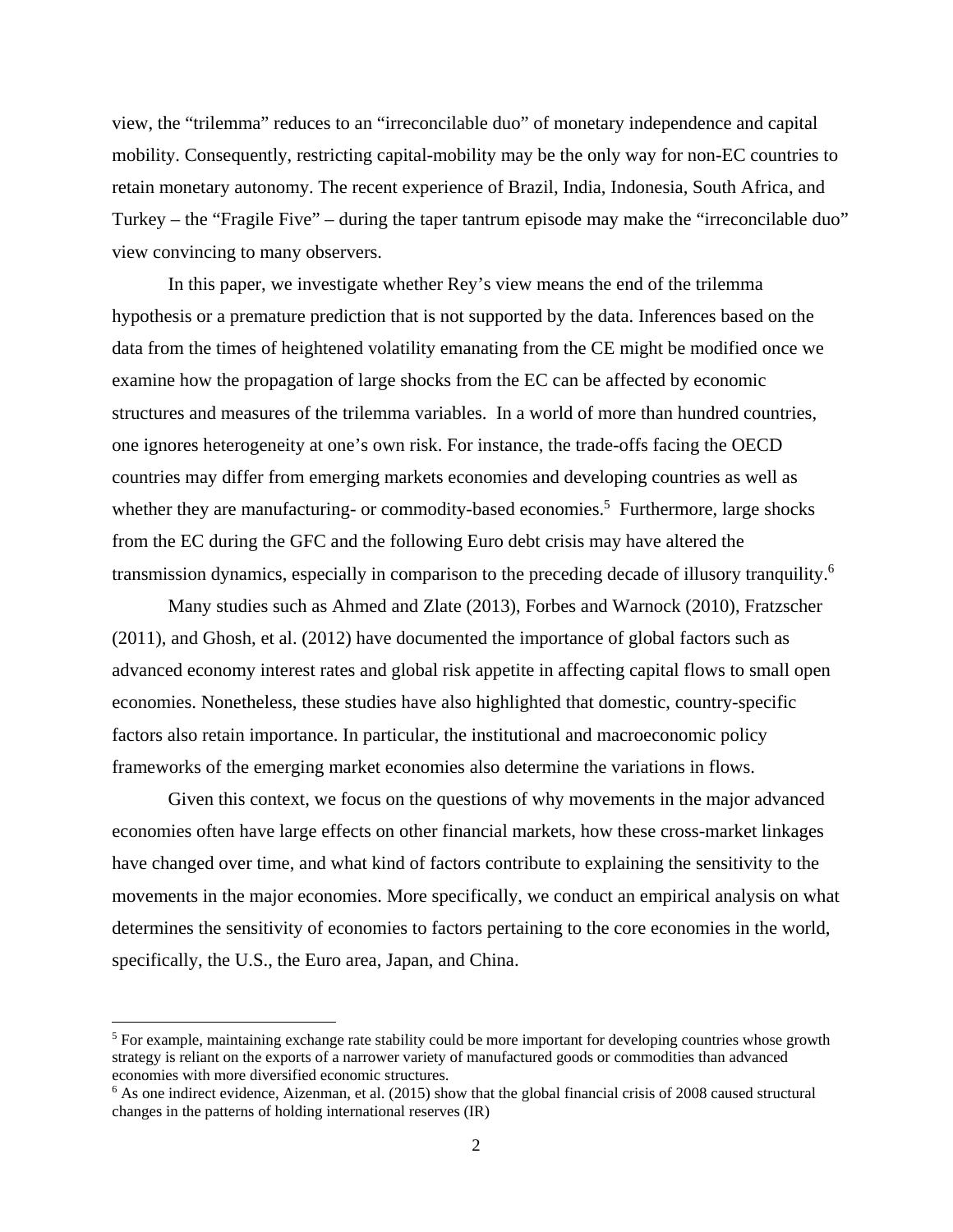view, the "trilemma" reduces to an "irreconcilable duo" of monetary independence and capital mobility. Consequently, restricting capital-mobility may be the only way for non-EC countries to retain monetary autonomy. The recent experience of Brazil, India, Indonesia, South Africa, and Turkey – the "Fragile Five" – during the taper tantrum episode may make the "irreconcilable duo" view convincing to many observers.

In this paper, we investigate whether Rey's view means the end of the trilemma hypothesis or a premature prediction that is not supported by the data. Inferences based on the data from the times of heightened volatility emanating from the CE might be modified once we examine how the propagation of large shocks from the EC can be affected by economic structures and measures of the trilemma variables. In a world of more than hundred countries, one ignores heterogeneity at one's own risk. For instance, the trade-offs facing the OECD countries may differ from emerging markets economies and developing countries as well as whether they are manufacturing- or commodity-based economies.[5] Furthermore, large shocks from the EC during the GFC and the following Euro debt crisis may have altered the transmission dynamics, especially in comparison to the preceding decade of illusory tranquility.[6]

Many studies such as Ahmed and Zlate (2013), Forbes and Warnock (2010), Fratzscher (2011), and Ghosh, et al. (2012) have documented the importance of global factors such as advanced economy interest rates and global risk appetite in affecting capital flows to small open economies. Nonetheless, these studies have also highlighted that domestic, country-specific factors also retain importance. In particular, the institutional and macroeconomic policy frameworks of the emerging market economies also determine the variations in flows.

Given this context, we focus on the questions of why movements in the major advanced economies often have large effects on other financial markets, how these cross-market linkages have changed over time, and what kind of factors contribute to explaining the sensitivity to the movements in the major economies. More specifically, we conduct an empirical analysis on what determines the sensitivity of economies to factors pertaining to the core economies in the world, specifically, the U.S., the Euro area, Japan, and China.

[5] For example, maintaining exchange rate stability could be more important for developing countries whose growth strategy is reliant on the exports of a narrower variety of manufactured goods or commodities than advanced economies with more diversified economic structures.

[6] As one indirect evidence, Aizenman, et al. (2015) show that the global financial crisis of 2008 caused structural changes in the patterns of holding international reserves (IR)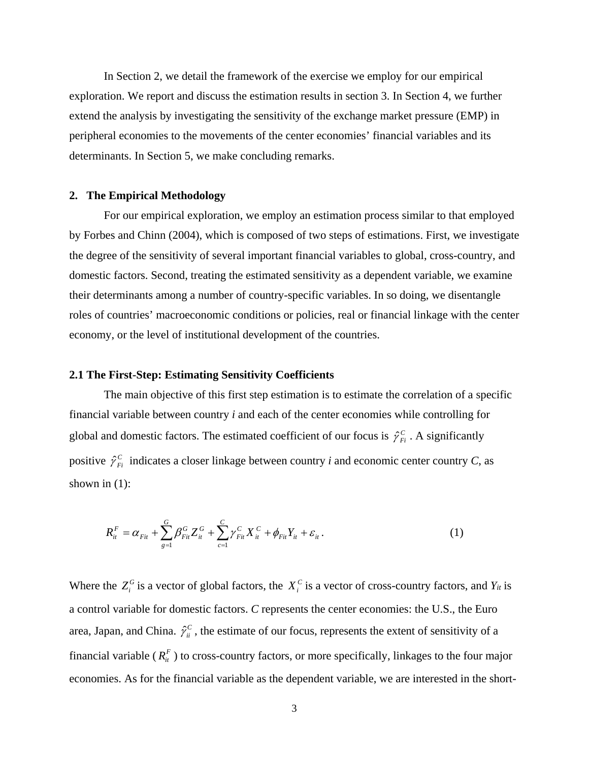In Section 2, we detail the framework of the exercise we employ for our empirical exploration. We report and discuss the estimation results in section 3. In Section 4, we further extend the analysis by investigating the sensitivity of the exchange market pressure (EMP) in peripheral economies to the movements of the center economies' financial variables and its determinants. In Section 5, we make concluding remarks.

## 2. The Empirical Methodology

For our empirical exploration, we employ an estimation process similar to that employed by Forbes and Chinn (2004), which is composed of two steps of estimations. First, we investigate the degree of the sensitivity of several important financial variables to global, cross-country, and domestic factors. Second, treating the estimated sensitivity as a dependent variable, we examine their determinants among a number of country-specific variables. In so doing, we disentangle roles of countries' macroeconomic conditions or policies, real or financial linkage with the center economy, or the level of institutional development of the countries.

### 2.1 The First-Step: Estimating Sensitivity Coefficients

The main objective of this first step estimation is to estimate the correlation of a specific financial variable between country *i* and each of the center economies while controlling for global and domestic factors. The estimated coefficient of our focus is $\hat{\gamma}_{Fi}^{C}$. A significantly positive $\hat{\gamma}_{Fi}^{C}$ indicates a closer linkage between country *i* and economic center country *C*, as shown in (1):

$$R_{it}^{F} = \alpha_{Fit} + \sum_{g=1}^{G} \beta_{Fit}^{G} Z_{it}^{G} + \sum_{c=1}^{C} \gamma_{Fit}^{C} X_{it}^{C} + \phi_{Fit} Y_{it} + \varepsilon_{it} \,. \tag{1}$$

Where the $Z_{i}^{G}$ is a vector of global factors, the $X_{i}^{C}$ is a vector of cross-country factors, and $Y_{it}$ is a control variable for domestic factors. *C* represents the center economies: the U.S., the Euro area, Japan, and China. $\hat{\gamma}_{ii}^{C}$, the estimate of our focus, represents the extent of sensitivity of a financial variable ($R_{it}^{F}$) to cross-country factors, or more specifically, linkages to the four major economies. As for the financial variable as the dependent variable, we are interested in the short-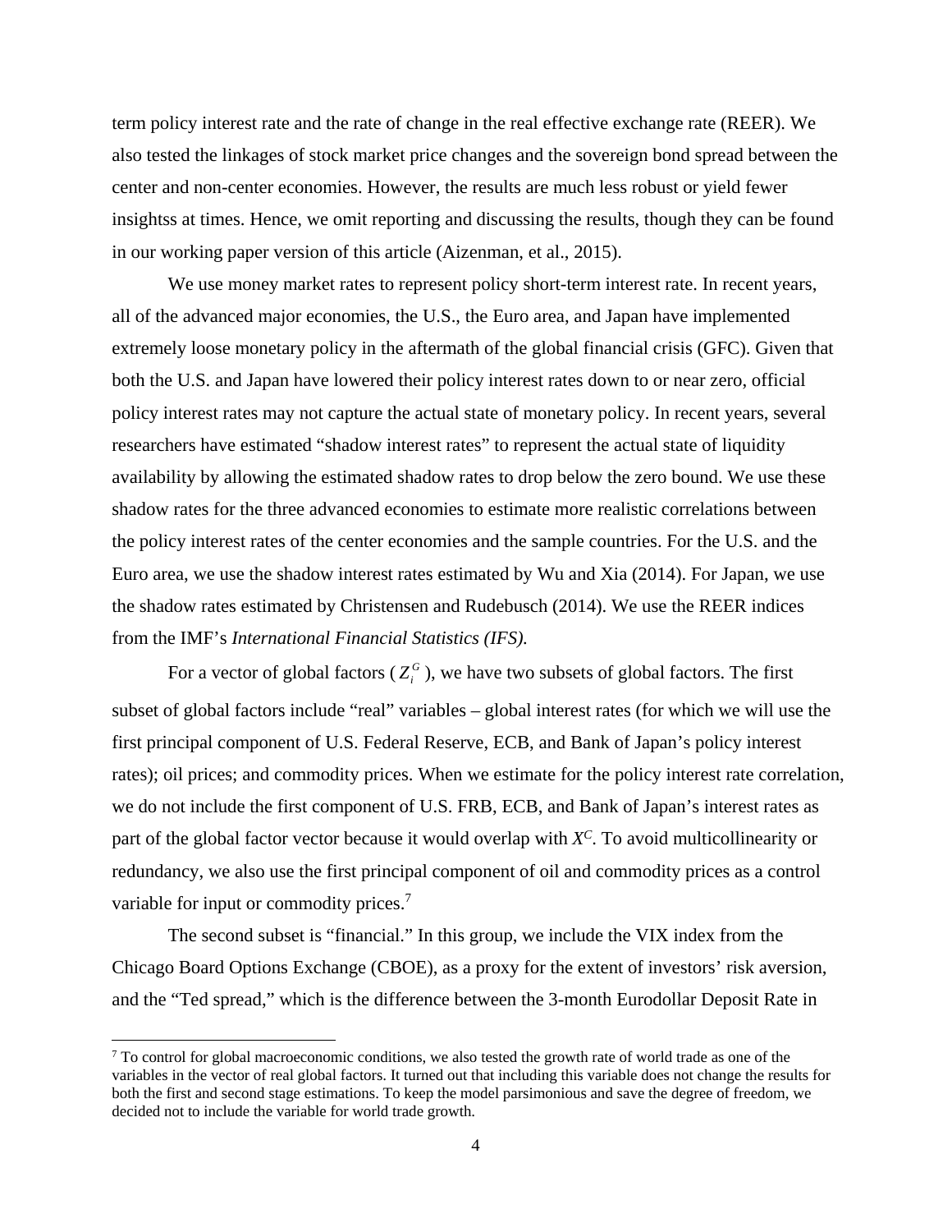term policy interest rate and the rate of change in the real effective exchange rate (REER). We also tested the linkages of stock market price changes and the sovereign bond spread between the center and non-center economies. However, the results are much less robust or yield fewer insightss at times. Hence, we omit reporting and discussing the results, though they can be found in our working paper version of this article (Aizenman, et al., 2015).

We use money market rates to represent policy short-term interest rate. In recent years, all of the advanced major economies, the U.S., the Euro area, and Japan have implemented extremely loose monetary policy in the aftermath of the global financial crisis (GFC). Given that both the U.S. and Japan have lowered their policy interest rates down to or near zero, official policy interest rates may not capture the actual state of monetary policy. In recent years, several researchers have estimated "shadow interest rates" to represent the actual state of liquidity availability by allowing the estimated shadow rates to drop below the zero bound. We use these shadow rates for the three advanced economies to estimate more realistic correlations between the policy interest rates of the center economies and the sample countries. For the U.S. and the Euro area, we use the shadow interest rates estimated by Wu and Xia (2014). For Japan, we use the shadow rates estimated by Christensen and Rudebusch (2014). We use the REER indices from the IMF's *International Financial Statistics (IFS).*

For a vector of global factors ($Z_i^G$), we have two subsets of global factors. The first subset of global factors include "real" variables – global interest rates (for which we will use the first principal component of U.S. Federal Reserve, ECB, and Bank of Japan's policy interest rates); oil prices; and commodity prices. When we estimate for the policy interest rate correlation, we do not include the first component of U.S. FRB, ECB, and Bank of Japan's interest rates as part of the global factor vector because it would overlap with $X^C$. To avoid multicollinearity or redundancy, we also use the first principal component of oil and commodity prices as a control variable for input or commodity prices.[7]

The second subset is "financial." In this group, we include the VIX index from the Chicago Board Options Exchange (CBOE), as a proxy for the extent of investors' risk aversion, and the "Ted spread," which is the difference between the 3-month Eurodollar Deposit Rate in

[7] To control for global macroeconomic conditions, we also tested the growth rate of world trade as one of the variables in the vector of real global factors. It turned out that including this variable does not change the results for both the first and second stage estimations. To keep the model parsimonious and save the degree of freedom, we decided not to include the variable for world trade growth.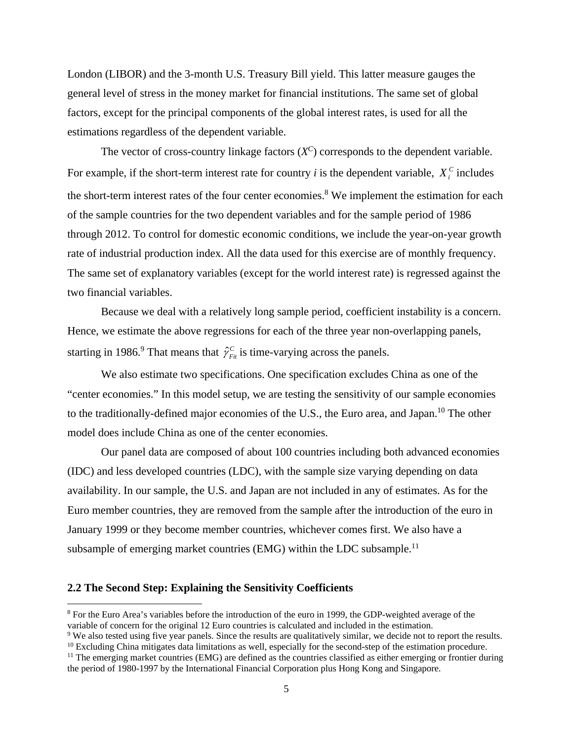London (LIBOR) and the 3-month U.S. Treasury Bill yield. This latter measure gauges the general level of stress in the money market for financial institutions. The same set of global factors, except for the principal components of the global interest rates, is used for all the estimations regardless of the dependent variable.

The vector of cross-country linkage factors ($X^C$) corresponds to the dependent variable. For example, if the short-term interest rate for country *i* is the dependent variable, $X_i^C$ includes the short-term interest rates of the four center economies.[8] We implement the estimation for each of the sample countries for the two dependent variables and for the sample period of 1986 through 2012. To control for domestic economic conditions, we include the year-on-year growth rate of industrial production index. All the data used for this exercise are of monthly frequency. The same set of explanatory variables (except for the world interest rate) is regressed against the two financial variables.

Because we deal with a relatively long sample period, coefficient instability is a concern. Hence, we estimate the above regressions for each of the three year non-overlapping panels, starting in 1986.[9] That means that $\hat{\gamma}_{Fit}^{C}$ is time-varying across the panels.

We also estimate two specifications. One specification excludes China as one of the "center economies." In this model setup, we are testing the sensitivity of our sample economies to the traditionally-defined major economies of the U.S., the Euro area, and Japan.[10] The other model does include China as one of the center economies.

Our panel data are composed of about 100 countries including both advanced economies (IDC) and less developed countries (LDC), with the sample size varying depending on data availability. In our sample, the U.S. and Japan are not included in any of estimates. As for the Euro member countries, they are removed from the sample after the introduction of the euro in January 1999 or they become member countries, whichever comes first. We also have a subsample of emerging market countries (EMG) within the LDC subsample.[11]

### 2.2 The Second Step: Explaining the Sensitivity Coefficients

[8] For the Euro Area's variables before the introduction of the euro in 1999, the GDP-weighted average of the variable of concern for the original 12 Euro countries is calculated and included in the estimation.

[9] We also tested using five year panels. Since the results are qualitatively similar, we decide not to report the results.

[10] Excluding China mitigates data limitations as well, especially for the second-step of the estimation procedure.

[11] The emerging market countries (EMG) are defined as the countries classified as either emerging or frontier during the period of 1980-1997 by the International Financial Corporation plus Hong Kong and Singapore.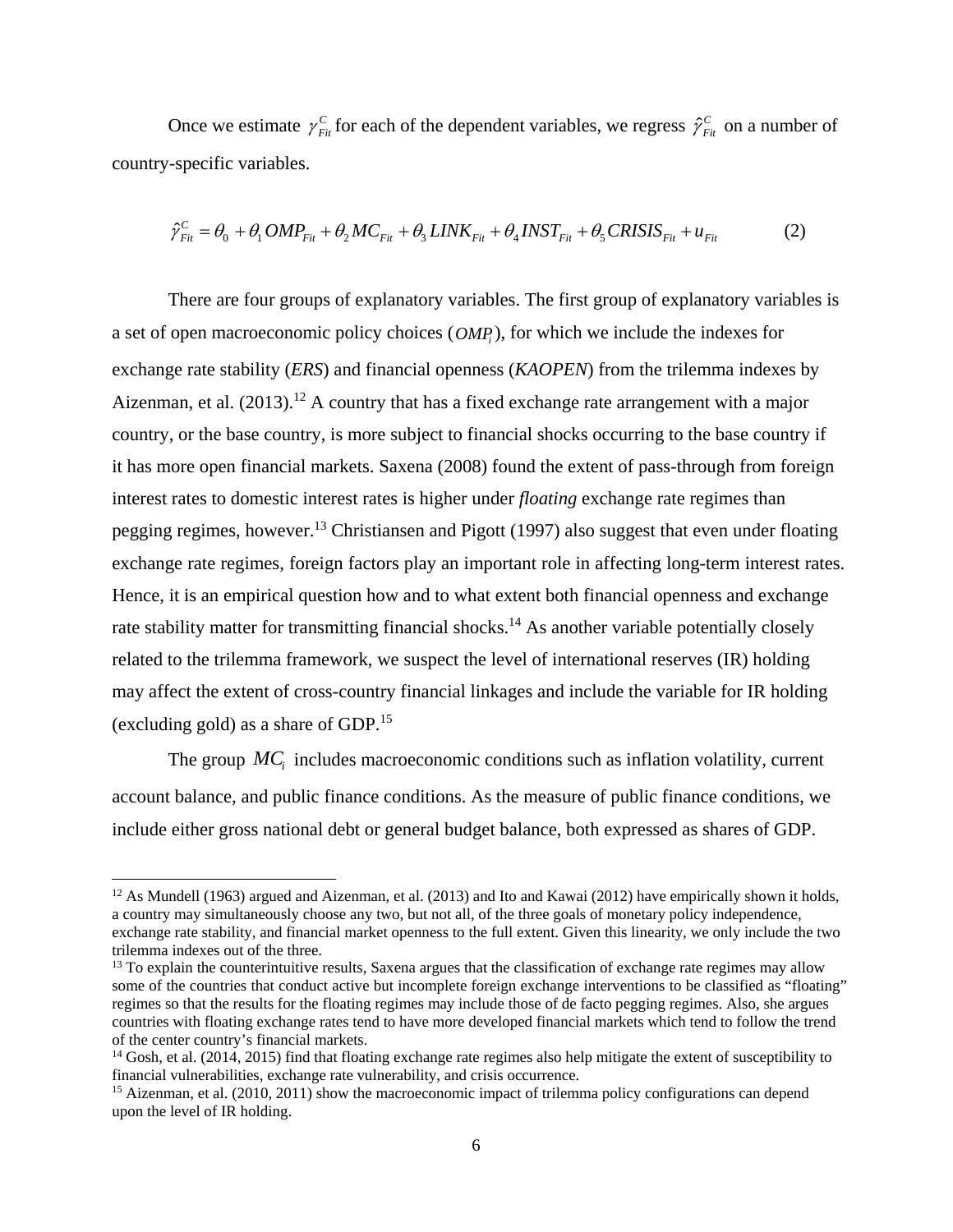Once we estimate $\gamma_{Fit}^{C}$ for each of the dependent variables, we regress $\hat{\gamma}_{Fit}^{C}$ on a number of country-specific variables.

$$\hat{\gamma}_{Fit}^{C} = \theta_0 + \theta_1 OMP_{Fit} + \theta_2 MC_{Fit} + \theta_3 LINK_{Fit} + \theta_4 INST_{Fit} + \theta_5 CRISIS_{Fit} + u_{Fit} \qquad (2)$$

There are four groups of explanatory variables. The first group of explanatory variables is a set of open macroeconomic policy choices ($OMP_i$), for which we include the indexes for exchange rate stability (*ERS*) and financial openness (*KAOPEN*) from the trilemma indexes by Aizenman, et al. (2013).[12] A country that has a fixed exchange rate arrangement with a major country, or the base country, is more subject to financial shocks occurring to the base country if it has more open financial markets. Saxena (2008) found the extent of pass-through from foreign interest rates to domestic interest rates is higher under *floating* exchange rate regimes than pegging regimes, however.[13] Christiansen and Pigott (1997) also suggest that even under floating exchange rate regimes, foreign factors play an important role in affecting long-term interest rates. Hence, it is an empirical question how and to what extent both financial openness and exchange rate stability matter for transmitting financial shocks.[14] As another variable potentially closely related to the trilemma framework, we suspect the level of international reserves (IR) holding may affect the extent of cross-country financial linkages and include the variable for IR holding (excluding gold) as a share of GDP.[15]

The group $MC_i$ includes macroeconomic conditions such as inflation volatility, current account balance, and public finance conditions. As the measure of public finance conditions, we include either gross national debt or general budget balance, both expressed as shares of GDP.

---

[12] As Mundell (1963) argued and Aizenman, et al. (2013) and Ito and Kawai (2012) have empirically shown it holds, a country may simultaneously choose any two, but not all, of the three goals of monetary policy independence, exchange rate stability, and financial market openness to the full extent. Given this linearity, we only include the two trilemma indexes out of the three.

[13] To explain the counterintuitive results, Saxena argues that the classification of exchange rate regimes may allow some of the countries that conduct active but incomplete foreign exchange interventions to be classified as "floating" regimes so that the results for the floating regimes may include those of de facto pegging regimes. Also, she argues countries with floating exchange rates tend to have more developed financial markets which tend to follow the trend of the center country's financial markets.

[14] Gosh, et al. (2014, 2015) find that floating exchange rate regimes also help mitigate the extent of susceptibility to financial vulnerabilities, exchange rate vulnerability, and crisis occurrence.

[15] Aizenman, et al. (2010, 2011) show the macroeconomic impact of trilemma policy configurations can depend upon the level of IR holding.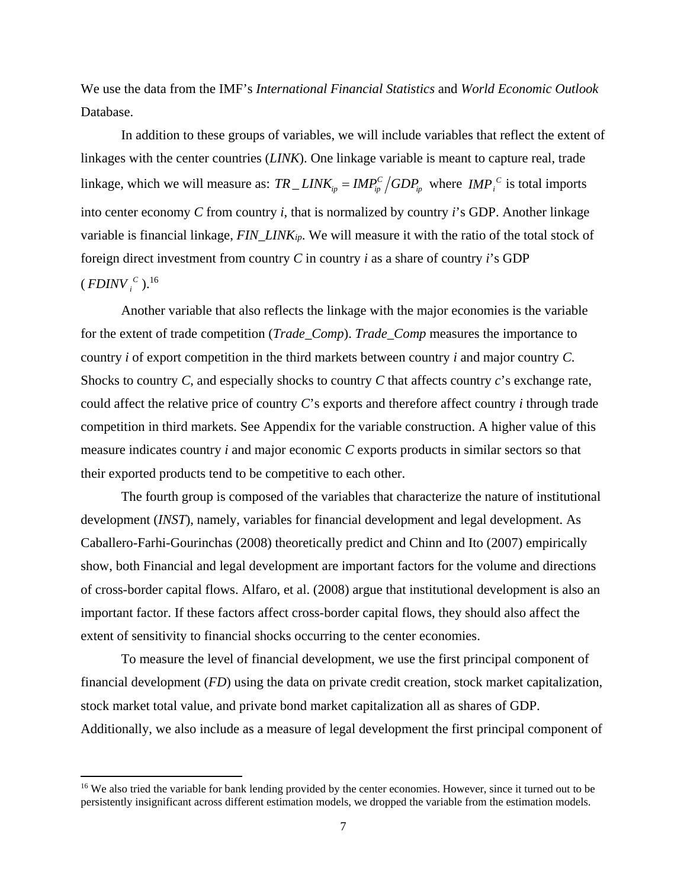We use the data from the IMF's *International Financial Statistics* and *World Economic Outlook* Database.

In addition to these groups of variables, we will include variables that reflect the extent of linkages with the center countries (*LINK*). One linkage variable is meant to capture real, trade linkage, which we will measure as: $TR\_LINK_{ip} = IMP_{ip}^{C} / GDP_{ip}$ where $IMP_{i}^{C}$ is total imports into center economy *C* from country *i*, that is normalized by country *i*'s GDP. Another linkage variable is financial linkage, $FIN\_LINK_{ip}$. We will measure it with the ratio of the total stock of foreign direct investment from country *C* in country *i* as a share of country *i*'s GDP ($FDINV_{i}^{C}$).[16]

Another variable that also reflects the linkage with the major economies is the variable for the extent of trade competition (*Trade_Comp*). *Trade_Comp* measures the importance to country *i* of export competition in the third markets between country *i* and major country *C*. Shocks to country *C*, and especially shocks to country *C* that affects country *c*'s exchange rate, could affect the relative price of country *C*'s exports and therefore affect country *i* through trade competition in third markets. See Appendix for the variable construction. A higher value of this measure indicates country *i* and major economic *C* exports products in similar sectors so that their exported products tend to be competitive to each other.

The fourth group is composed of the variables that characterize the nature of institutional development (*INST*), namely, variables for financial development and legal development. As Caballero-Farhi-Gourinchas (2008) theoretically predict and Chinn and Ito (2007) empirically show, both Financial and legal development are important factors for the volume and directions of cross-border capital flows. Alfaro, et al. (2008) argue that institutional development is also an important factor. If these factors affect cross-border capital flows, they should also affect the extent of sensitivity to financial shocks occurring to the center economies.

To measure the level of financial development, we use the first principal component of financial development (*FD*) using the data on private credit creation, stock market capitalization, stock market total value, and private bond market capitalization all as shares of GDP. Additionally, we also include as a measure of legal development the first principal component of

---

[16] We also tried the variable for bank lending provided by the center economies. However, since it turned out to be persistently insignificant across different estimation models, we dropped the variable from the estimation models.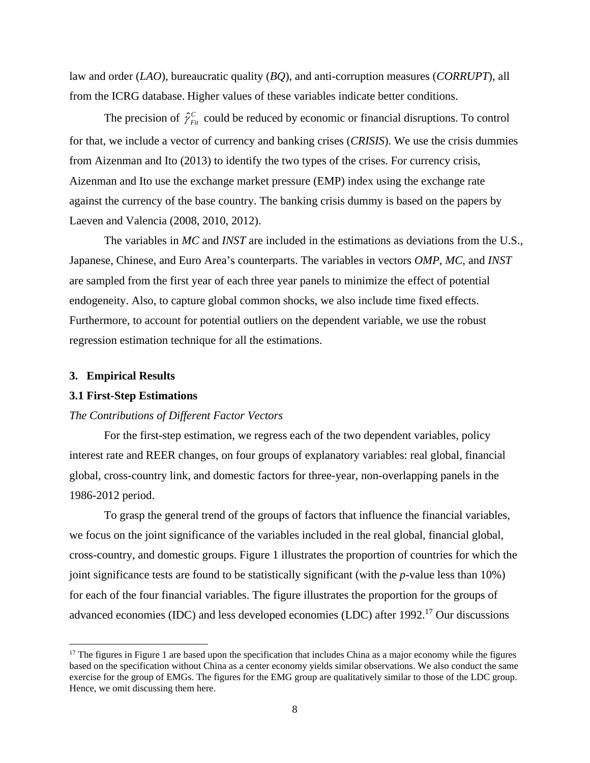law and order (*LAO*), bureaucratic quality (*BQ*), and anti-corruption measures (*CORRUPT*), all from the ICRG database. Higher values of these variables indicate better conditions.

The precision of $\hat{\gamma}^{C}_{Fit}$ could be reduced by economic or financial disruptions. To control for that, we include a vector of currency and banking crises (*CRISIS*). We use the crisis dummies from Aizenman and Ito (2013) to identify the two types of the crises. For currency crisis, Aizenman and Ito use the exchange market pressure (EMP) index using the exchange rate against the currency of the base country. The banking crisis dummy is based on the papers by Laeven and Valencia (2008, 2010, 2012).

The variables in *MC* and *INST* are included in the estimations as deviations from the U.S., Japanese, Chinese, and Euro Area's counterparts. The variables in vectors *OMP*, *MC*, and *INST* are sampled from the first year of each three year panels to minimize the effect of potential endogeneity. Also, to capture global common shocks, we also include time fixed effects. Furthermore, to account for potential outliers on the dependent variable, we use the robust regression estimation technique for all the estimations.

## 3. Empirical Results

### 3.1 First-Step Estimations

*The Contributions of Different Factor Vectors*

For the first-step estimation, we regress each of the two dependent variables, policy interest rate and REER changes, on four groups of explanatory variables: real global, financial global, cross-country link, and domestic factors for three-year, non-overlapping panels in the 1986-2012 period.

To grasp the general trend of the groups of factors that influence the financial variables, we focus on the joint significance of the variables included in the real global, financial global, cross-country, and domestic groups. Figure 1 illustrates the proportion of countries for which the joint significance tests are found to be statistically significant (with the *p*-value less than 10%) for each of the four financial variables. The figure illustrates the proportion for the groups of advanced economies (IDC) and less developed economies (LDC) after 1992.[17] Our discussions

[17] The figures in Figure 1 are based upon the specification that includes China as a major economy while the figures based on the specification without China as a center economy yields similar observations. We also conduct the same exercise for the group of EMGs. The figures for the EMG group are qualitatively similar to those of the LDC group. Hence, we omit discussing them here.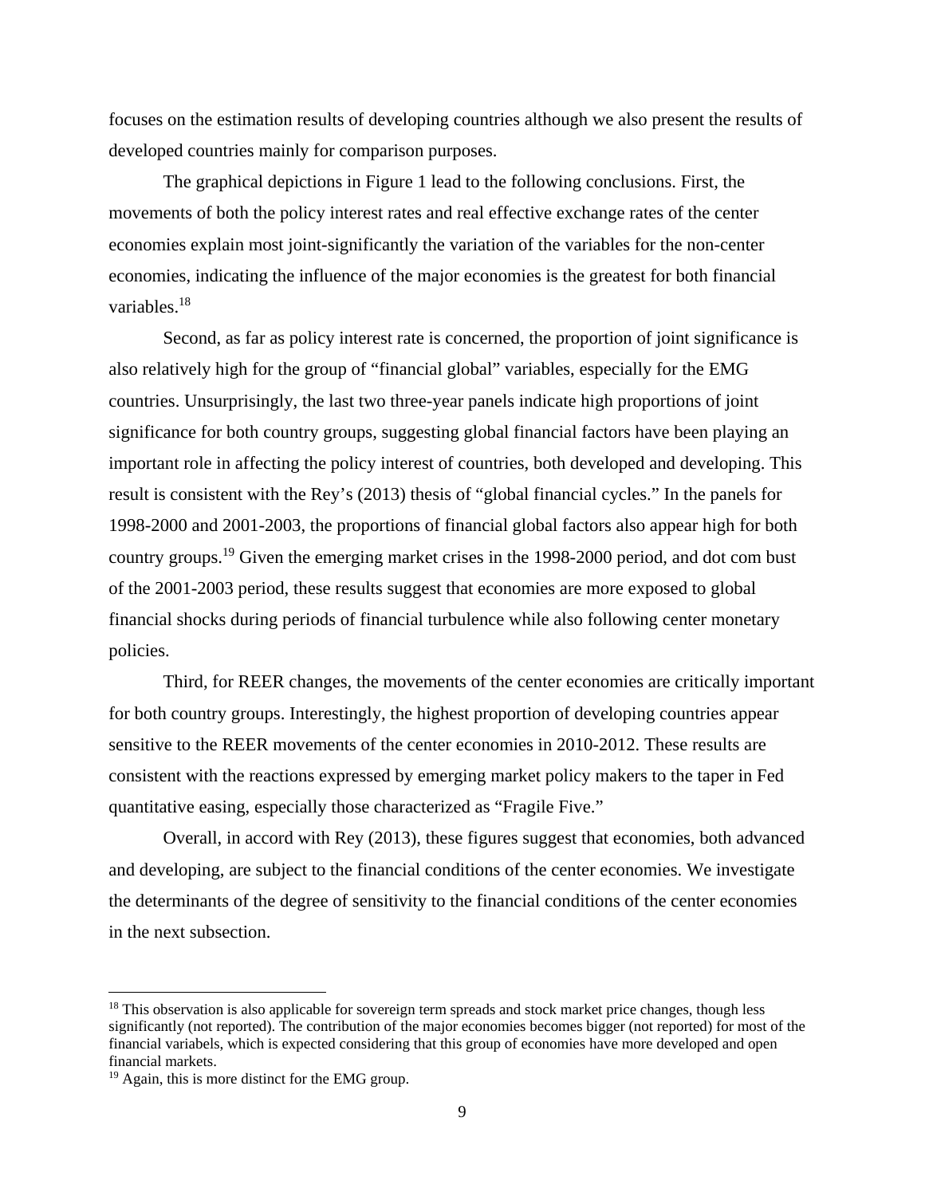focuses on the estimation results of developing countries although we also present the results of developed countries mainly for comparison purposes.

The graphical depictions in Figure 1 lead to the following conclusions. First, the movements of both the policy interest rates and real effective exchange rates of the center economies explain most joint-significantly the variation of the variables for the non-center economies, indicating the influence of the major economies is the greatest for both financial variables.[18]

Second, as far as policy interest rate is concerned, the proportion of joint significance is also relatively high for the group of "financial global" variables, especially for the EMG countries. Unsurprisingly, the last two three-year panels indicate high proportions of joint significance for both country groups, suggesting global financial factors have been playing an important role in affecting the policy interest of countries, both developed and developing. This result is consistent with the Rey's (2013) thesis of "global financial cycles." In the panels for 1998-2000 and 2001-2003, the proportions of financial global factors also appear high for both country groups.[19] Given the emerging market crises in the 1998-2000 period, and dot com bust of the 2001-2003 period, these results suggest that economies are more exposed to global financial shocks during periods of financial turbulence while also following center monetary policies.

Third, for REER changes, the movements of the center economies are critically important for both country groups. Interestingly, the highest proportion of developing countries appear sensitive to the REER movements of the center economies in 2010-2012. These results are consistent with the reactions expressed by emerging market policy makers to the taper in Fed quantitative easing, especially those characterized as "Fragile Five."

Overall, in accord with Rey (2013), these figures suggest that economies, both advanced and developing, are subject to the financial conditions of the center economies. We investigate the determinants of the degree of sensitivity to the financial conditions of the center economies in the next subsection.

---

[18] This observation is also applicable for sovereign term spreads and stock market price changes, though less significantly (not reported). The contribution of the major economies becomes bigger (not reported) for most of the financial variabels, which is expected considering that this group of economies have more developed and open financial markets.

[19] Again, this is more distinct for the EMG group.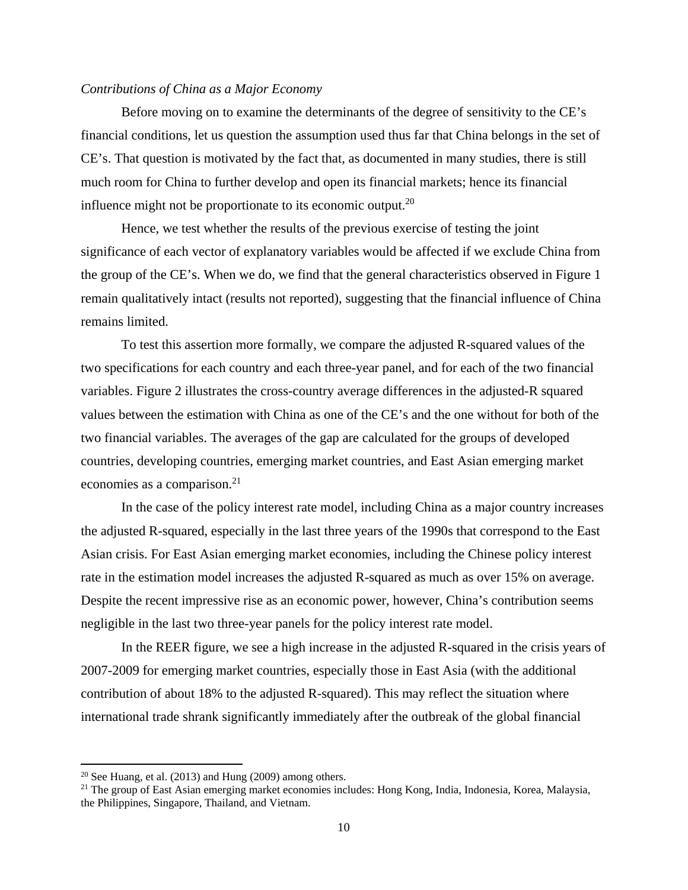*Contributions of China as a Major Economy*

Before moving on to examine the determinants of the degree of sensitivity to the CE's financial conditions, let us question the assumption used thus far that China belongs in the set of CE's. That question is motivated by the fact that, as documented in many studies, there is still much room for China to further develop and open its financial markets; hence its financial influence might not be proportionate to its economic output.[20]

Hence, we test whether the results of the previous exercise of testing the joint significance of each vector of explanatory variables would be affected if we exclude China from the group of the CE's. When we do, we find that the general characteristics observed in Figure 1 remain qualitatively intact (results not reported), suggesting that the financial influence of China remains limited.

To test this assertion more formally, we compare the adjusted R-squared values of the two specifications for each country and each three-year panel, and for each of the two financial variables. Figure 2 illustrates the cross-country average differences in the adjusted-R squared values between the estimation with China as one of the CE's and the one without for both of the two financial variables. The averages of the gap are calculated for the groups of developed countries, developing countries, emerging market countries, and East Asian emerging market economies as a comparison.[21]

In the case of the policy interest rate model, including China as a major country increases the adjusted R-squared, especially in the last three years of the 1990s that correspond to the East Asian crisis. For East Asian emerging market economies, including the Chinese policy interest rate in the estimation model increases the adjusted R-squared as much as over 15% on average. Despite the recent impressive rise as an economic power, however, China's contribution seems negligible in the last two three-year panels for the policy interest rate model.

In the REER figure, we see a high increase in the adjusted R-squared in the crisis years of 2007-2009 for emerging market countries, especially those in East Asia (with the additional contribution of about 18% to the adjusted R-squared). This may reflect the situation where international trade shrank significantly immediately after the outbreak of the global financial

[20] See Huang, et al. (2013) and Hung (2009) among others.

[21] The group of East Asian emerging market economies includes: Hong Kong, India, Indonesia, Korea, Malaysia, the Philippines, Singapore, Thailand, and Vietnam.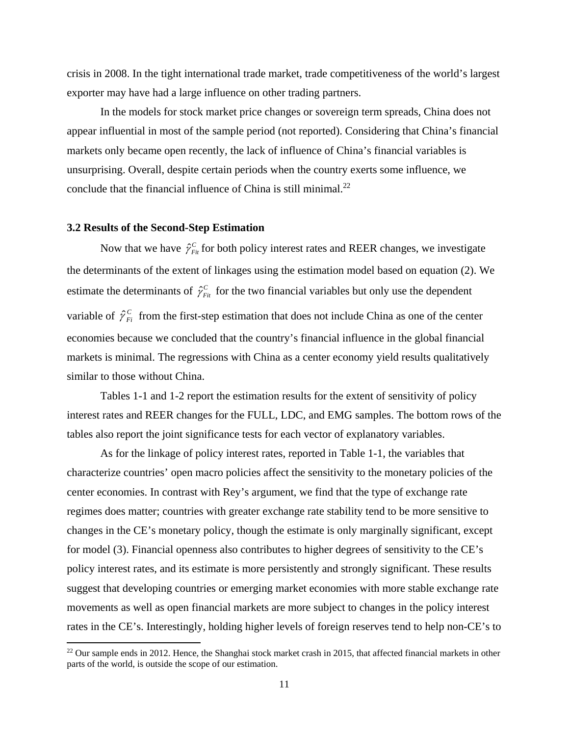crisis in 2008. In the tight international trade market, trade competitiveness of the world's largest exporter may have had a large influence on other trading partners.

In the models for stock market price changes or sovereign term spreads, China does not appear influential in most of the sample period (not reported). Considering that China's financial markets only became open recently, the lack of influence of China's financial variables is unsurprising. Overall, despite certain periods when the country exerts some influence, we conclude that the financial influence of China is still minimal.[22]

### 3.2 Results of the Second-Step Estimation

Now that we have $\hat{\gamma}^{C}_{Fit}$ for both policy interest rates and REER changes, we investigate the determinants of the extent of linkages using the estimation model based on equation (2). We estimate the determinants of $\hat{\gamma}^{C}_{Fit}$ for the two financial variables but only use the dependent variable of $\hat{\gamma}^{C}_{Fi}$ from the first-step estimation that does not include China as one of the center economies because we concluded that the country's financial influence in the global financial markets is minimal. The regressions with China as a center economy yield results qualitatively similar to those without China.

Tables 1-1 and 1-2 report the estimation results for the extent of sensitivity of policy interest rates and REER changes for the FULL, LDC, and EMG samples. The bottom rows of the tables also report the joint significance tests for each vector of explanatory variables.

As for the linkage of policy interest rates, reported in Table 1-1, the variables that characterize countries' open macro policies affect the sensitivity to the monetary policies of the center economies. In contrast with Rey's argument, we find that the type of exchange rate regimes does matter; countries with greater exchange rate stability tend to be more sensitive to changes in the CE's monetary policy, though the estimate is only marginally significant, except for model (3). Financial openness also contributes to higher degrees of sensitivity to the CE's policy interest rates, and its estimate is more persistently and strongly significant. These results suggest that developing countries or emerging market economies with more stable exchange rate movements as well as open financial markets are more subject to changes in the policy interest rates in the CE's. Interestingly, holding higher levels of foreign reserves tend to help non-CE's to

[22] Our sample ends in 2012. Hence, the Shanghai stock market crash in 2015, that affected financial markets in other parts of the world, is outside the scope of our estimation.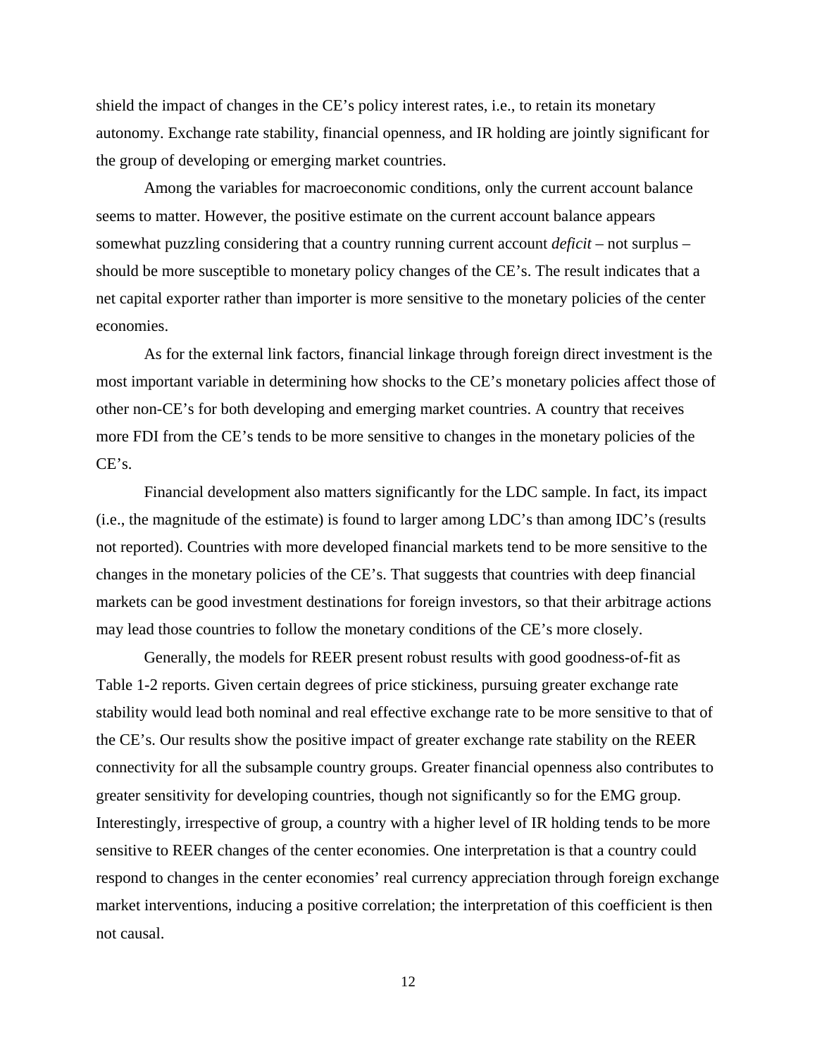shield the impact of changes in the CE's policy interest rates, i.e., to retain its monetary autonomy. Exchange rate stability, financial openness, and IR holding are jointly significant for the group of developing or emerging market countries.

Among the variables for macroeconomic conditions, only the current account balance seems to matter. However, the positive estimate on the current account balance appears somewhat puzzling considering that a country running current account *deficit* – not surplus – should be more susceptible to monetary policy changes of the CE's. The result indicates that a net capital exporter rather than importer is more sensitive to the monetary policies of the center economies.

As for the external link factors, financial linkage through foreign direct investment is the most important variable in determining how shocks to the CE's monetary policies affect those of other non-CE's for both developing and emerging market countries. A country that receives more FDI from the CE's tends to be more sensitive to changes in the monetary policies of the CE's.

Financial development also matters significantly for the LDC sample. In fact, its impact (i.e., the magnitude of the estimate) is found to larger among LDC's than among IDC's (results not reported). Countries with more developed financial markets tend to be more sensitive to the changes in the monetary policies of the CE's. That suggests that countries with deep financial markets can be good investment destinations for foreign investors, so that their arbitrage actions may lead those countries to follow the monetary conditions of the CE's more closely.

Generally, the models for REER present robust results with good goodness-of-fit as Table 1-2 reports. Given certain degrees of price stickiness, pursuing greater exchange rate stability would lead both nominal and real effective exchange rate to be more sensitive to that of the CE's. Our results show the positive impact of greater exchange rate stability on the REER connectivity for all the subsample country groups. Greater financial openness also contributes to greater sensitivity for developing countries, though not significantly so for the EMG group. Interestingly, irrespective of group, a country with a higher level of IR holding tends to be more sensitive to REER changes of the center economies. One interpretation is that a country could respond to changes in the center economies' real currency appreciation through foreign exchange market interventions, inducing a positive correlation; the interpretation of this coefficient is then not causal.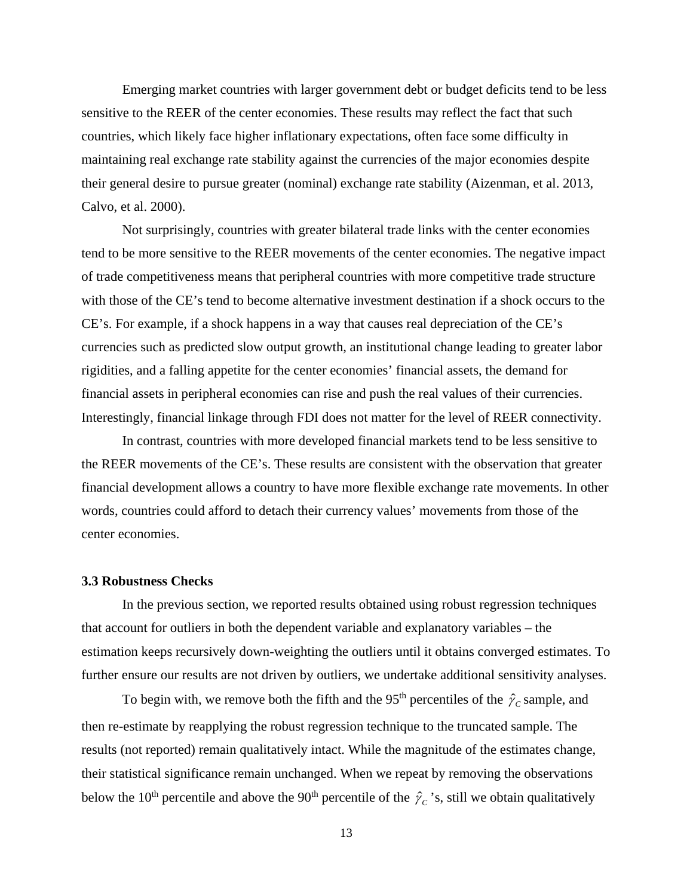Emerging market countries with larger government debt or budget deficits tend to be less sensitive to the REER of the center economies. These results may reflect the fact that such countries, which likely face higher inflationary expectations, often face some difficulty in maintaining real exchange rate stability against the currencies of the major economies despite their general desire to pursue greater (nominal) exchange rate stability (Aizenman, et al. 2013, Calvo, et al. 2000).

Not surprisingly, countries with greater bilateral trade links with the center economies tend to be more sensitive to the REER movements of the center economies. The negative impact of trade competitiveness means that peripheral countries with more competitive trade structure with those of the CE's tend to become alternative investment destination if a shock occurs to the CE's. For example, if a shock happens in a way that causes real depreciation of the CE's currencies such as predicted slow output growth, an institutional change leading to greater labor rigidities, and a falling appetite for the center economies' financial assets, the demand for financial assets in peripheral economies can rise and push the real values of their currencies. Interestingly, financial linkage through FDI does not matter for the level of REER connectivity.

In contrast, countries with more developed financial markets tend to be less sensitive to the REER movements of the CE's. These results are consistent with the observation that greater financial development allows a country to have more flexible exchange rate movements. In other words, countries could afford to detach their currency values' movements from those of the center economies.

### 3.3 Robustness Checks

In the previous section, we reported results obtained using robust regression techniques that account for outliers in both the dependent variable and explanatory variables – the estimation keeps recursively down-weighting the outliers until it obtains converged estimates. To further ensure our results are not driven by outliers, we undertake additional sensitivity analyses.

To begin with, we remove both the fifth and the 95th percentiles of the $\hat{\gamma}_C$ sample, and then re-estimate by reapplying the robust regression technique to the truncated sample. The results (not reported) remain qualitatively intact. While the magnitude of the estimates change, their statistical significance remain unchanged. When we repeat by removing the observations below the 10th percentile and above the 90th percentile of the $\hat{\gamma}_C$'s, still we obtain qualitatively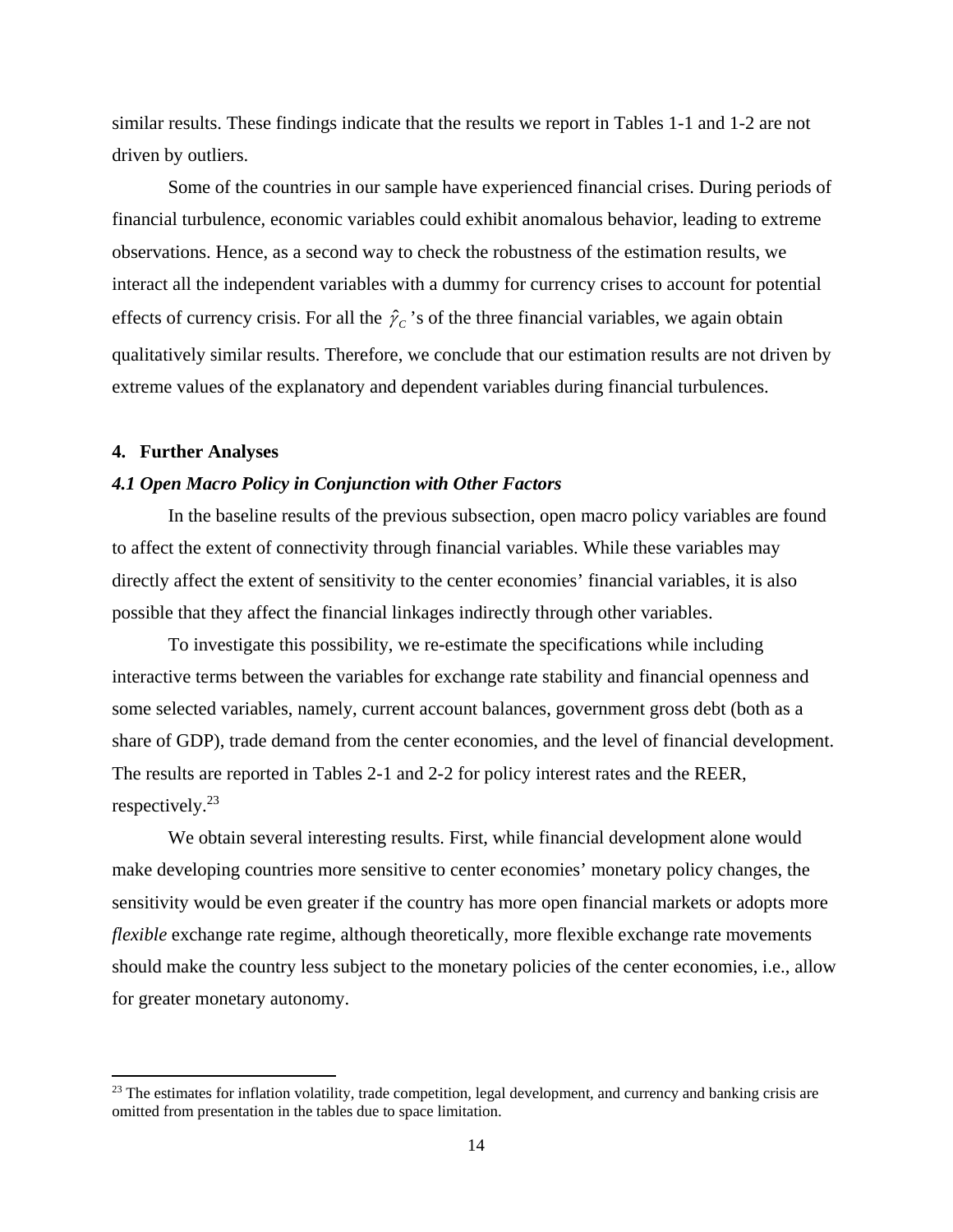similar results. These findings indicate that the results we report in Tables 1-1 and 1-2 are not driven by outliers.

Some of the countries in our sample have experienced financial crises. During periods of financial turbulence, economic variables could exhibit anomalous behavior, leading to extreme observations. Hence, as a second way to check the robustness of the estimation results, we interact all the independent variables with a dummy for currency crises to account for potential effects of currency crisis. For all the $\hat{\gamma}_C$'s of the three financial variables, we again obtain qualitatively similar results. Therefore, we conclude that our estimation results are not driven by extreme values of the explanatory and dependent variables during financial turbulences.

## 4. Further Analyses

### *4.1 Open Macro Policy in Conjunction with Other Factors*

In the baseline results of the previous subsection, open macro policy variables are found to affect the extent of connectivity through financial variables. While these variables may directly affect the extent of sensitivity to the center economies' financial variables, it is also possible that they affect the financial linkages indirectly through other variables.

To investigate this possibility, we re-estimate the specifications while including interactive terms between the variables for exchange rate stability and financial openness and some selected variables, namely, current account balances, government gross debt (both as a share of GDP), trade demand from the center economies, and the level of financial development. The results are reported in Tables 2-1 and 2-2 for policy interest rates and the REER, respectively.[23]

We obtain several interesting results. First, while financial development alone would make developing countries more sensitive to center economies' monetary policy changes, the sensitivity would be even greater if the country has more open financial markets or adopts more *flexible* exchange rate regime, although theoretically, more flexible exchange rate movements should make the country less subject to the monetary policies of the center economies, i.e., allow for greater monetary autonomy.

[23] The estimates for inflation volatility, trade competition, legal development, and currency and banking crisis are omitted from presentation in the tables due to space limitation.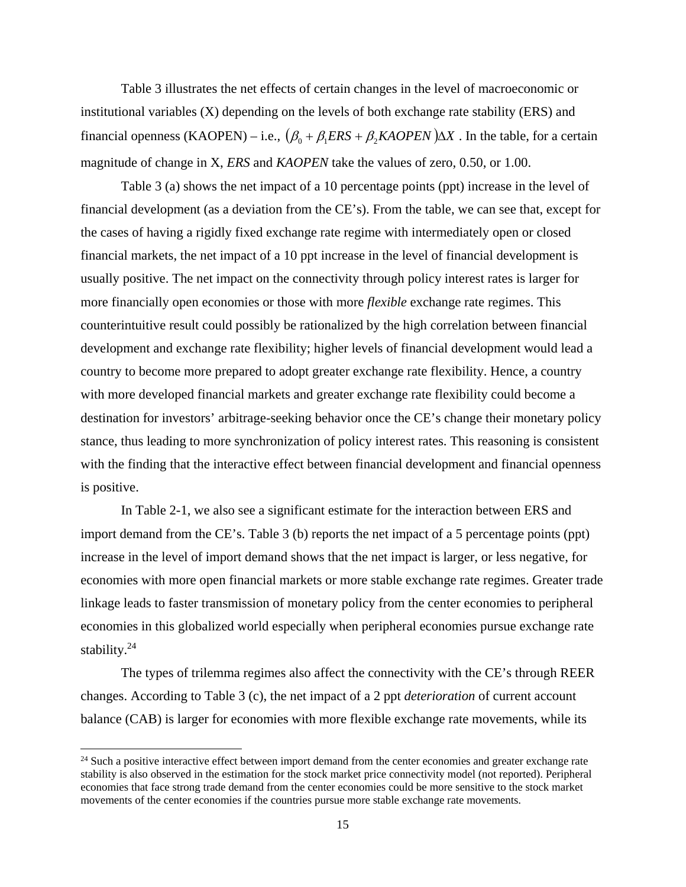Table 3 illustrates the net effects of certain changes in the level of macroeconomic or institutional variables (X) depending on the levels of both exchange rate stability (ERS) and financial openness (KAOPEN) – i.e., $(\beta_0 + \beta_1 ERS + \beta_2 KAOPEN)\Delta X$ . In the table, for a certain magnitude of change in X, *ERS* and *KAOPEN* take the values of zero, 0.50, or 1.00.

Table 3 (a) shows the net impact of a 10 percentage points (ppt) increase in the level of financial development (as a deviation from the CE's). From the table, we can see that, except for the cases of having a rigidly fixed exchange rate regime with intermediately open or closed financial markets, the net impact of a 10 ppt increase in the level of financial development is usually positive. The net impact on the connectivity through policy interest rates is larger for more financially open economies or those with more *flexible* exchange rate regimes. This counterintuitive result could possibly be rationalized by the high correlation between financial development and exchange rate flexibility; higher levels of financial development would lead a country to become more prepared to adopt greater exchange rate flexibility. Hence, a country with more developed financial markets and greater exchange rate flexibility could become a destination for investors' arbitrage-seeking behavior once the CE's change their monetary policy stance, thus leading to more synchronization of policy interest rates. This reasoning is consistent with the finding that the interactive effect between financial development and financial openness is positive.

In Table 2-1, we also see a significant estimate for the interaction between ERS and import demand from the CE's. Table 3 (b) reports the net impact of a 5 percentage points (ppt) increase in the level of import demand shows that the net impact is larger, or less negative, for economies with more open financial markets or more stable exchange rate regimes. Greater trade linkage leads to faster transmission of monetary policy from the center economies to peripheral economies in this globalized world especially when peripheral economies pursue exchange rate stability.[24]

The types of trilemma regimes also affect the connectivity with the CE's through REER changes. According to Table 3 (c), the net impact of a 2 ppt *deterioration* of current account balance (CAB) is larger for economies with more flexible exchange rate movements, while its

[24] Such a positive interactive effect between import demand from the center economies and greater exchange rate stability is also observed in the estimation for the stock market price connectivity model (not reported). Peripheral economies that face strong trade demand from the center economies could be more sensitive to the stock market movements of the center economies if the countries pursue more stable exchange rate movements.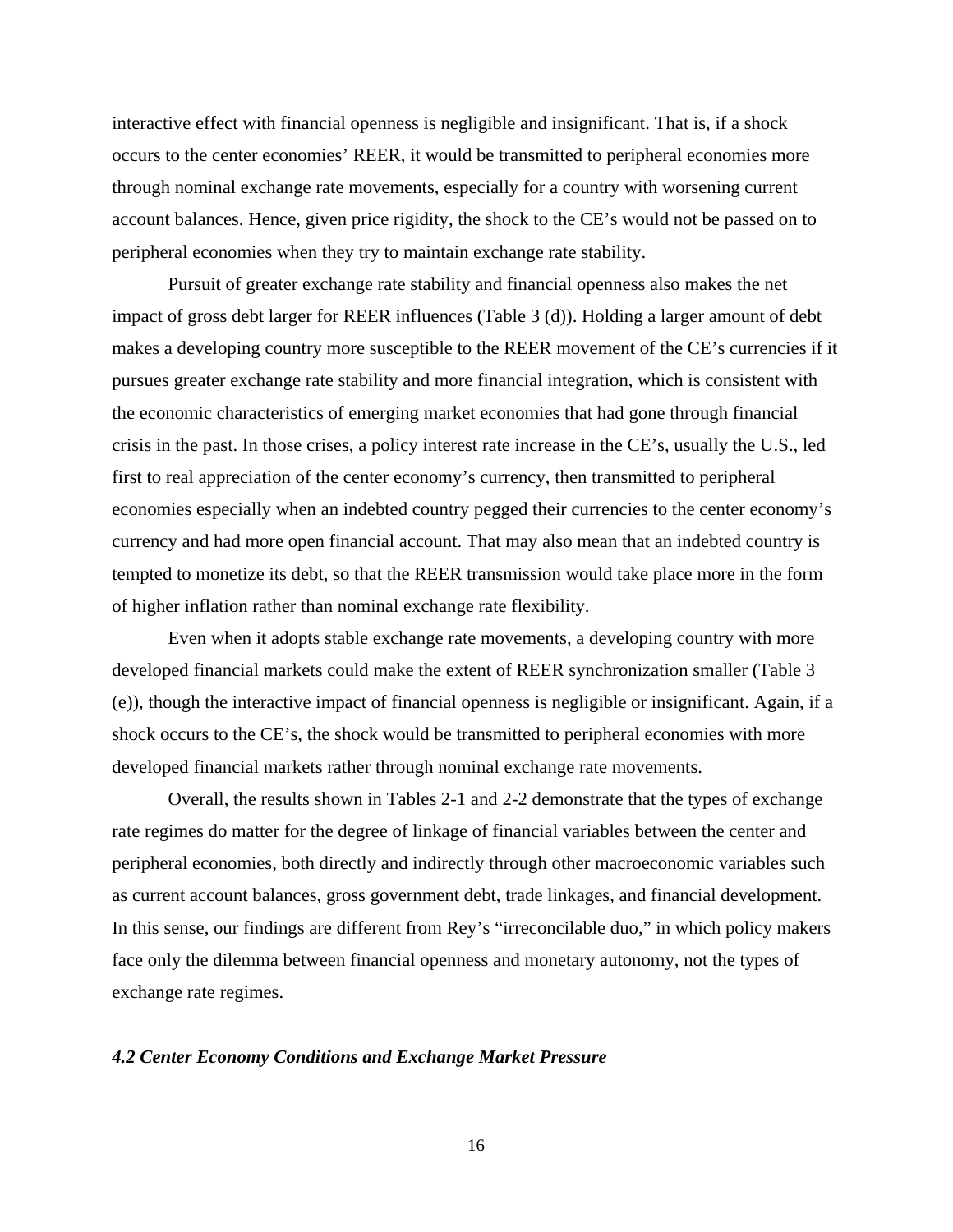interactive effect with financial openness is negligible and insignificant. That is, if a shock occurs to the center economies' REER, it would be transmitted to peripheral economies more through nominal exchange rate movements, especially for a country with worsening current account balances. Hence, given price rigidity, the shock to the CE's would not be passed on to peripheral economies when they try to maintain exchange rate stability.

Pursuit of greater exchange rate stability and financial openness also makes the net impact of gross debt larger for REER influences (Table 3 (d)). Holding a larger amount of debt makes a developing country more susceptible to the REER movement of the CE's currencies if it pursues greater exchange rate stability and more financial integration, which is consistent with the economic characteristics of emerging market economies that had gone through financial crisis in the past. In those crises, a policy interest rate increase in the CE's, usually the U.S., led first to real appreciation of the center economy's currency, then transmitted to peripheral economies especially when an indebted country pegged their currencies to the center economy's currency and had more open financial account. That may also mean that an indebted country is tempted to monetize its debt, so that the REER transmission would take place more in the form of higher inflation rather than nominal exchange rate flexibility.

Even when it adopts stable exchange rate movements, a developing country with more developed financial markets could make the extent of REER synchronization smaller (Table 3 (e)), though the interactive impact of financial openness is negligible or insignificant. Again, if a shock occurs to the CE's, the shock would be transmitted to peripheral economies with more developed financial markets rather through nominal exchange rate movements.

Overall, the results shown in Tables 2-1 and 2-2 demonstrate that the types of exchange rate regimes do matter for the degree of linkage of financial variables between the center and peripheral economies, both directly and indirectly through other macroeconomic variables such as current account balances, gross government debt, trade linkages, and financial development. In this sense, our findings are different from Rey's "irreconcilable duo," in which policy makers face only the dilemma between financial openness and monetary autonomy, not the types of exchange rate regimes.

### *4.2 Center Economy Conditions and Exchange Market Pressure*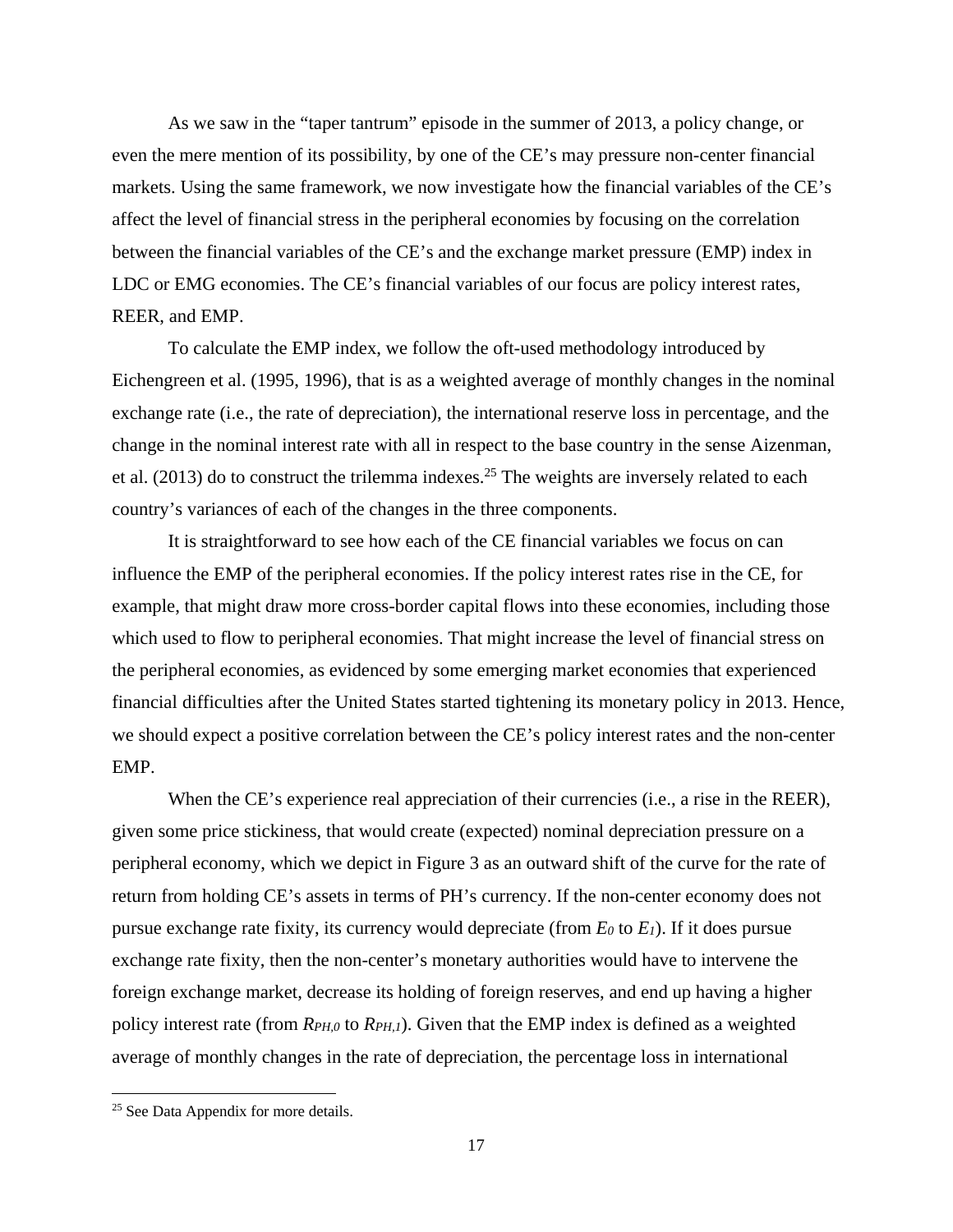As we saw in the "taper tantrum" episode in the summer of 2013, a policy change, or even the mere mention of its possibility, by one of the CE's may pressure non-center financial markets. Using the same framework, we now investigate how the financial variables of the CE's affect the level of financial stress in the peripheral economies by focusing on the correlation between the financial variables of the CE's and the exchange market pressure (EMP) index in LDC or EMG economies. The CE's financial variables of our focus are policy interest rates, REER, and EMP.

To calculate the EMP index, we follow the oft-used methodology introduced by Eichengreen et al. (1995, 1996), that is as a weighted average of monthly changes in the nominal exchange rate (i.e., the rate of depreciation), the international reserve loss in percentage, and the change in the nominal interest rate with all in respect to the base country in the sense Aizenman, et al. (2013) do to construct the trilemma indexes.[25] The weights are inversely related to each country's variances of each of the changes in the three components.

It is straightforward to see how each of the CE financial variables we focus on can influence the EMP of the peripheral economies. If the policy interest rates rise in the CE, for example, that might draw more cross-border capital flows into these economies, including those which used to flow to peripheral economies. That might increase the level of financial stress on the peripheral economies, as evidenced by some emerging market economies that experienced financial difficulties after the United States started tightening its monetary policy in 2013. Hence, we should expect a positive correlation between the CE's policy interest rates and the non-center EMP.

When the CE's experience real appreciation of their currencies (i.e., a rise in the REER), given some price stickiness, that would create (expected) nominal depreciation pressure on a peripheral economy, which we depict in Figure 3 as an outward shift of the curve for the rate of return from holding CE's assets in terms of PH's currency. If the non-center economy does not pursue exchange rate fixity, its currency would depreciate (from $E_0$ to $E_1$). If it does pursue exchange rate fixity, then the non-center's monetary authorities would have to intervene the foreign exchange market, decrease its holding of foreign reserves, and end up having a higher policy interest rate (from $R_{PH,0}$ to $R_{PH,1}$). Given that the EMP index is defined as a weighted average of monthly changes in the rate of depreciation, the percentage loss in international

[25] See Data Appendix for more details.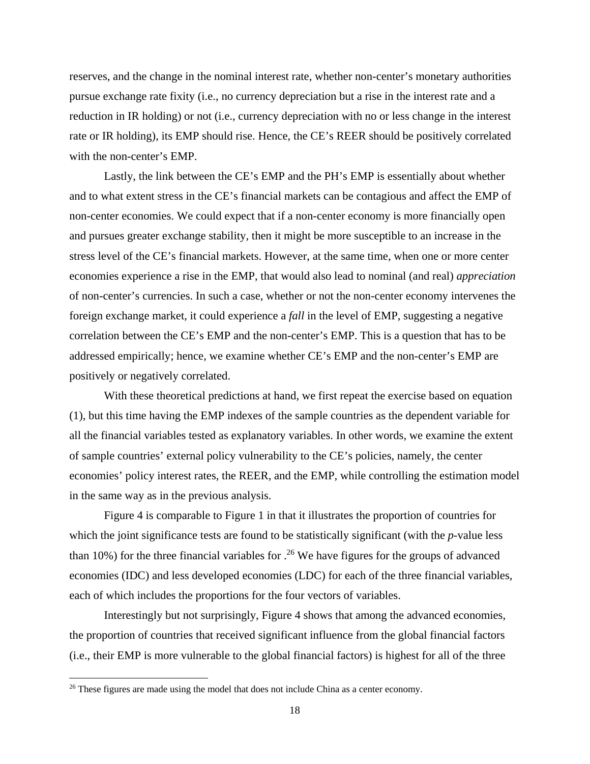reserves, and the change in the nominal interest rate, whether non-center's monetary authorities pursue exchange rate fixity (i.e., no currency depreciation but a rise in the interest rate and a reduction in IR holding) or not (i.e., currency depreciation with no or less change in the interest rate or IR holding), its EMP should rise. Hence, the CE's REER should be positively correlated with the non-center's EMP.

Lastly, the link between the CE's EMP and the PH's EMP is essentially about whether and to what extent stress in the CE's financial markets can be contagious and affect the EMP of non-center economies. We could expect that if a non-center economy is more financially open and pursues greater exchange stability, then it might be more susceptible to an increase in the stress level of the CE's financial markets. However, at the same time, when one or more center economies experience a rise in the EMP, that would also lead to nominal (and real) *appreciation* of non-center's currencies. In such a case, whether or not the non-center economy intervenes the foreign exchange market, it could experience a *fall* in the level of EMP, suggesting a negative correlation between the CE's EMP and the non-center's EMP. This is a question that has to be addressed empirically; hence, we examine whether CE's EMP and the non-center's EMP are positively or negatively correlated.

With these theoretical predictions at hand, we first repeat the exercise based on equation (1), but this time having the EMP indexes of the sample countries as the dependent variable for all the financial variables tested as explanatory variables. In other words, we examine the extent of sample countries' external policy vulnerability to the CE's policies, namely, the center economies' policy interest rates, the REER, and the EMP, while controlling the estimation model in the same way as in the previous analysis.

Figure 4 is comparable to Figure 1 in that it illustrates the proportion of countries for which the joint significance tests are found to be statistically significant (with the *p*-value less than 10%) for the three financial variables for .[26] We have figures for the groups of advanced economies (IDC) and less developed economies (LDC) for each of the three financial variables, each of which includes the proportions for the four vectors of variables.

Interestingly but not surprisingly, Figure 4 shows that among the advanced economies, the proportion of countries that received significant influence from the global financial factors (i.e., their EMP is more vulnerable to the global financial factors) is highest for all of the three

[26] These figures are made using the model that does not include China as a center economy.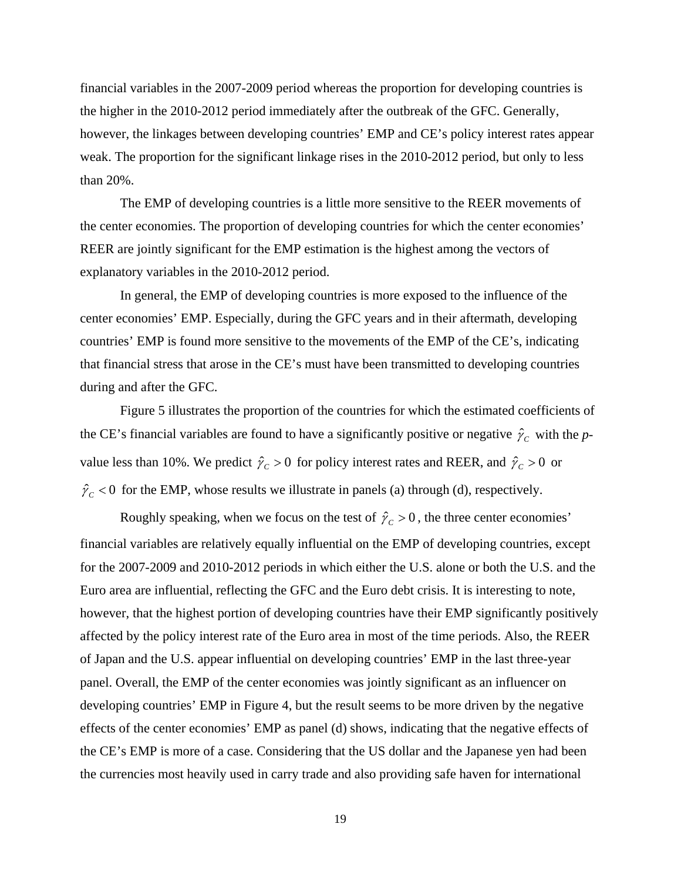financial variables in the 2007-2009 period whereas the proportion for developing countries is the higher in the 2010-2012 period immediately after the outbreak of the GFC. Generally, however, the linkages between developing countries' EMP and CE's policy interest rates appear weak. The proportion for the significant linkage rises in the 2010-2012 period, but only to less than 20%.

The EMP of developing countries is a little more sensitive to the REER movements of the center economies. The proportion of developing countries for which the center economies' REER are jointly significant for the EMP estimation is the highest among the vectors of explanatory variables in the 2010-2012 period.

In general, the EMP of developing countries is more exposed to the influence of the center economies' EMP. Especially, during the GFC years and in their aftermath, developing countries' EMP is found more sensitive to the movements of the EMP of the CE's, indicating that financial stress that arose in the CE's must have been transmitted to developing countries during and after the GFC.

Figure 5 illustrates the proportion of the countries for which the estimated coefficients of the CE's financial variables are found to have a significantly positive or negative $\hat{\gamma}_C$ with the *p*-value less than 10%. We predict $\hat{\gamma}_C > 0$ for policy interest rates and REER, and $\hat{\gamma}_C > 0$ or $\hat{\gamma}_C < 0$ for the EMP, whose results we illustrate in panels (a) through (d), respectively.

Roughly speaking, when we focus on the test of $\hat{\gamma}_C > 0$, the three center economies' financial variables are relatively equally influential on the EMP of developing countries, except for the 2007-2009 and 2010-2012 periods in which either the U.S. alone or both the U.S. and the Euro area are influential, reflecting the GFC and the Euro debt crisis. It is interesting to note, however, that the highest portion of developing countries have their EMP significantly positively affected by the policy interest rate of the Euro area in most of the time periods. Also, the REER of Japan and the U.S. appear influential on developing countries' EMP in the last three-year panel. Overall, the EMP of the center economies was jointly significant as an influencer on developing countries' EMP in Figure 4, but the result seems to be more driven by the negative effects of the center economies' EMP as panel (d) shows, indicating that the negative effects of the CE's EMP is more of a case. Considering that the US dollar and the Japanese yen had been the currencies most heavily used in carry trade and also providing safe haven for international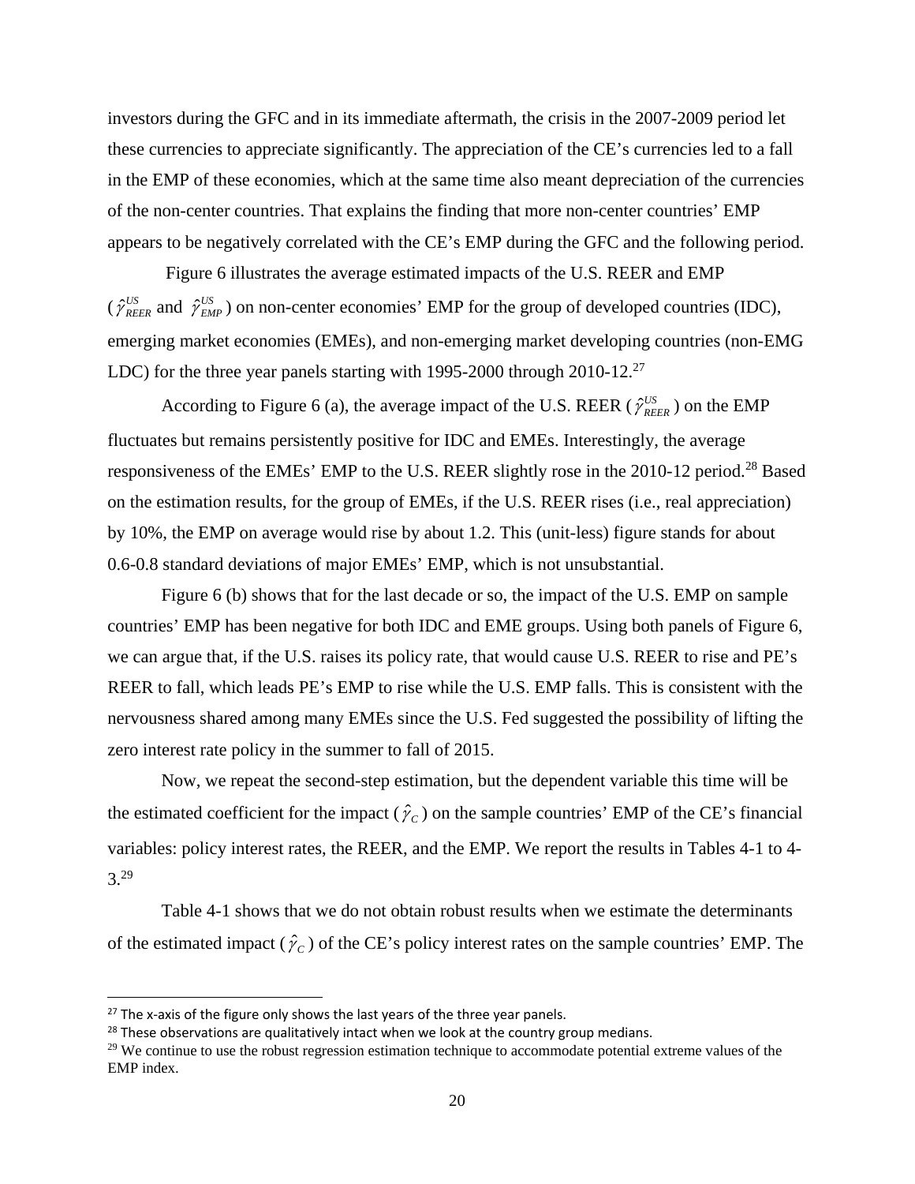investors during the GFC and in its immediate aftermath, the crisis in the 2007-2009 period let these currencies to appreciate significantly. The appreciation of the CE's currencies led to a fall in the EMP of these economies, which at the same time also meant depreciation of the currencies of the non-center countries. That explains the finding that more non-center countries' EMP appears to be negatively correlated with the CE's EMP during the GFC and the following period.

Figure 6 illustrates the average estimated impacts of the U.S. REER and EMP ($\hat{\gamma}_{REER}^{US}$ and $\hat{\gamma}_{EMP}^{US}$) on non-center economies' EMP for the group of developed countries (IDC), emerging market economies (EMEs), and non-emerging market developing countries (non-EMG LDC) for the three year panels starting with 1995-2000 through 2010-12.[27]

According to Figure 6 (a), the average impact of the U.S. REER ($\hat{\gamma}_{REER}^{US}$) on the EMP fluctuates but remains persistently positive for IDC and EMEs. Interestingly, the average responsiveness of the EMEs' EMP to the U.S. REER slightly rose in the 2010-12 period.[28] Based on the estimation results, for the group of EMEs, if the U.S. REER rises (i.e., real appreciation) by 10%, the EMP on average would rise by about 1.2. This (unit-less) figure stands for about 0.6-0.8 standard deviations of major EMEs' EMP, which is not unsubstantial.

Figure 6 (b) shows that for the last decade or so, the impact of the U.S. EMP on sample countries' EMP has been negative for both IDC and EME groups. Using both panels of Figure 6, we can argue that, if the U.S. raises its policy rate, that would cause U.S. REER to rise and PE's REER to fall, which leads PE's EMP to rise while the U.S. EMP falls. This is consistent with the nervousness shared among many EMEs since the U.S. Fed suggested the possibility of lifting the zero interest rate policy in the summer to fall of 2015.

Now, we repeat the second-step estimation, but the dependent variable this time will be the estimated coefficient for the impact ($\hat{\gamma}_C$) on the sample countries' EMP of the CE's financial variables: policy interest rates, the REER, and the EMP. We report the results in Tables 4-1 to 4-3.[29]

Table 4-1 shows that we do not obtain robust results when we estimate the determinants of the estimated impact ($\hat{\gamma}_C$) of the CE's policy interest rates on the sample countries' EMP. The

---

[27] The x-axis of the figure only shows the last years of the three year panels.

[28] These observations are qualitatively intact when we look at the country group medians.

[29] We continue to use the robust regression estimation technique to accommodate potential extreme values of the EMP index.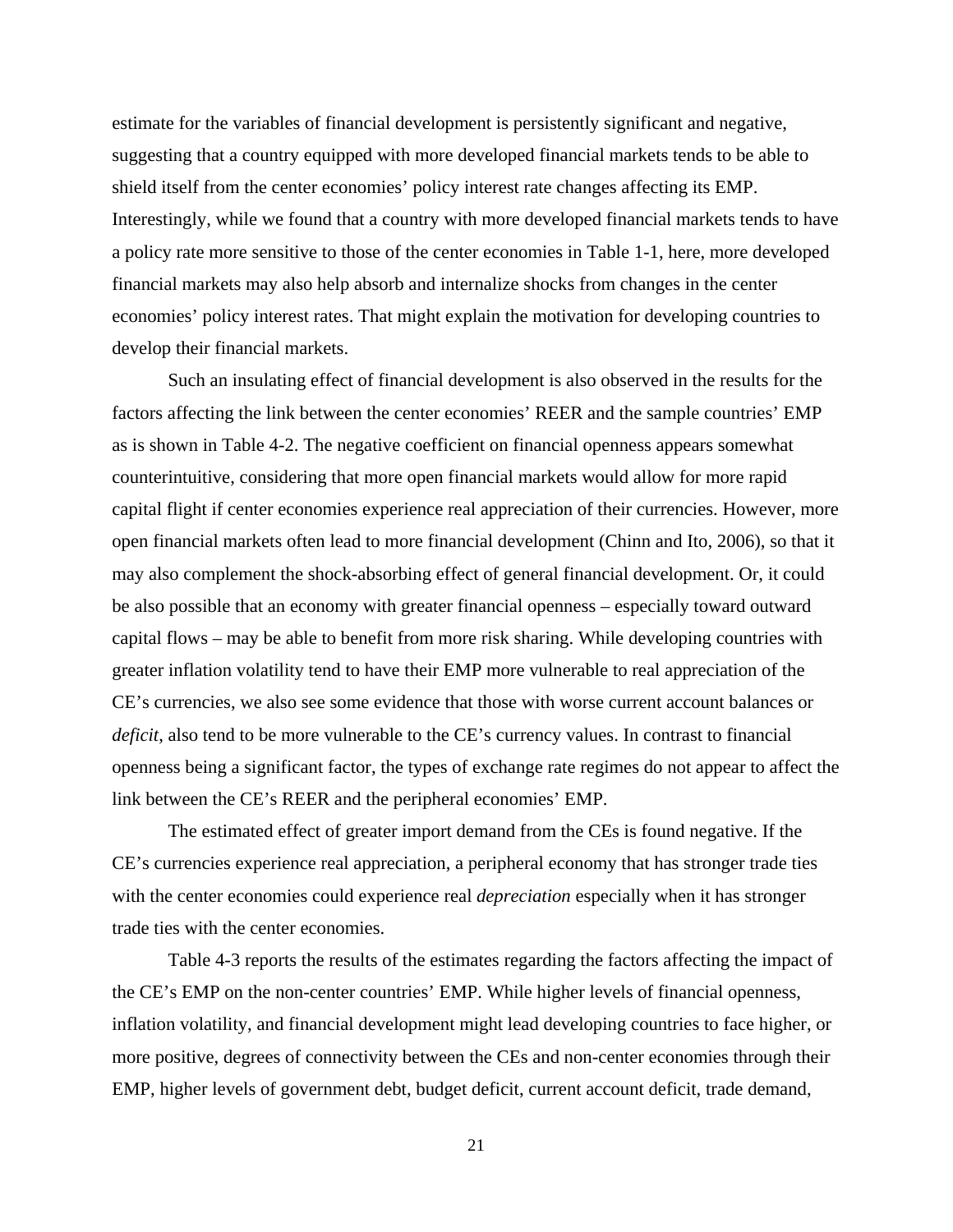estimate for the variables of financial development is persistently significant and negative, suggesting that a country equipped with more developed financial markets tends to be able to shield itself from the center economies' policy interest rate changes affecting its EMP. Interestingly, while we found that a country with more developed financial markets tends to have a policy rate more sensitive to those of the center economies in Table 1-1, here, more developed financial markets may also help absorb and internalize shocks from changes in the center economies' policy interest rates. That might explain the motivation for developing countries to develop their financial markets.

Such an insulating effect of financial development is also observed in the results for the factors affecting the link between the center economies' REER and the sample countries' EMP as is shown in Table 4-2. The negative coefficient on financial openness appears somewhat counterintuitive, considering that more open financial markets would allow for more rapid capital flight if center economies experience real appreciation of their currencies. However, more open financial markets often lead to more financial development (Chinn and Ito, 2006), so that it may also complement the shock-absorbing effect of general financial development. Or, it could be also possible that an economy with greater financial openness – especially toward outward capital flows – may be able to benefit from more risk sharing. While developing countries with greater inflation volatility tend to have their EMP more vulnerable to real appreciation of the CE's currencies, we also see some evidence that those with worse current account balances or *deficit*, also tend to be more vulnerable to the CE's currency values. In contrast to financial openness being a significant factor, the types of exchange rate regimes do not appear to affect the link between the CE's REER and the peripheral economies' EMP.

The estimated effect of greater import demand from the CEs is found negative. If the CE's currencies experience real appreciation, a peripheral economy that has stronger trade ties with the center economies could experience real *depreciation* especially when it has stronger trade ties with the center economies.

Table 4-3 reports the results of the estimates regarding the factors affecting the impact of the CE's EMP on the non-center countries' EMP. While higher levels of financial openness, inflation volatility, and financial development might lead developing countries to face higher, or more positive, degrees of connectivity between the CEs and non-center economies through their EMP, higher levels of government debt, budget deficit, current account deficit, trade demand,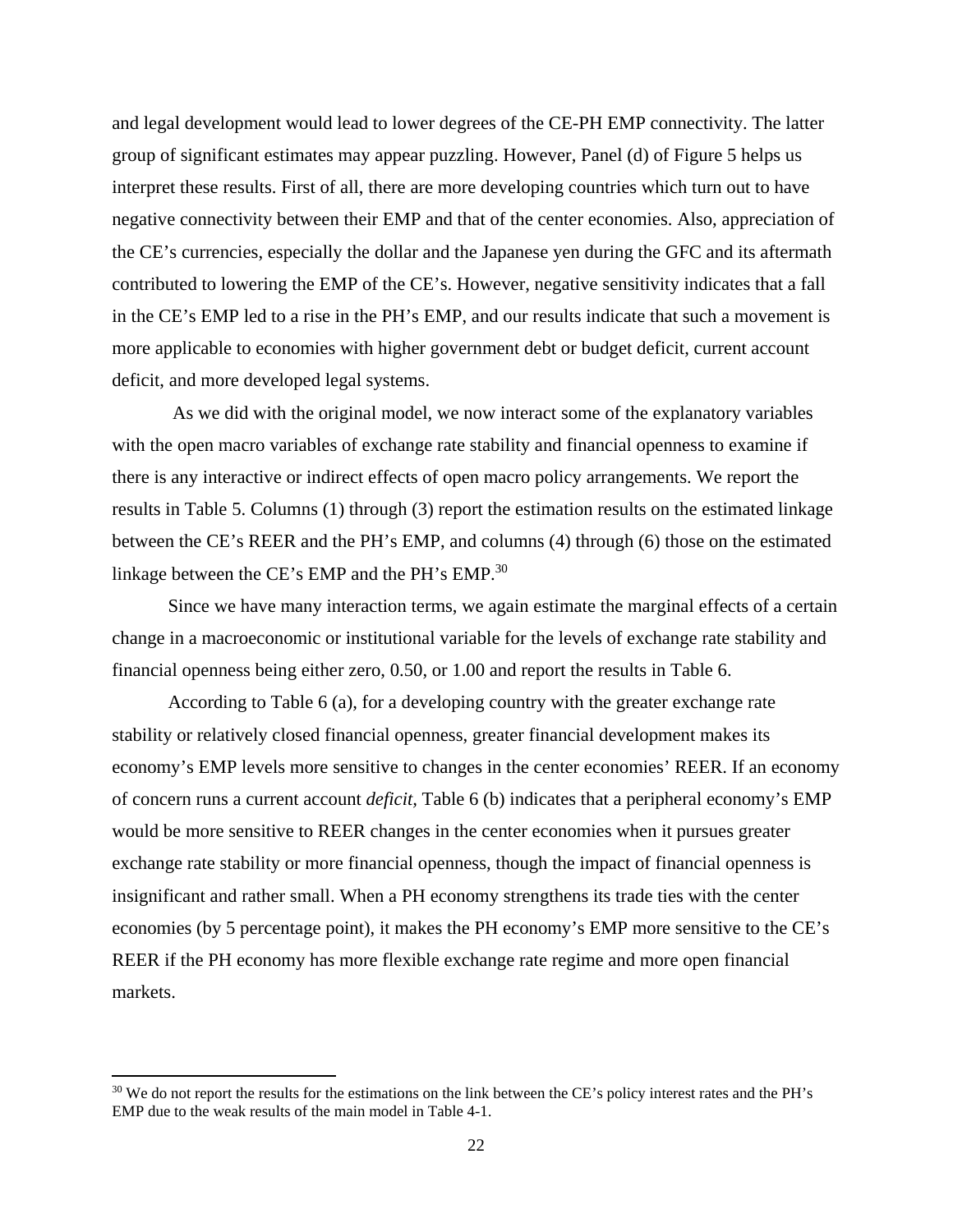and legal development would lead to lower degrees of the CE-PH EMP connectivity. The latter group of significant estimates may appear puzzling. However, Panel (d) of Figure 5 helps us interpret these results. First of all, there are more developing countries which turn out to have negative connectivity between their EMP and that of the center economies. Also, appreciation of the CE's currencies, especially the dollar and the Japanese yen during the GFC and its aftermath contributed to lowering the EMP of the CE's. However, negative sensitivity indicates that a fall in the CE's EMP led to a rise in the PH's EMP, and our results indicate that such a movement is more applicable to economies with higher government debt or budget deficit, current account deficit, and more developed legal systems.

As we did with the original model, we now interact some of the explanatory variables with the open macro variables of exchange rate stability and financial openness to examine if there is any interactive or indirect effects of open macro policy arrangements. We report the results in Table 5. Columns (1) through (3) report the estimation results on the estimated linkage between the CE's REER and the PH's EMP, and columns (4) through (6) those on the estimated linkage between the CE's EMP and the PH's EMP.[30]

Since we have many interaction terms, we again estimate the marginal effects of a certain change in a macroeconomic or institutional variable for the levels of exchange rate stability and financial openness being either zero, 0.50, or 1.00 and report the results in Table 6.

According to Table 6 (a), for a developing country with the greater exchange rate stability or relatively closed financial openness, greater financial development makes its economy's EMP levels more sensitive to changes in the center economies' REER. If an economy of concern runs a current account *deficit*, Table 6 (b) indicates that a peripheral economy's EMP would be more sensitive to REER changes in the center economies when it pursues greater exchange rate stability or more financial openness, though the impact of financial openness is insignificant and rather small. When a PH economy strengthens its trade ties with the center economies (by 5 percentage point), it makes the PH economy's EMP more sensitive to the CE's REER if the PH economy has more flexible exchange rate regime and more open financial markets.

[30] We do not report the results for the estimations on the link between the CE's policy interest rates and the PH's EMP due to the weak results of the main model in Table 4-1.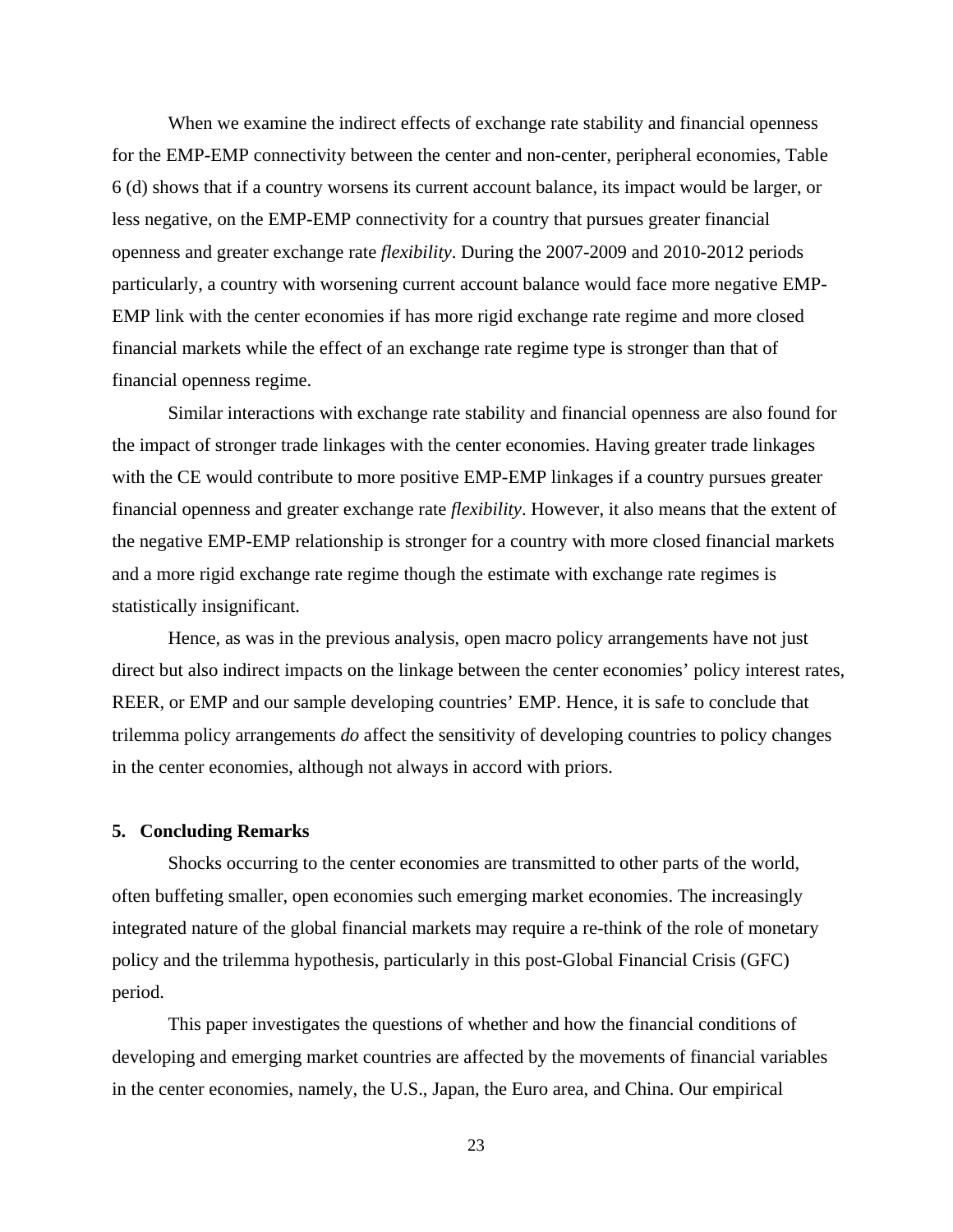When we examine the indirect effects of exchange rate stability and financial openness for the EMP-EMP connectivity between the center and non-center, peripheral economies, Table 6 (d) shows that if a country worsens its current account balance, its impact would be larger, or less negative, on the EMP-EMP connectivity for a country that pursues greater financial openness and greater exchange rate *flexibility*. During the 2007-2009 and 2010-2012 periods particularly, a country with worsening current account balance would face more negative EMP-EMP link with the center economies if has more rigid exchange rate regime and more closed financial markets while the effect of an exchange rate regime type is stronger than that of financial openness regime.

Similar interactions with exchange rate stability and financial openness are also found for the impact of stronger trade linkages with the center economies. Having greater trade linkages with the CE would contribute to more positive EMP-EMP linkages if a country pursues greater financial openness and greater exchange rate *flexibility*. However, it also means that the extent of the negative EMP-EMP relationship is stronger for a country with more closed financial markets and a more rigid exchange rate regime though the estimate with exchange rate regimes is statistically insignificant.

Hence, as was in the previous analysis, open macro policy arrangements have not just direct but also indirect impacts on the linkage between the center economies' policy interest rates, REER, or EMP and our sample developing countries' EMP. Hence, it is safe to conclude that trilemma policy arrangements *do* affect the sensitivity of developing countries to policy changes in the center economies, although not always in accord with priors.

## 5. Concluding Remarks

Shocks occurring to the center economies are transmitted to other parts of the world, often buffeting smaller, open economies such emerging market economies. The increasingly integrated nature of the global financial markets may require a re-think of the role of monetary policy and the trilemma hypothesis, particularly in this post-Global Financial Crisis (GFC) period.

This paper investigates the questions of whether and how the financial conditions of developing and emerging market countries are affected by the movements of financial variables in the center economies, namely, the U.S., Japan, the Euro area, and China. Our empirical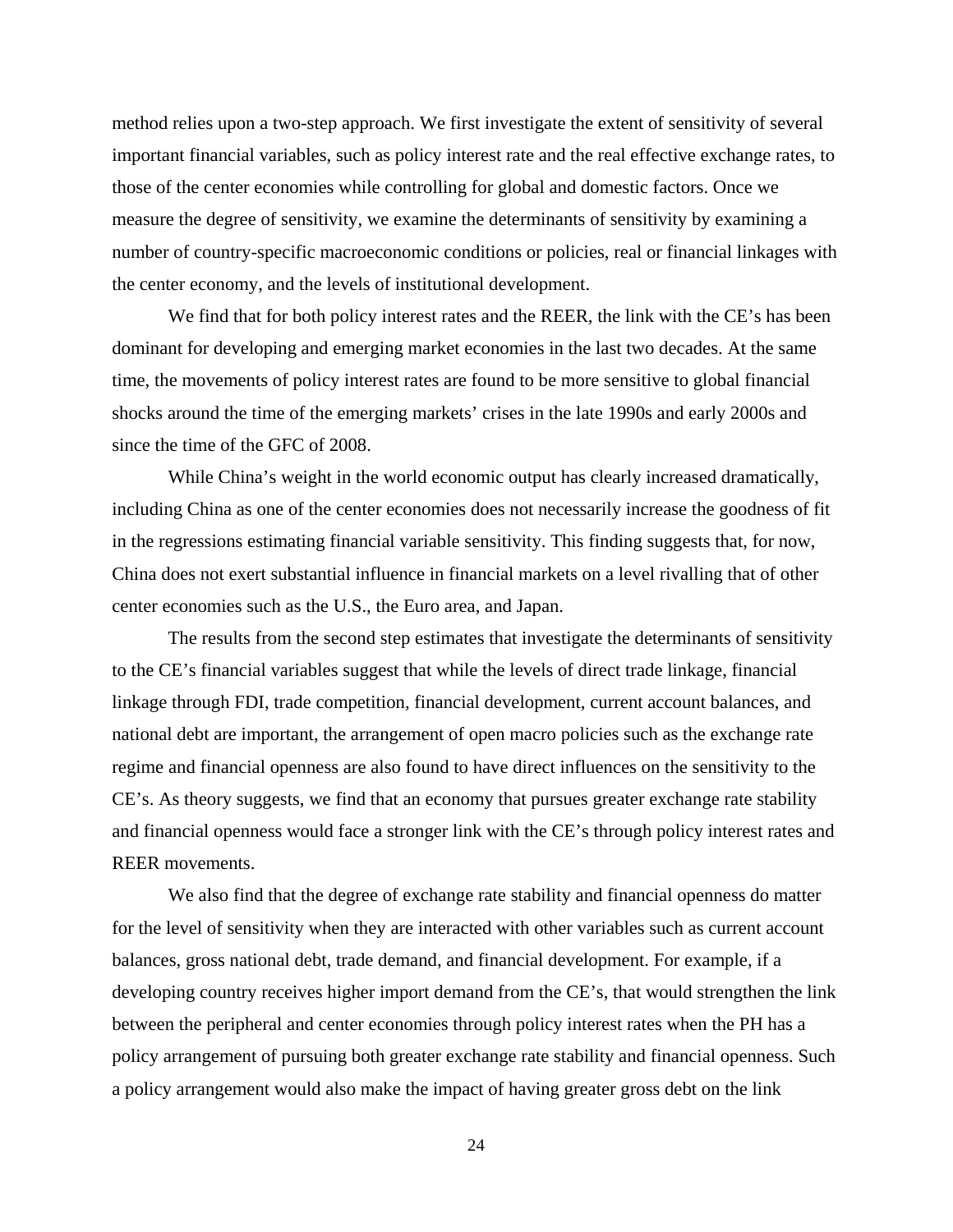method relies upon a two-step approach. We first investigate the extent of sensitivity of several important financial variables, such as policy interest rate and the real effective exchange rates, to those of the center economies while controlling for global and domestic factors. Once we measure the degree of sensitivity, we examine the determinants of sensitivity by examining a number of country-specific macroeconomic conditions or policies, real or financial linkages with the center economy, and the levels of institutional development.

We find that for both policy interest rates and the REER, the link with the CE's has been dominant for developing and emerging market economies in the last two decades. At the same time, the movements of policy interest rates are found to be more sensitive to global financial shocks around the time of the emerging markets' crises in the late 1990s and early 2000s and since the time of the GFC of 2008.

While China's weight in the world economic output has clearly increased dramatically, including China as one of the center economies does not necessarily increase the goodness of fit in the regressions estimating financial variable sensitivity. This finding suggests that, for now, China does not exert substantial influence in financial markets on a level rivalling that of other center economies such as the U.S., the Euro area, and Japan.

The results from the second step estimates that investigate the determinants of sensitivity to the CE's financial variables suggest that while the levels of direct trade linkage, financial linkage through FDI, trade competition, financial development, current account balances, and national debt are important, the arrangement of open macro policies such as the exchange rate regime and financial openness are also found to have direct influences on the sensitivity to the CE's. As theory suggests, we find that an economy that pursues greater exchange rate stability and financial openness would face a stronger link with the CE's through policy interest rates and REER movements.

We also find that the degree of exchange rate stability and financial openness do matter for the level of sensitivity when they are interacted with other variables such as current account balances, gross national debt, trade demand, and financial development. For example, if a developing country receives higher import demand from the CE's, that would strengthen the link between the peripheral and center economies through policy interest rates when the PH has a policy arrangement of pursuing both greater exchange rate stability and financial openness. Such a policy arrangement would also make the impact of having greater gross debt on the link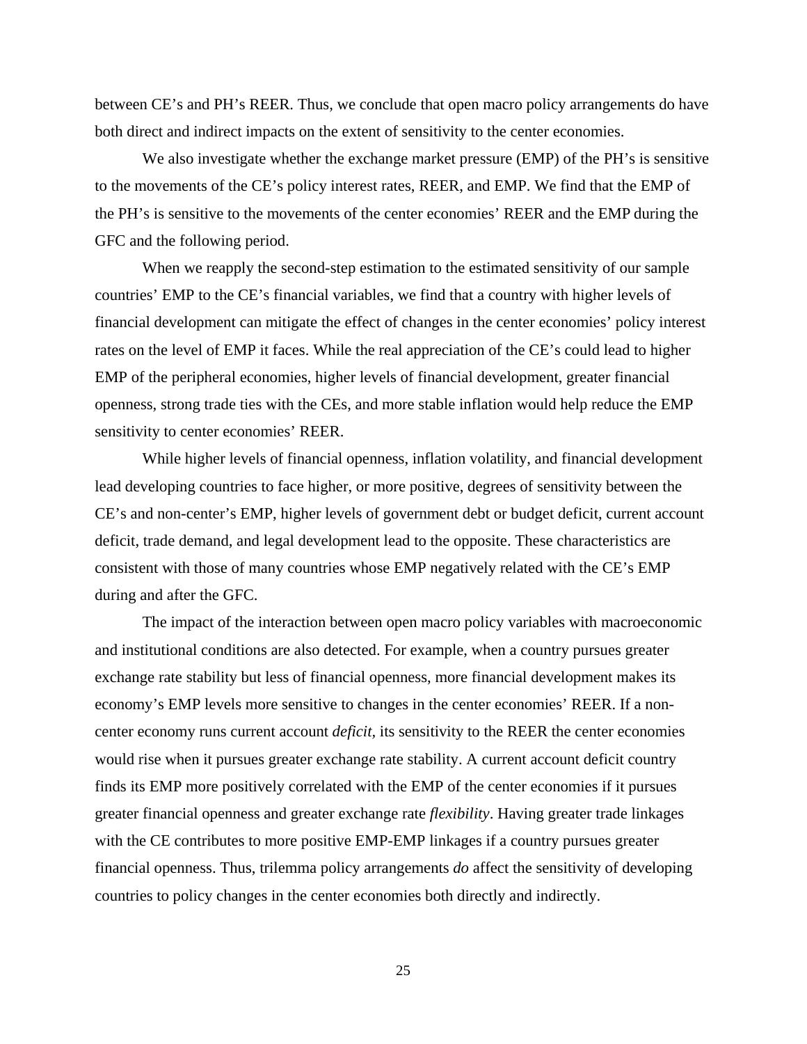between CE's and PH's REER. Thus, we conclude that open macro policy arrangements do have both direct and indirect impacts on the extent of sensitivity to the center economies.

We also investigate whether the exchange market pressure (EMP) of the PH's is sensitive to the movements of the CE's policy interest rates, REER, and EMP. We find that the EMP of the PH's is sensitive to the movements of the center economies' REER and the EMP during the GFC and the following period.

When we reapply the second-step estimation to the estimated sensitivity of our sample countries' EMP to the CE's financial variables, we find that a country with higher levels of financial development can mitigate the effect of changes in the center economies' policy interest rates on the level of EMP it faces. While the real appreciation of the CE's could lead to higher EMP of the peripheral economies, higher levels of financial development, greater financial openness, strong trade ties with the CEs, and more stable inflation would help reduce the EMP sensitivity to center economies' REER.

While higher levels of financial openness, inflation volatility, and financial development lead developing countries to face higher, or more positive, degrees of sensitivity between the CE's and non-center's EMP, higher levels of government debt or budget deficit, current account deficit, trade demand, and legal development lead to the opposite. These characteristics are consistent with those of many countries whose EMP negatively related with the CE's EMP during and after the GFC.

The impact of the interaction between open macro policy variables with macroeconomic and institutional conditions are also detected. For example, when a country pursues greater exchange rate stability but less of financial openness, more financial development makes its economy's EMP levels more sensitive to changes in the center economies' REER. If a non-center economy runs current account *deficit*, its sensitivity to the REER the center economies would rise when it pursues greater exchange rate stability. A current account deficit country finds its EMP more positively correlated with the EMP of the center economies if it pursues greater financial openness and greater exchange rate *flexibility*. Having greater trade linkages with the CE contributes to more positive EMP-EMP linkages if a country pursues greater financial openness. Thus, trilemma policy arrangements *do* affect the sensitivity of developing countries to policy changes in the center economies both directly and indirectly.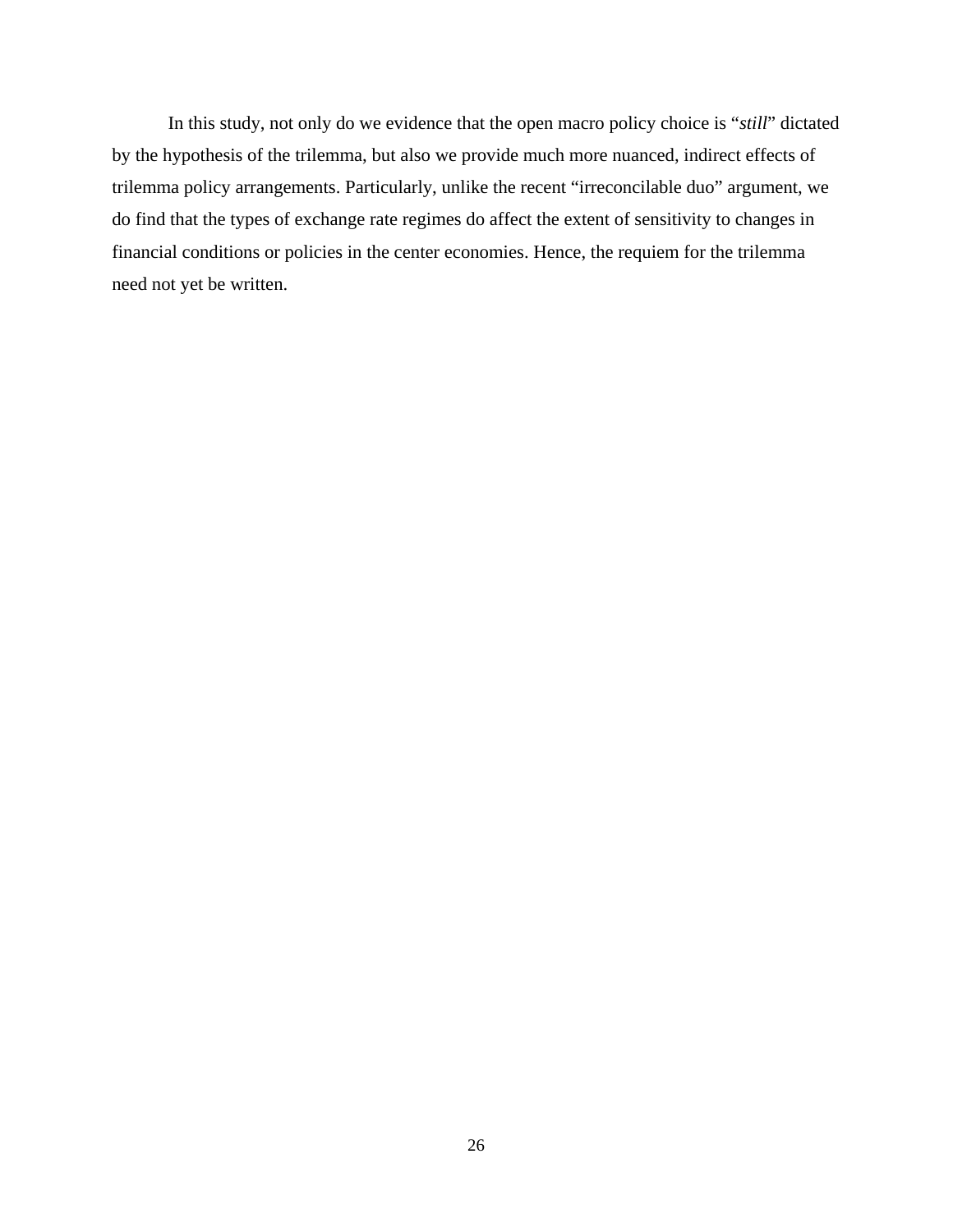In this study, not only do we evidence that the open macro policy choice is "*still*" dictated by the hypothesis of the trilemma, but also we provide much more nuanced, indirect effects of trilemma policy arrangements. Particularly, unlike the recent "irreconcilable duo" argument, we do find that the types of exchange rate regimes do affect the extent of sensitivity to changes in financial conditions or policies in the center economies. Hence, the requiem for the trilemma need not yet be written.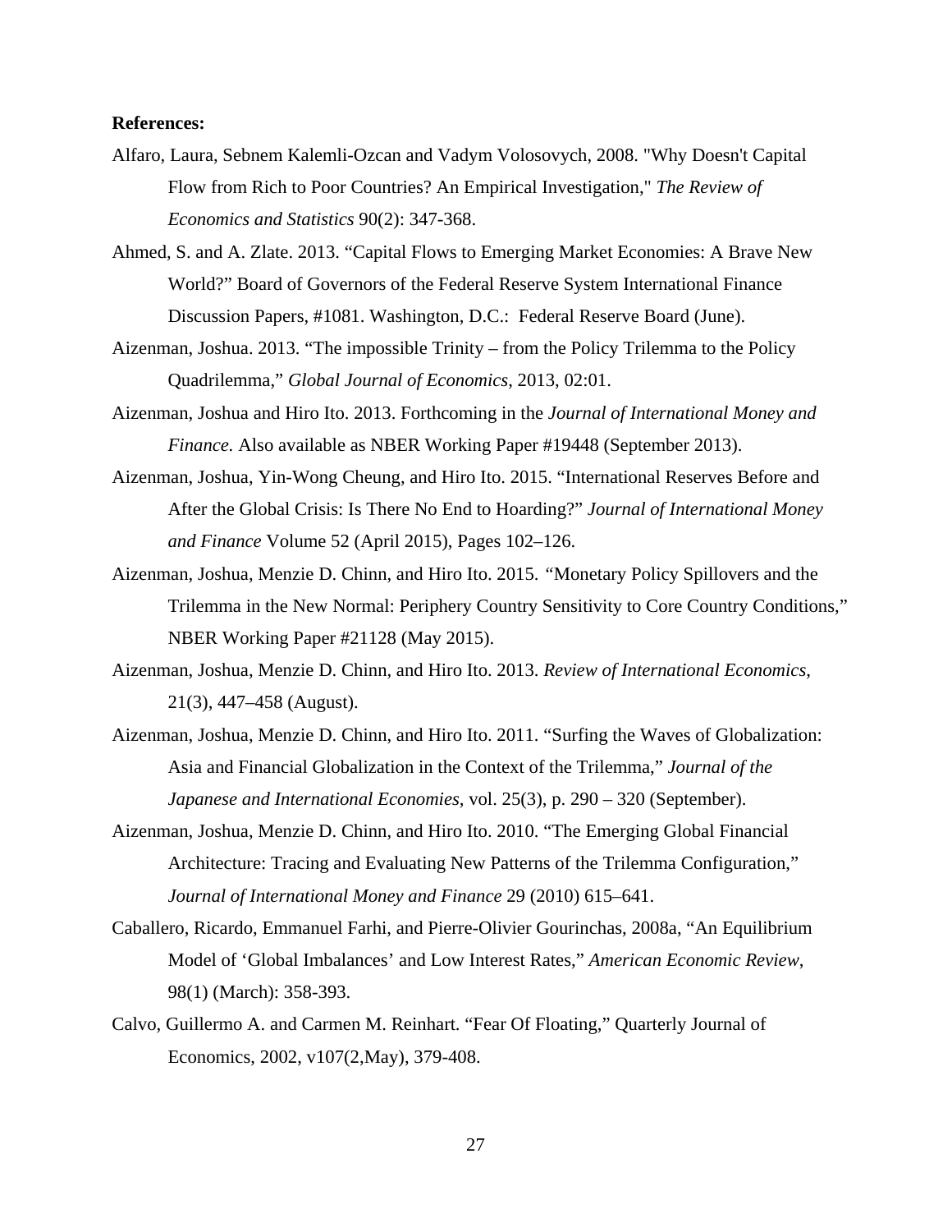**References:**

Alfaro, Laura, Sebnem Kalemli-Ozcan and Vadym Volosovych, 2008. "Why Doesn't Capital Flow from Rich to Poor Countries? An Empirical Investigation," *The Review of Economics and Statistics* 90(2): 347-368.

Ahmed, S. and A. Zlate. 2013. "Capital Flows to Emerging Market Economies: A Brave New World?" Board of Governors of the Federal Reserve System International Finance Discussion Papers, #1081. Washington, D.C.: Federal Reserve Board (June).

Aizenman, Joshua. 2013. "The impossible Trinity – from the Policy Trilemma to the Policy Quadrilemma," *Global Journal of Economics*, 2013, 02:01.

Aizenman, Joshua and Hiro Ito. 2013. Forthcoming in the *Journal of International Money and Finance.* Also available as NBER Working Paper #19448 (September 2013).

Aizenman, Joshua, Yin-Wong Cheung, and Hiro Ito. 2015. "International Reserves Before and After the Global Crisis: Is There No End to Hoarding?" *Journal of International Money and Finance* Volume 52 (April 2015), Pages 102–126.

Aizenman, Joshua, Menzie D. Chinn, and Hiro Ito. 2015. "Monetary Policy Spillovers and the Trilemma in the New Normal: Periphery Country Sensitivity to Core Country Conditions," NBER Working Paper #21128 (May 2015).

Aizenman, Joshua, Menzie D. Chinn, and Hiro Ito. 2013. *Review of International Economics*, 21(3), 447–458 (August).

Aizenman, Joshua, Menzie D. Chinn, and Hiro Ito. 2011. "Surfing the Waves of Globalization: Asia and Financial Globalization in the Context of the Trilemma," *Journal of the Japanese and International Economies*, vol. 25(3), p. 290 – 320 (September).

Aizenman, Joshua, Menzie D. Chinn, and Hiro Ito. 2010. "The Emerging Global Financial Architecture: Tracing and Evaluating New Patterns of the Trilemma Configuration," *Journal of International Money and Finance* 29 (2010) 615–641.

Caballero, Ricardo, Emmanuel Farhi, and Pierre-Olivier Gourinchas, 2008a, "An Equilibrium Model of 'Global Imbalances' and Low Interest Rates," *American Economic Review*, 98(1) (March): 358-393.

Calvo, Guillermo A. and Carmen M. Reinhart. "Fear Of Floating," Quarterly Journal of Economics, 2002, v107(2,May), 379-408.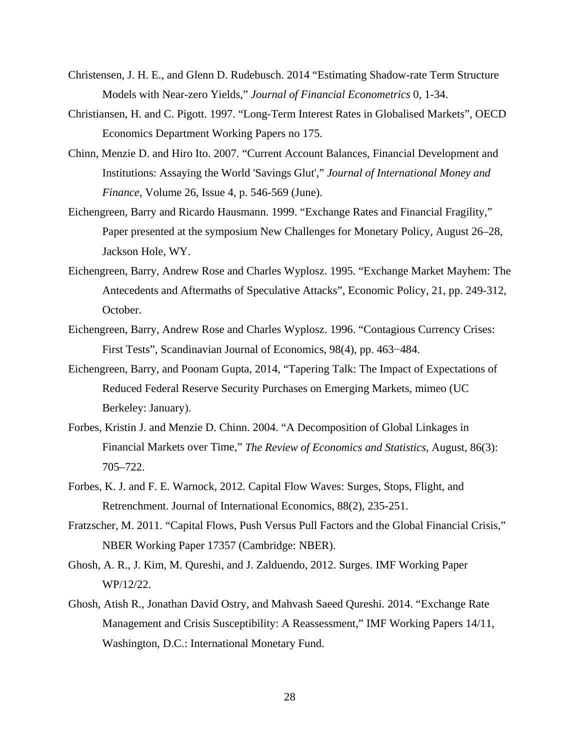Christensen, J. H. E., and Glenn D. Rudebusch. 2014 "Estimating Shadow-rate Term Structure Models with Near-zero Yields," *Journal of Financial Econometrics* 0, 1-34.

Christiansen, H. and C. Pigott. 1997. "Long-Term Interest Rates in Globalised Markets", OECD Economics Department Working Papers no 175.

Chinn, Menzie D. and Hiro Ito. 2007. "Current Account Balances, Financial Development and Institutions: Assaying the World 'Savings Glut'," *Journal of International Money and Finance*, Volume 26, Issue 4, p. 546-569 (June).

Eichengreen, Barry and Ricardo Hausmann. 1999. "Exchange Rates and Financial Fragility," Paper presented at the symposium New Challenges for Monetary Policy, August 26–28, Jackson Hole, WY.

Eichengreen, Barry, Andrew Rose and Charles Wyplosz. 1995. "Exchange Market Mayhem: The Antecedents and Aftermaths of Speculative Attacks", Economic Policy, 21, pp. 249-312, October.

Eichengreen, Barry, Andrew Rose and Charles Wyplosz. 1996. "Contagious Currency Crises: First Tests", Scandinavian Journal of Economics, 98(4), pp. 463−484.

Eichengreen, Barry, and Poonam Gupta, 2014, "Tapering Talk: The Impact of Expectations of Reduced Federal Reserve Security Purchases on Emerging Markets, mimeo (UC Berkeley: January).

Forbes, Kristin J. and Menzie D. Chinn. 2004. "A Decomposition of Global Linkages in Financial Markets over Time," *The Review of Economics and Statistics*, August, 86(3): 705–722.

Forbes, K. J. and F. E. Warnock, 2012. Capital Flow Waves: Surges, Stops, Flight, and Retrenchment. Journal of International Economics, 88(2), 235-251.

Fratzscher, M. 2011. "Capital Flows, Push Versus Pull Factors and the Global Financial Crisis," NBER Working Paper 17357 (Cambridge: NBER).

Ghosh, A. R., J. Kim, M. Qureshi, and J. Zalduendo, 2012. Surges. IMF Working Paper WP/12/22.

Ghosh, Atish R., Jonathan David Ostry, and Mahvash Saeed Qureshi. 2014. "Exchange Rate Management and Crisis Susceptibility: A Reassessment," IMF Working Papers 14/11, Washington, D.C.: International Monetary Fund.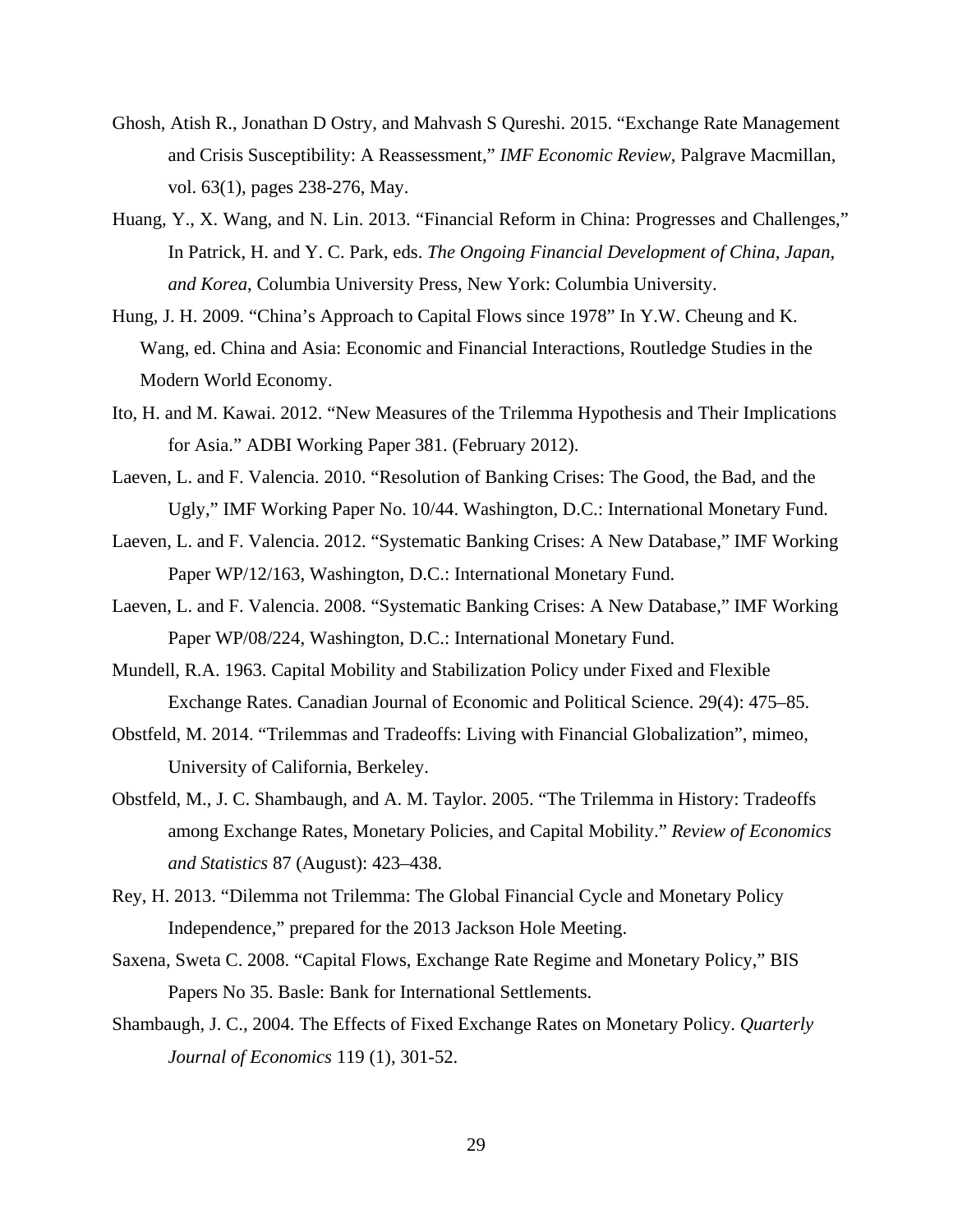Ghosh, Atish R., Jonathan D Ostry, and Mahvash S Qureshi. 2015. "Exchange Rate Management and Crisis Susceptibility: A Reassessment," *IMF Economic Review*, Palgrave Macmillan, vol. 63(1), pages 238-276, May.

Huang, Y., X. Wang, and N. Lin. 2013. "Financial Reform in China: Progresses and Challenges," In Patrick, H. and Y. C. Park, eds. *The Ongoing Financial Development of China, Japan, and Korea*, Columbia University Press, New York: Columbia University.

Hung, J. H. 2009. "China's Approach to Capital Flows since 1978" In Y.W. Cheung and K. Wang, ed. China and Asia: Economic and Financial Interactions, Routledge Studies in the Modern World Economy.

Ito, H. and M. Kawai. 2012. "New Measures of the Trilemma Hypothesis and Their Implications for Asia." ADBI Working Paper 381. (February 2012).

Laeven, L. and F. Valencia. 2010. "Resolution of Banking Crises: The Good, the Bad, and the Ugly," IMF Working Paper No. 10/44. Washington, D.C.: International Monetary Fund.

Laeven, L. and F. Valencia. 2012. "Systematic Banking Crises: A New Database," IMF Working Paper WP/12/163, Washington, D.C.: International Monetary Fund.

Laeven, L. and F. Valencia. 2008. "Systematic Banking Crises: A New Database," IMF Working Paper WP/08/224, Washington, D.C.: International Monetary Fund.

Mundell, R.A. 1963. Capital Mobility and Stabilization Policy under Fixed and Flexible Exchange Rates. Canadian Journal of Economic and Political Science. 29(4): 475–85.

Obstfeld, M. 2014. "Trilemmas and Tradeoffs: Living with Financial Globalization", mimeo, University of California, Berkeley.

Obstfeld, M., J. C. Shambaugh, and A. M. Taylor. 2005. "The Trilemma in History: Tradeoffs among Exchange Rates, Monetary Policies, and Capital Mobility." *Review of Economics and Statistics* 87 (August): 423–438.

Rey, H. 2013. "Dilemma not Trilemma: The Global Financial Cycle and Monetary Policy Independence," prepared for the 2013 Jackson Hole Meeting.

Saxena, Sweta C. 2008. "Capital Flows, Exchange Rate Regime and Monetary Policy," BIS Papers No 35. Basle: Bank for International Settlements.

Shambaugh, J. C., 2004. The Effects of Fixed Exchange Rates on Monetary Policy. *Quarterly Journal of Economics* 119 (1), 301-52.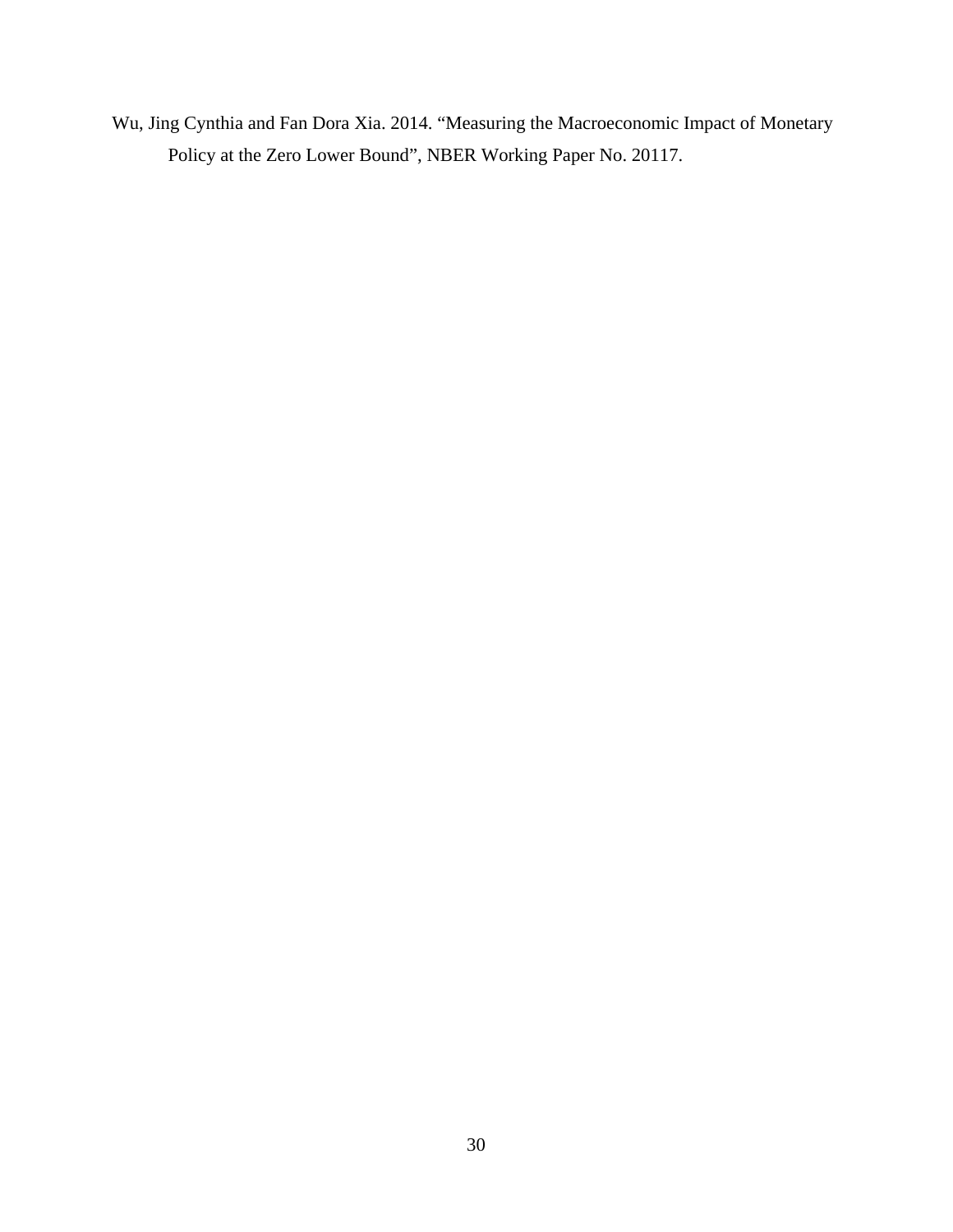Wu, Jing Cynthia and Fan Dora Xia. 2014. "Measuring the Macroeconomic Impact of Monetary Policy at the Zero Lower Bound", NBER Working Paper No. 20117.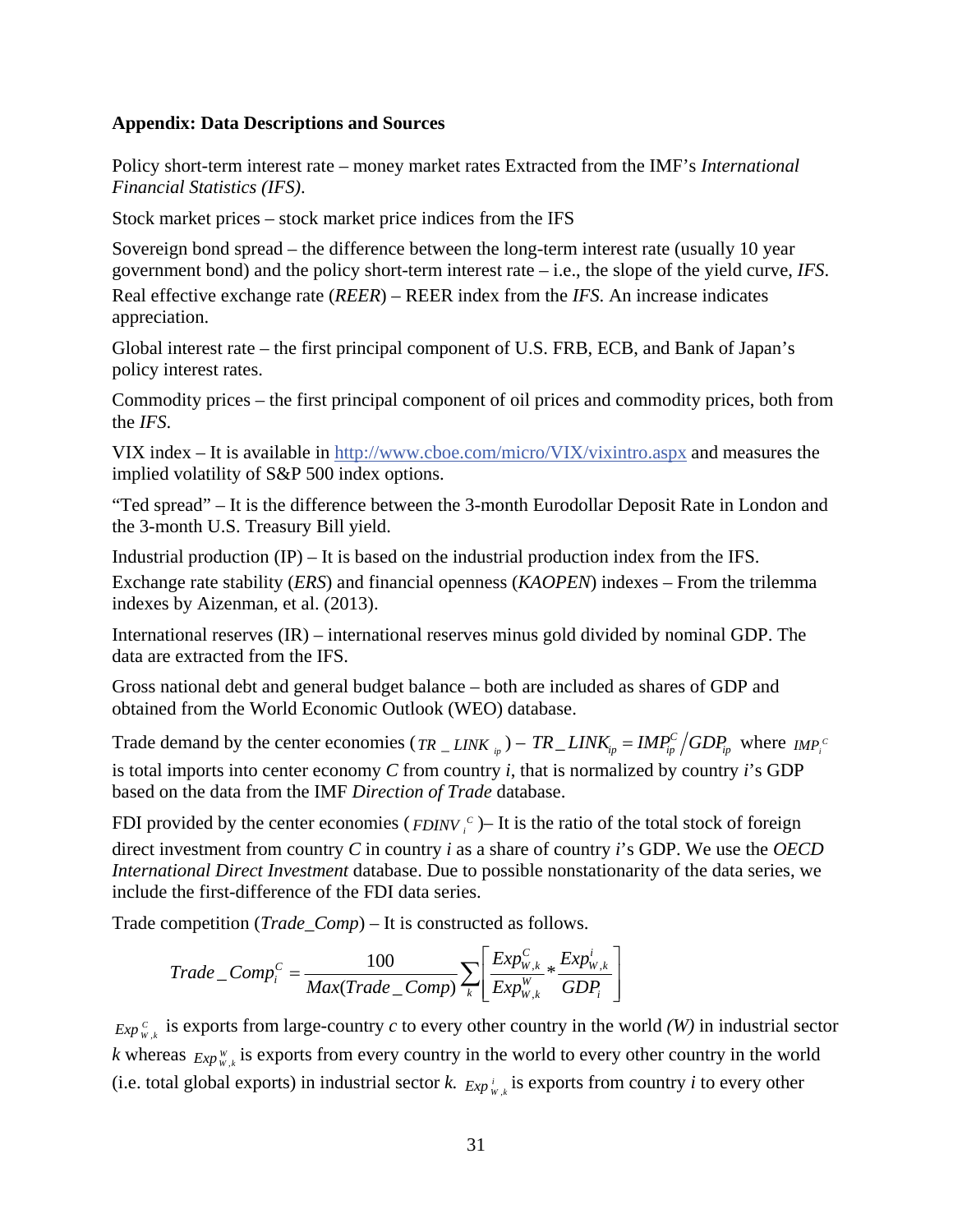**Appendix: Data Descriptions and Sources**

Policy short-term interest rate – money market rates Extracted from the IMF's *International Financial Statistics (IFS)*.

Stock market prices – stock market price indices from the IFS

Sovereign bond spread – the difference between the long-term interest rate (usually 10 year government bond) and the policy short-term interest rate – i.e., the slope of the yield curve, *IFS*.

Real effective exchange rate (*REER*) – REER index from the *IFS*. An increase indicates appreciation.

Global interest rate – the first principal component of U.S. FRB, ECB, and Bank of Japan's policy interest rates.

Commodity prices – the first principal component of oil prices and commodity prices, both from the *IFS*.

VIX index – It is available in http://www.cboe.com/micro/VIX/vixintro.aspx and measures the implied volatility of S&P 500 index options.

"Ted spread" – It is the difference between the 3-month Eurodollar Deposit Rate in London and the 3-month U.S. Treasury Bill yield.

Industrial production (IP) – It is based on the industrial production index from the IFS.

Exchange rate stability (*ERS*) and financial openness (*KAOPEN*) indexes – From the trilemma indexes by Aizenman, et al. (2013).

International reserves (IR) – international reserves minus gold divided by nominal GDP. The data are extracted from the IFS.

Gross national debt and general budget balance – both are included as shares of GDP and obtained from the World Economic Outlook (WEO) database.

Trade demand by the center economies ($TR\_LINK_{ip}$) – $TR\_LINK_{ip} = IMP^{C}_{ip} / GDP_{ip}$ where $IMP^{C}_{i}$ is total imports into center economy *C* from country *i*, that is normalized by country *i*'s GDP based on the data from the IMF *Direction of Trade* database.

FDI provided by the center economies ($FDINV^{C}_{i}$)– It is the ratio of the total stock of foreign direct investment from country *C* in country *i* as a share of country *i*'s GDP. We use the *OECD International Direct Investment* database. Due to possible nonstationarity of the data series, we include the first-difference of the FDI data series.

Trade competition (*Trade_Comp*) – It is constructed as follows.

$$Trade\_Comp^{C}_{i} = \frac{100}{Max(Trade\_Comp)} \sum_{k} \left[ \frac{Exp^{C}_{W,k}}{Exp^{W}_{W,k}} * \frac{Exp^{i}_{W,k}}{GDP_{i}} \right]$$

$Exp^{C}_{W,k}$ is exports from large-country *c* to every other country in the world *(W)* in industrial sector *k* whereas $Exp^{W}_{W,k}$ is exports from every country in the world to every other country in the world (i.e. total global exports) in industrial sector *k.* $Exp^{i}_{W,k}$ is exports from country *i* to every other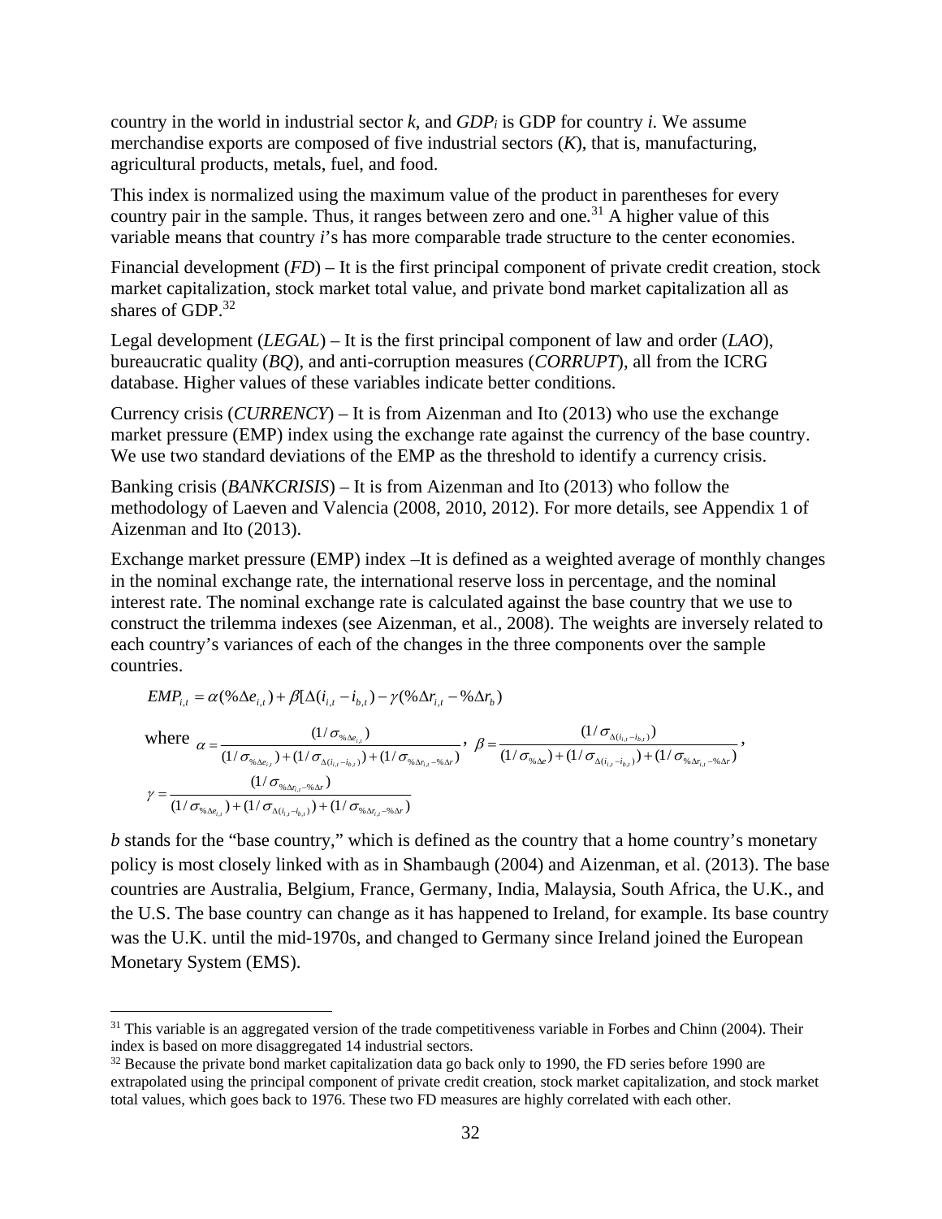country in the world in industrial sector $k$, and $GDP_i$ is GDP for country $i$. We assume merchandise exports are composed of five industrial sectors ($K$), that is, manufacturing, agricultural products, metals, fuel, and food.

This index is normalized using the maximum value of the product in parentheses for every country pair in the sample. Thus, it ranges between zero and one.[31] A higher value of this variable means that country $i$'s has more comparable trade structure to the center economies.

Financial development (*FD*) – It is the first principal component of private credit creation, stock market capitalization, stock market total value, and private bond market capitalization all as shares of GDP.[32]

Legal development (*LEGAL*) – It is the first principal component of law and order (*LAO*), bureaucratic quality (*BQ*), and anti-corruption measures (*CORRUPT*), all from the ICRG database. Higher values of these variables indicate better conditions.

Currency crisis (*CURRENCY*) – It is from Aizenman and Ito (2013) who use the exchange market pressure (EMP) index using the exchange rate against the currency of the base country. We use two standard deviations of the EMP as the threshold to identify a currency crisis.

Banking crisis (*BANKCRISIS*) – It is from Aizenman and Ito (2013) who follow the methodology of Laeven and Valencia (2008, 2010, 2012). For more details, see Appendix 1 of Aizenman and Ito (2013).

Exchange market pressure (EMP) index –It is defined as a weighted average of monthly changes in the nominal exchange rate, the international reserve loss in percentage, and the nominal interest rate. The nominal exchange rate is calculated against the base country that we use to construct the trilemma indexes (see Aizenman, et al., 2008). The weights are inversely related to each country's variances of each of the changes in the three components over the sample countries.

$$EMP_{i,t} = \alpha(\%\Delta e_{i,t}) + \beta[\Delta(i_{i,t} - i_{b,t}) - \gamma(\%\Delta r_{i,t} - \%\Delta r_b)$$

where $\alpha = \dfrac{(1/\sigma_{\%\Delta e_{i,t}})}{(1/\sigma_{\%\Delta e_{i,t}}) + (1/\sigma_{\Delta(i_{i,t}-i_{b,t})}) + (1/\sigma_{\%\Delta r_{i,t}-\%\Delta r})}$, $\beta = \dfrac{(1/\sigma_{\Delta(i_{i,t}-i_{b,t})})}{(1/\sigma_{\%\Delta e}) + (1/\sigma_{\Delta(i_{i,t}-i_{b,t})}) + (1/\sigma_{\%\Delta r_{i,t}-\%\Delta r})}$,

$\gamma = \dfrac{(1/\sigma_{\%\Delta r_{i,t}-\%\Delta r})}{(1/\sigma_{\%\Delta e_{i,t}}) + (1/\sigma_{\Delta(i_{i,t}-i_{b,t})}) + (1/\sigma_{\%\Delta r_{i,t}-\%\Delta r})}$

$b$ stands for the "base country," which is defined as the country that a home country's monetary policy is most closely linked with as in Shambaugh (2004) and Aizenman, et al. (2013). The base countries are Australia, Belgium, France, Germany, India, Malaysia, South Africa, the U.K., and the U.S. The base country can change as it has happened to Ireland, for example. Its base country was the U.K. until the mid-1970s, and changed to Germany since Ireland joined the European Monetary System (EMS).

[31] This variable is an aggregated version of the trade competitiveness variable in Forbes and Chinn (2004). Their index is based on more disaggregated 14 industrial sectors.

[32] Because the private bond market capitalization data go back only to 1990, the FD series before 1990 are extrapolated using the principal component of private credit creation, stock market capitalization, and stock market total values, which goes back to 1976. These two FD measures are highly correlated with each other.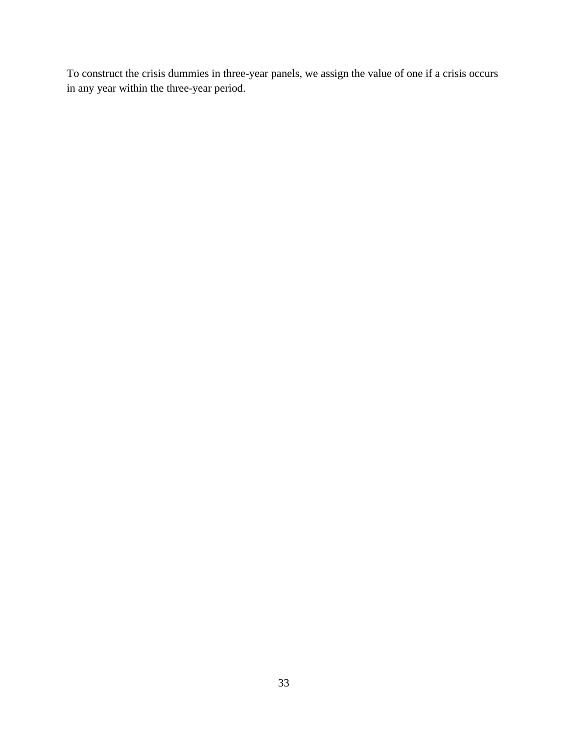To construct the crisis dummies in three-year panels, we assign the value of one if a crisis occurs in any year within the three-year period.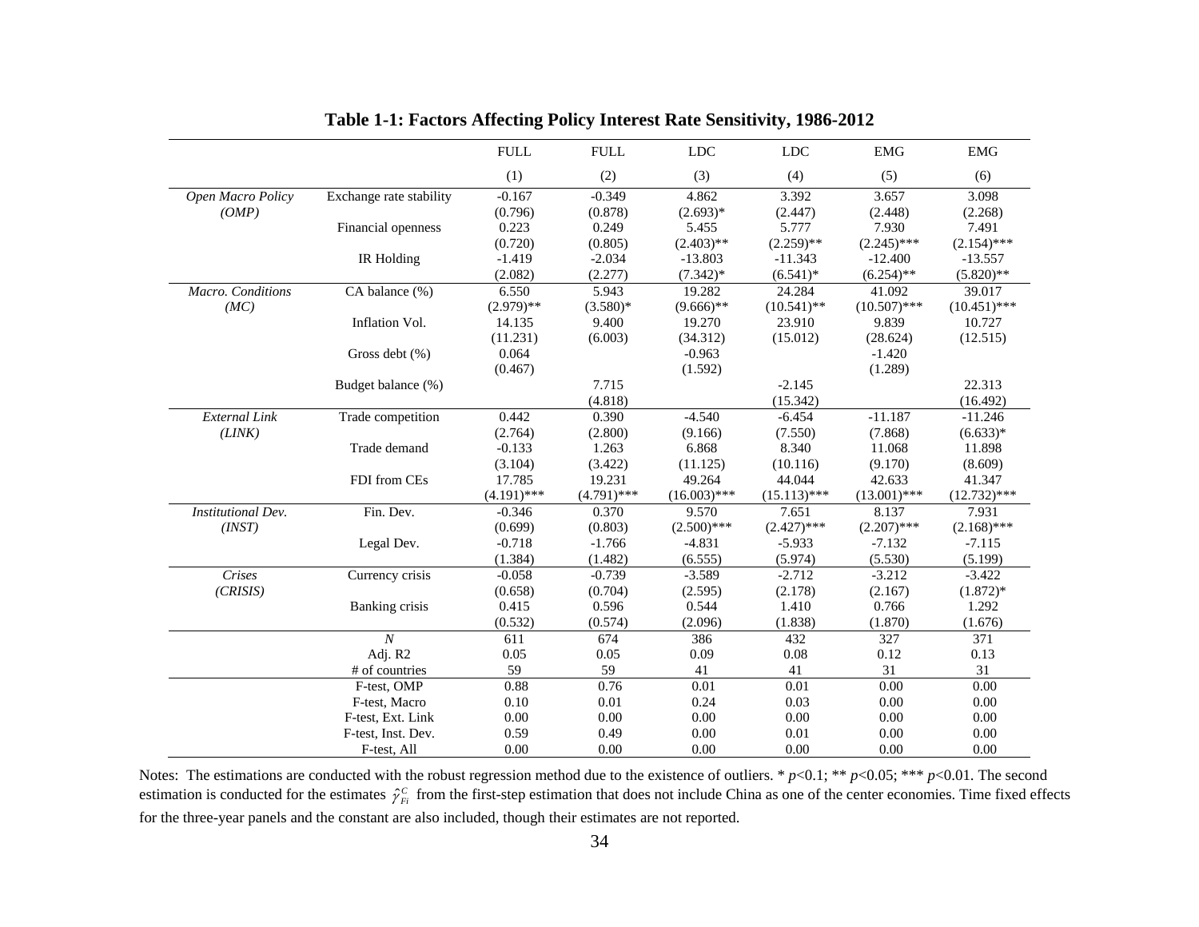**Table 1-1: Factors Affecting Policy Interest Rate Sensitivity, 1986-2012**

| | | FULL | FULL | LDC | LDC | EMG | EMG |
|---|---|---|---|---|---|---|---|
| | | (1) | (2) | (3) | (4) | (5) | (6) |
| *Open Macro Policy* | Exchange rate stability | -0.167 | -0.349 | 4.862 | 3.392 | 3.657 | 3.098 |
| *(OMP)* | | (0.796) | (0.878) | (2.693)* | (2.447) | (2.448) | (2.268) |
| | Financial openness | 0.223 | 0.249 | 5.455 | 5.777 | 7.930 | 7.491 |
| | | (0.720) | (0.805) | (2.403)** | (2.259)** | (2.245)*** | (2.154)*** |
| | IR Holding | -1.419 | -2.034 | -13.803 | -11.343 | -12.400 | -13.557 |
| | | (2.082) | (2.277) | (7.342)* | (6.541)* | (6.254)** | (5.820)** |
| *Macro. Conditions* | CA balance (%) | 6.550 | 5.943 | 19.282 | 24.284 | 41.092 | 39.017 |
| *(MC)* | | (2.979)** | (3.580)* | (9.666)** | (10.541)** | (10.507)*** | (10.451)*** |
| | Inflation Vol. | 14.135 | 9.400 | 19.270 | 23.910 | 9.839 | 10.727 |
| | | (11.231) | (6.003) | (34.312) | (15.012) | (28.624) | (12.515) |
| | Gross debt (%) | 0.064 | | -0.963 | | -1.420 | |
| | | (0.467) | | (1.592) | | (1.289) | |
| | Budget balance (%) | | 7.715 | | -2.145 | | 22.313 |
| | | | (4.818) | | (15.342) | | (16.492) |
| *External Link* | Trade competition | 0.442 | 0.390 | -4.540 | -6.454 | -11.187 | -11.246 |
| *(LINK)* | | (2.764) | (2.800) | (9.166) | (7.550) | (7.868) | (6.633)* |
| | Trade demand | -0.133 | 1.263 | 6.868 | 8.340 | 11.068 | 11.898 |
| | | (3.104) | (3.422) | (11.125) | (10.116) | (9.170) | (8.609) |
| | FDI from CEs | 17.785 | 19.231 | 49.264 | 44.044 | 42.633 | 41.347 |
| | | (4.191)*** | (4.791)*** | (16.003)*** | (15.113)*** | (13.001)*** | (12.732)*** |
| *Institutional Dev.* | Fin. Dev. | -0.346 | 0.370 | 9.570 | 7.651 | 8.137 | 7.931 |
| *(INST)* | | (0.699) | (0.803) | (2.500)*** | (2.427)*** | (2.207)*** | (2.168)*** |
| | Legal Dev. | -0.718 | -1.766 | -4.831 | -5.933 | -7.132 | -7.115 |
| | | (1.384) | (1.482) | (6.555) | (5.974) | (5.530) | (5.199) |
| *Crises* | Currency crisis | -0.058 | -0.739 | -3.589 | -2.712 | -3.212 | -3.422 |
| *(CRISIS)* | | (0.658) | (0.704) | (2.595) | (2.178) | (2.167) | (1.872)* |
| | Banking crisis | 0.415 | 0.596 | 0.544 | 1.410 | 0.766 | 1.292 |
| | | (0.532) | (0.574) | (2.096) | (1.838) | (1.870) | (1.676) |
| | *N* | 611 | 674 | 386 | 432 | 327 | 371 |
| | Adj. R2 | 0.05 | 0.05 | 0.09 | 0.08 | 0.12 | 0.13 |
| | # of countries | 59 | 59 | 41 | 41 | 31 | 31 |
| | F-test, OMP | 0.88 | 0.76 | 0.01 | 0.01 | 0.00 | 0.00 |
| | F-test, Macro | 0.10 | 0.01 | 0.24 | 0.03 | 0.00 | 0.00 |
| | F-test, Ext. Link | 0.00 | 0.00 | 0.00 | 0.00 | 0.00 | 0.00 |
| | F-test, Inst. Dev. | 0.59 | 0.49 | 0.00 | 0.01 | 0.00 | 0.00 |
| | F-test, All | 0.00 | 0.00 | 0.00 | 0.00 | 0.00 | 0.00 |

Notes: The estimations are conducted with the robust regression method due to the existence of outliers. * $p<0.1$; ** $p<0.05$; *** $p<0.01$. The second estimation is conducted for the estimates $\hat{\gamma}_{Fi}^{C}$ from the first-step estimation that does not include China as one of the center economies. Time fixed effects for the three-year panels and the constant are also included, though their estimates are not reported.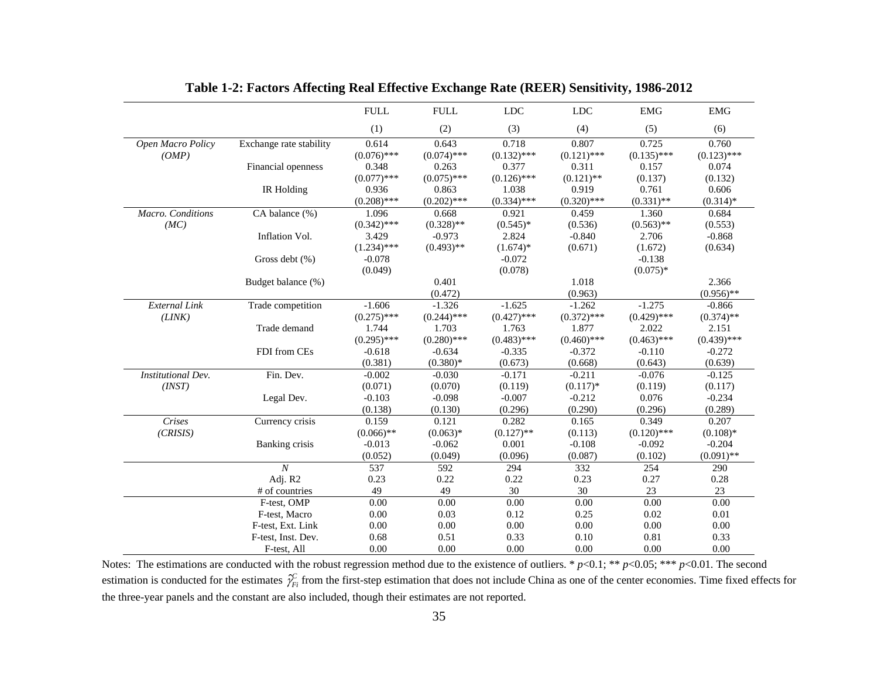**Table 1-2: Factors Affecting Real Effective Exchange Rate (REER) Sensitivity, 1986-2012**

| | | FULL | FULL | LDC | LDC | EMG | EMG |
|---|---|---|---|---|---|---|---|
| | | (1) | (2) | (3) | (4) | (5) | (6) |
| *Open Macro Policy* | Exchange rate stability | 0.614 | 0.643 | 0.718 | 0.807 | 0.725 | 0.760 |
| *(OMP)* | | (0.076)*** | (0.074)*** | (0.132)*** | (0.121)*** | (0.135)*** | (0.123)*** |
| | Financial openness | 0.348 | 0.263 | 0.377 | 0.311 | 0.157 | 0.074 |
| | | (0.077)*** | (0.075)*** | (0.126)*** | (0.121)** | (0.137) | (0.132) |
| | IR Holding | 0.936 | 0.863 | 1.038 | 0.919 | 0.761 | 0.606 |
| | | (0.208)*** | (0.202)*** | (0.334)*** | (0.320)*** | (0.331)** | (0.314)* |
| *Macro. Conditions* | CA balance (%) | 1.096 | 0.668 | 0.921 | 0.459 | 1.360 | 0.684 |
| *(MC)* | | (0.342)*** | (0.328)** | (0.545)* | (0.536) | (0.563)** | (0.553) |
| | Inflation Vol. | 3.429 | -0.973 | 2.824 | -0.840 | 2.706 | -0.868 |
| | | (1.234)*** | (0.493)** | (1.674)* | (0.671) | (1.672) | (0.634) |
| | Gross debt (%) | -0.078 | | -0.072 | | -0.138 | |
| | | (0.049) | | (0.078) | | (0.075)* | |
| | Budget balance (%) | | 0.401 | | 1.018 | | 2.366 |
| | | | (0.472) | | (0.963) | | (0.956)** |
| *External Link* | Trade competition | -1.606 | -1.326 | -1.625 | -1.262 | -1.275 | -0.866 |
| *(LINK)* | | (0.275)*** | (0.244)*** | (0.427)*** | (0.372)*** | (0.429)*** | (0.374)** |
| | Trade demand | 1.744 | 1.703 | 1.763 | 1.877 | 2.022 | 2.151 |
| | | (0.295)*** | (0.280)*** | (0.483)*** | (0.460)*** | (0.463)*** | (0.439)*** |
| | FDI from CEs | -0.618 | -0.634 | -0.335 | -0.372 | -0.110 | -0.272 |
| | | (0.381) | (0.380)* | (0.673) | (0.668) | (0.643) | (0.639) |
| *Institutional Dev.* | Fin. Dev. | -0.002 | -0.030 | -0.171 | -0.211 | -0.076 | -0.125 |
| *(INST)* | | (0.071) | (0.070) | (0.119) | (0.117)* | (0.119) | (0.117) |
| | Legal Dev. | -0.103 | -0.098 | -0.007 | -0.212 | 0.076 | -0.234 |
| | | (0.138) | (0.130) | (0.296) | (0.290) | (0.296) | (0.289) |
| *Crises* | Currency crisis | 0.159 | 0.121 | 0.282 | 0.165 | 0.349 | 0.207 |
| *(CRISIS)* | | (0.066)** | (0.063)* | (0.127)** | (0.113) | (0.120)*** | (0.108)* |
| | Banking crisis | -0.013 | -0.062 | 0.001 | -0.108 | -0.092 | -0.204 |
| | | (0.052) | (0.049) | (0.096) | (0.087) | (0.102) | (0.091)** |
| | *N* | 537 | 592 | 294 | 332 | 254 | 290 |
| | Adj. R2 | 0.23 | 0.22 | 0.22 | 0.23 | 0.27 | 0.28 |
| | # of countries | 49 | 49 | 30 | 30 | 23 | 23 |
| | F-test, OMP | 0.00 | 0.00 | 0.00 | 0.00 | 0.00 | 0.00 |
| | F-test, Macro | 0.00 | 0.03 | 0.12 | 0.25 | 0.02 | 0.01 |
| | F-test, Ext. Link | 0.00 | 0.00 | 0.00 | 0.00 | 0.00 | 0.00 |
| | F-test, Inst. Dev. | 0.68 | 0.51 | 0.33 | 0.10 | 0.81 | 0.33 |
| | F-test, All | 0.00 | 0.00 | 0.00 | 0.00 | 0.00 | 0.00 |

Notes: The estimations are conducted with the robust regression method due to the existence of outliers. * $p<0.1$; ** $p<0.05$; *** $p<0.01$. The second estimation is conducted for the estimates $\hat{\gamma}^{C}_{Fi}$ from the first-step estimation that does not include China as one of the center economies. Time fixed effects for the three-year panels and the constant are also included, though their estimates are not reported.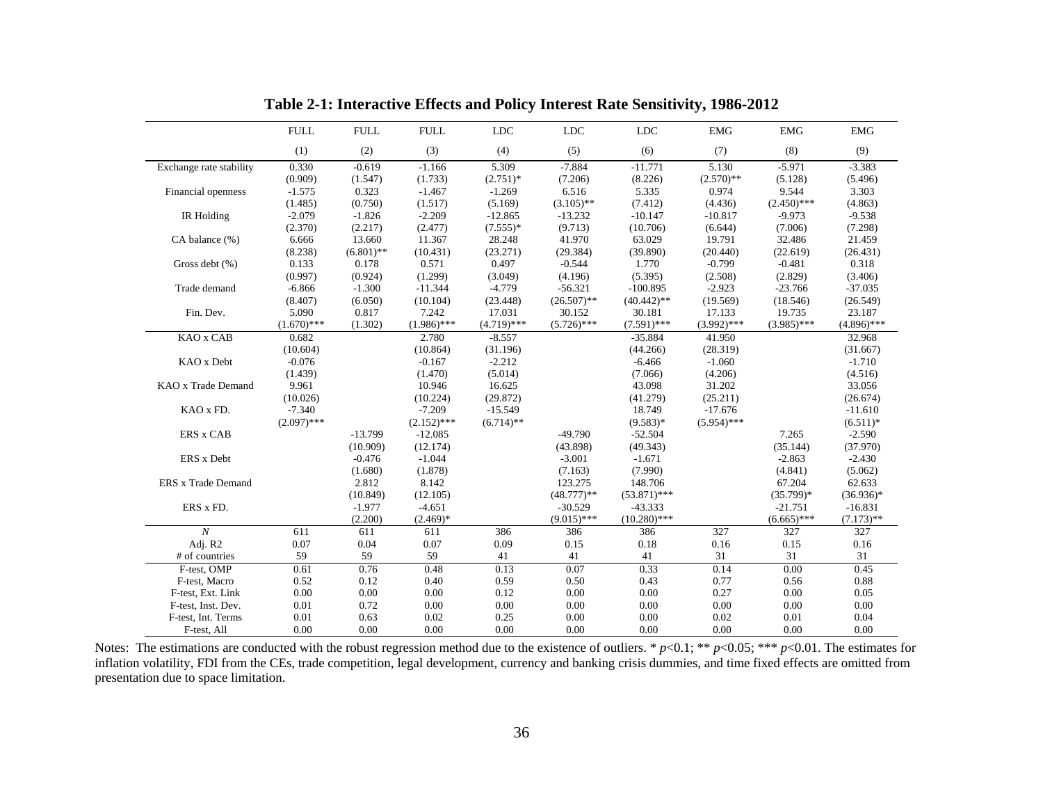**Table 2-1: Interactive Effects and Policy Interest Rate Sensitivity, 1986-2012**

| | FULL | FULL | FULL | LDC | LDC | LDC | EMG | EMG | EMG |
|---|---|---|---|---|---|---|---|---|---|
| | (1) | (2) | (3) | (4) | (5) | (6) | (7) | (8) | (9) |
| Exchange rate stability | 0.330 | -0.619 | -1.166 | 5.309 | -7.884 | -11.771 | 5.130 | -5.971 | -3.383 |
| | (0.909) | (1.547) | (1.733) | (2.751)* | (7.206) | (8.226) | (2.570)** | (5.128) | (5.496) |
| Financial openness | -1.575 | 0.323 | -1.467 | -1.269 | 6.516 | 5.335 | 0.974 | 9.544 | 3.303 |
| | (1.485) | (0.750) | (1.517) | (5.169) | (3.105)** | (7.412) | (4.436) | (2.450)*** | (4.863) |
| IR Holding | -2.079 | -1.826 | -2.209 | -12.865 | -13.232 | -10.147 | -10.817 | -9.973 | -9.538 |
| | (2.370) | (2.217) | (2.477) | (7.555)* | (9.713) | (10.706) | (6.644) | (7.006) | (7.298) |
| CA balance (%) | 6.666 | 13.660 | 11.367 | 28.248 | 41.970 | 63.029 | 19.791 | 32.486 | 21.459 |
| | (8.238) | (6.801)** | (10.431) | (23.271) | (29.384) | (39.890) | (20.440) | (22.619) | (26.431) |
| Gross debt (%) | 0.133 | 0.178 | 0.571 | 0.497 | -0.544 | 1.770 | -0.799 | -0.481 | 0.318 |
| | (0.997) | (0.924) | (1.299) | (3.049) | (4.196) | (5.395) | (2.508) | (2.829) | (3.406) |
| Trade demand | -6.866 | -1.300 | -11.344 | -4.779 | -56.321 | -100.895 | -2.923 | -23.766 | -37.035 |
| | (8.407) | (6.050) | (10.104) | (23.448) | (26.507)** | (40.442)** | (19.569) | (18.546) | (26.549) |
| Fin. Dev. | 5.090 | 0.817 | 7.242 | 17.031 | 30.152 | 30.181 | 17.133 | 19.735 | 23.187 |
| | (1.670)*** | (1.302) | (1.986)*** | (4.719)*** | (5.726)*** | (7.591)*** | (3.992)*** | (3.985)*** | (4.896)*** |
| KAO x CAB | 0.682 | | 2.780 | -8.557 | | -35.884 | 41.950 | | 32.968 |
| | (10.604) | | (10.864) | (31.196) | | (44.266) | (28.319) | | (31.667) |
| KAO x Debt | -0.076 | | -0.167 | -2.212 | | -6.466 | -1.060 | | -1.710 |
| | (1.439) | | (1.470) | (5.014) | | (7.066) | (4.206) | | (4.516) |
| KAO x Trade Demand | 9.961 | | 10.946 | 16.625 | | 43.098 | 31.202 | | 33.056 |
| | (10.026) | | (10.224) | (29.872) | | (41.279) | (25.211) | | (26.674) |
| KAO x FD. | -7.340 | | -7.209 | -15.549 | | 18.749 | -17.676 | | -11.610 |
| | (2.097)*** | | (2.152)*** | (6.714)** | | (9.583)* | (5.954)*** | | (6.511)* |
| ERS x CAB | | -13.799 | -12.085 | | -49.790 | -52.504 | | 7.265 | -2.590 |
| | | (10.909) | (12.174) | | (43.898) | (49.343) | | (35.144) | (37.970) |
| ERS x Debt | | -0.476 | -1.044 | | -3.001 | -1.671 | | -2.863 | -2.430 |
| | | (1.680) | (1.878) | | (7.163) | (7.990) | | (4.841) | (5.062) |
| ERS x Trade Demand | | 2.812 | 8.142 | | 123.275 | 148.706 | | 67.204 | 62.633 |
| | | (10.849) | (12.105) | | (48.777)** | (53.871)*** | | (35.799)* | (36.936)* |
| ERS x FD. | | -1.977 | -4.651 | | -30.529 | -43.333 | | -21.751 | -16.831 |
| | | (2.200) | (2.469)* | | (9.015)*** | (10.280)*** | | (6.665)*** | (7.173)** |
| *N* | 611 | 611 | 611 | 386 | 386 | 386 | 327 | 327 | 327 |
| Adj. R2 | 0.07 | 0.04 | 0.07 | 0.09 | 0.15 | 0.18 | 0.16 | 0.15 | 0.16 |
| # of countries | 59 | 59 | 59 | 41 | 41 | 41 | 31 | 31 | 31 |
| F-test, OMP | 0.61 | 0.76 | 0.48 | 0.13 | 0.07 | 0.33 | 0.14 | 0.00 | 0.45 |
| F-test, Macro | 0.52 | 0.12 | 0.40 | 0.59 | 0.50 | 0.43 | 0.77 | 0.56 | 0.88 |
| F-test, Ext. Link | 0.00 | 0.00 | 0.00 | 0.12 | 0.00 | 0.00 | 0.27 | 0.00 | 0.05 |
| F-test, Inst. Dev. | 0.01 | 0.72 | 0.00 | 0.00 | 0.00 | 0.00 | 0.00 | 0.00 | 0.00 |
| F-test, Int. Terms | 0.01 | 0.63 | 0.02 | 0.25 | 0.00 | 0.00 | 0.02 | 0.01 | 0.04 |
| F-test, All | 0.00 | 0.00 | 0.00 | 0.00 | 0.00 | 0.00 | 0.00 | 0.00 | 0.00 |

Notes: The estimations are conducted with the robust regression method due to the existence of outliers. * $p<0.1$; ** $p<0.05$; *** $p<0.01$. The estimates for inflation volatility, FDI from the CEs, trade competition, legal development, currency and banking crisis dummies, and time fixed effects are omitted from presentation due to space limitation.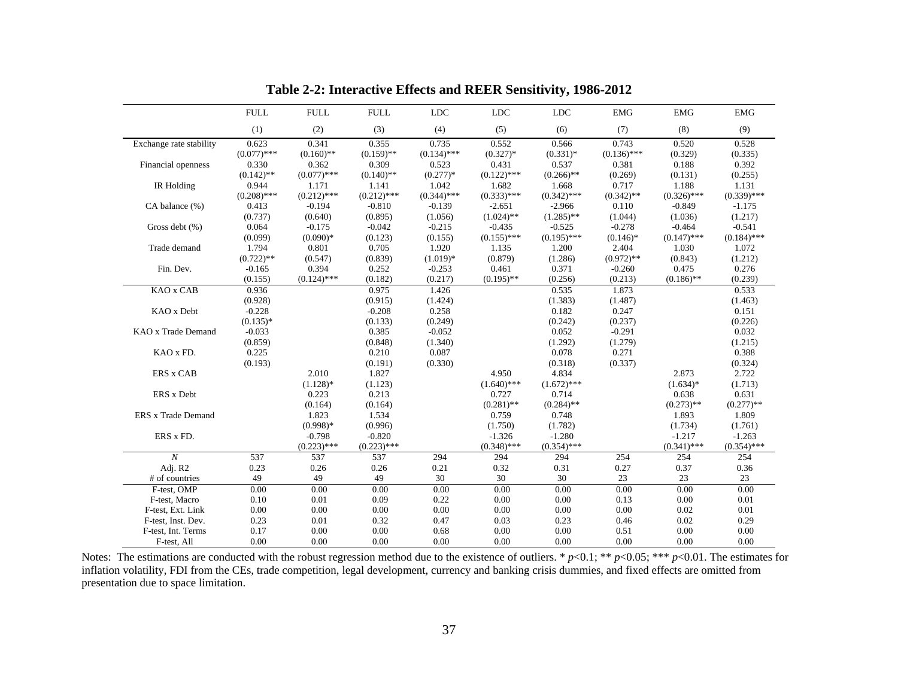**Table 2-2: Interactive Effects and REER Sensitivity, 1986-2012**

| | FULL | FULL | FULL | LDC | LDC | LDC | EMG | EMG | EMG |
|---|---|---|---|---|---|---|---|---|---|
| | (1) | (2) | (3) | (4) | (5) | (6) | (7) | (8) | (9) |
| Exchange rate stability | 0.623 | 0.341 | 0.355 | 0.735 | 0.552 | 0.566 | 0.743 | 0.520 | 0.528 |
| | (0.077)*** | (0.160)** | (0.159)** | (0.134)*** | (0.327)* | (0.331)* | (0.136)*** | (0.329) | (0.335) |
| Financial openness | 0.330 | 0.362 | 0.309 | 0.523 | 0.431 | 0.537 | 0.381 | 0.188 | 0.392 |
| | (0.142)** | (0.077)*** | (0.140)** | (0.277)* | (0.122)*** | (0.266)** | (0.269) | (0.131) | (0.255) |
| IR Holding | 0.944 | 1.171 | 1.141 | 1.042 | 1.682 | 1.668 | 0.717 | 1.188 | 1.131 |
| | (0.208)*** | (0.212)*** | (0.212)*** | (0.344)*** | (0.333)*** | (0.342)*** | (0.342)** | (0.326)*** | (0.339)*** |
| CA balance (%) | 0.413 | -0.194 | -0.810 | -0.139 | -2.651 | -2.966 | 0.110 | -0.849 | -1.175 |
| | (0.737) | (0.640) | (0.895) | (1.056) | (1.024)** | (1.285)** | (1.044) | (1.036) | (1.217) |
| Gross debt (%) | 0.064 | -0.175 | -0.042 | -0.215 | -0.435 | -0.525 | -0.278 | -0.464 | -0.541 |
| | (0.099) | (0.090)* | (0.123) | (0.155) | (0.155)*** | (0.195)*** | (0.146)* | (0.147)*** | (0.184)*** |
| Trade demand | 1.794 | 0.801 | 0.705 | 1.920 | 1.135 | 1.200 | 2.404 | 1.030 | 1.072 |
| | (0.722)** | (0.547) | (0.839) | (1.019)* | (0.879) | (1.286) | (0.972)** | (0.843) | (1.212) |
| Fin. Dev. | -0.165 | 0.394 | 0.252 | -0.253 | 0.461 | 0.371 | -0.260 | 0.475 | 0.276 |
| | (0.155) | (0.124)*** | (0.182) | (0.217) | (0.195)** | (0.256) | (0.213) | (0.186)** | (0.239) |
| KAO x CAB | 0.936 | | 0.975 | 1.426 | | 0.535 | 1.873 | | 0.533 |
| | (0.928) | | (0.915) | (1.424) | | (1.383) | (1.487) | | (1.463) |
| KAO x Debt | -0.228 | | -0.208 | 0.258 | | 0.182 | 0.247 | | 0.151 |
| | (0.135)* | | (0.133) | (0.249) | | (0.242) | (0.237) | | (0.226) |
| KAO x Trade Demand | -0.033 | | 0.385 | -0.052 | | 0.052 | -0.291 | | 0.032 |
| | (0.859) | | (0.848) | (1.340) | | (1.292) | (1.279) | | (1.215) |
| KAO x FD. | 0.225 | | 0.210 | 0.087 | | 0.078 | 0.271 | | 0.388 |
| | (0.193) | | (0.191) | (0.330) | | (0.318) | (0.337) | | (0.324) |
| ERS x CAB | | 2.010 | 1.827 | | 4.950 | 4.834 | | 2.873 | 2.722 |
| | | (1.128)* | (1.123) | | (1.640)*** | (1.672)*** | | (1.634)* | (1.713) |
| ERS x Debt | | 0.223 | 0.213 | | 0.727 | 0.714 | | 0.638 | 0.631 |
| | | (0.164) | (0.164) | | (0.281)** | (0.284)** | | (0.273)** | (0.277)** |
| ERS x Trade Demand | | 1.823 | 1.534 | | 0.759 | 0.748 | | 1.893 | 1.809 |
| | | (0.998)* | (0.996) | | (1.750) | (1.782) | | (1.734) | (1.761) |
| ERS x FD. | | -0.798 | -0.820 | | -1.326 | -1.280 | | -1.217 | -1.263 |
| | | (0.223)*** | (0.223)*** | | (0.348)*** | (0.354)*** | | (0.341)*** | (0.354)*** |
| *N* | 537 | 537 | 537 | 294 | 294 | 294 | 254 | 254 | 254 |
| Adj. R2 | 0.23 | 0.26 | 0.26 | 0.21 | 0.32 | 0.31 | 0.27 | 0.37 | 0.36 |
| # of countries | 49 | 49 | 49 | 30 | 30 | 30 | 23 | 23 | 23 |
| F-test, OMP | 0.00 | 0.00 | 0.00 | 0.00 | 0.00 | 0.00 | 0.00 | 0.00 | 0.00 |
| F-test, Macro | 0.10 | 0.01 | 0.09 | 0.22 | 0.00 | 0.00 | 0.13 | 0.00 | 0.01 |
| F-test, Ext. Link | 0.00 | 0.00 | 0.00 | 0.00 | 0.00 | 0.00 | 0.00 | 0.02 | 0.01 |
| F-test, Inst. Dev. | 0.23 | 0.01 | 0.32 | 0.47 | 0.03 | 0.23 | 0.46 | 0.02 | 0.29 |
| F-test, Int. Terms | 0.17 | 0.00 | 0.00 | 0.68 | 0.00 | 0.00 | 0.51 | 0.00 | 0.00 |
| F-test, All | 0.00 | 0.00 | 0.00 | 0.00 | 0.00 | 0.00 | 0.00 | 0.00 | 0.00 |

Notes: The estimations are conducted with the robust regression method due to the existence of outliers. * $p$<0.1; ** $p$<0.05; *** $p$<0.01. The estimates for inflation volatility, FDI from the CEs, trade competition, legal development, currency and banking crisis dummies, and fixed effects are omitted from presentation due to space limitation.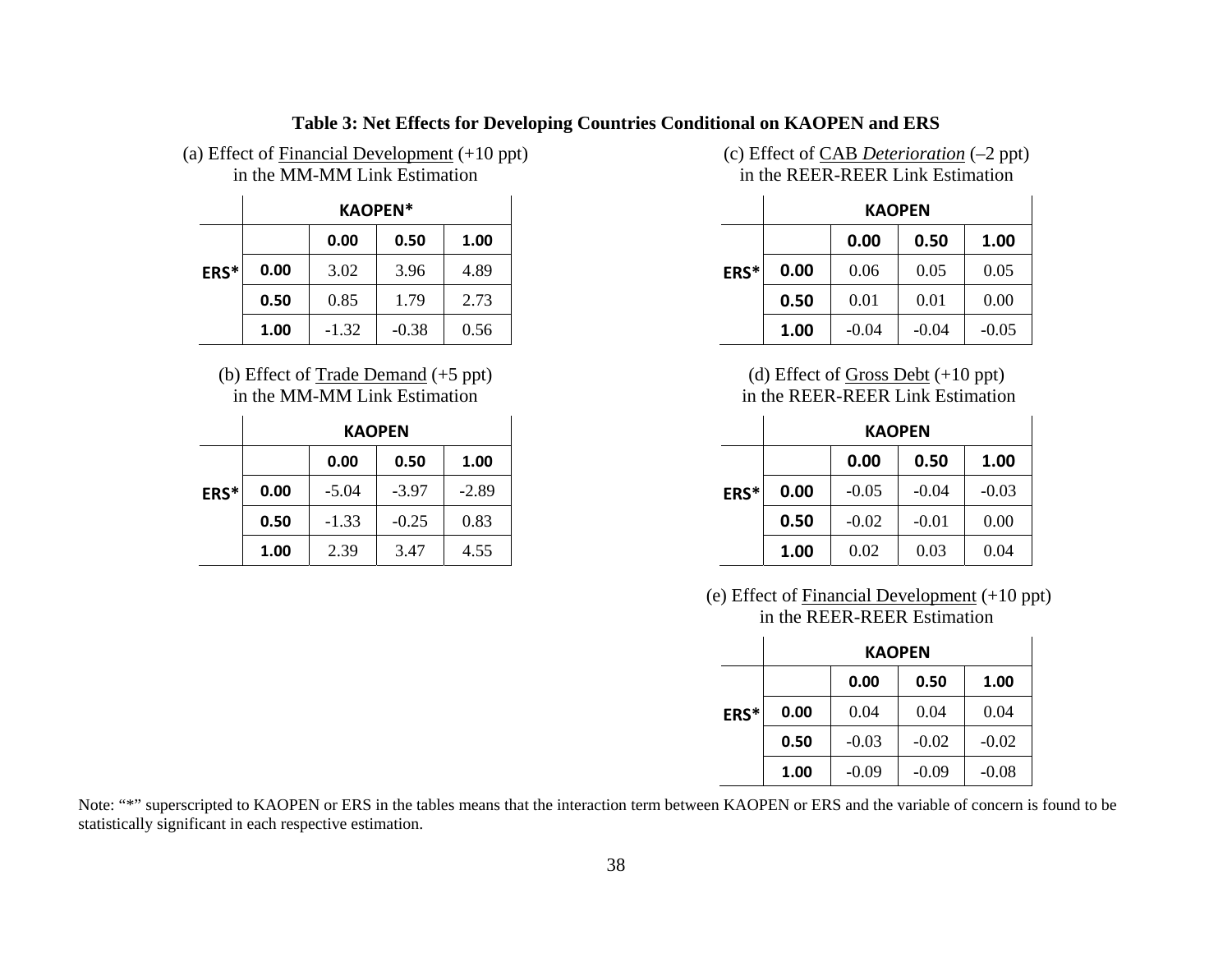**Table 3: Net Effects for Developing Countries Conditional on KAOPEN and ERS**

(a) Effect of Financial Development (+10 ppt) in the MM-MM Link Estimation

| | | KAOPEN* | | |
|---|---|---|---|---|
| | | **0.00** | **0.50** | **1.00** |
| **ERS*** | **0.00** | 3.02 | 3.96 | 4.89 |
| | **0.50** | 0.85 | 1.79 | 2.73 |
| | **1.00** | -1.32 | -0.38 | 0.56 |

(b) Effect of Trade Demand (+5 ppt) in the MM-MM Link Estimation

| | | KAOPEN | | |
|---|---|---|---|---|
| | | **0.00** | **0.50** | **1.00** |
| **ERS*** | **0.00** | -5.04 | -3.97 | -2.89 |
| | **0.50** | -1.33 | -0.25 | 0.83 |
| | **1.00** | 2.39 | 3.47 | 4.55 |

(c) Effect of CAB *Deterioration* (–2 ppt) in the REER-REER Link Estimation

| | | KAOPEN | | |
|---|---|---|---|---|
| | | **0.00** | **0.50** | **1.00** |
| **ERS*** | **0.00** | 0.06 | 0.05 | 0.05 |
| | **0.50** | 0.01 | 0.01 | 0.00 |
| | **1.00** | -0.04 | -0.04 | -0.05 |

(d) Effect of Gross Debt (+10 ppt) in the REER-REER Link Estimation

| | | KAOPEN | | |
|---|---|---|---|---|
| | | **0.00** | **0.50** | **1.00** |
| **ERS*** | **0.00** | -0.05 | -0.04 | -0.03 |
| | **0.50** | -0.02 | -0.01 | 0.00 |
| | **1.00** | 0.02 | 0.03 | 0.04 |

(e) Effect of Financial Development (+10 ppt) in the REER-REER Estimation

| | | KAOPEN | | |
|---|---|---|---|---|
| | | **0.00** | **0.50** | **1.00** |
| **ERS*** | **0.00** | 0.04 | 0.04 | 0.04 |
| | **0.50** | -0.03 | -0.02 | -0.02 |
| | **1.00** | -0.09 | -0.09 | -0.08 |

Note: "*" superscripted to KAOPEN or ERS in the tables means that the interaction term between KAOPEN or ERS and the variable of concern is found to be statistically significant in each respective estimation.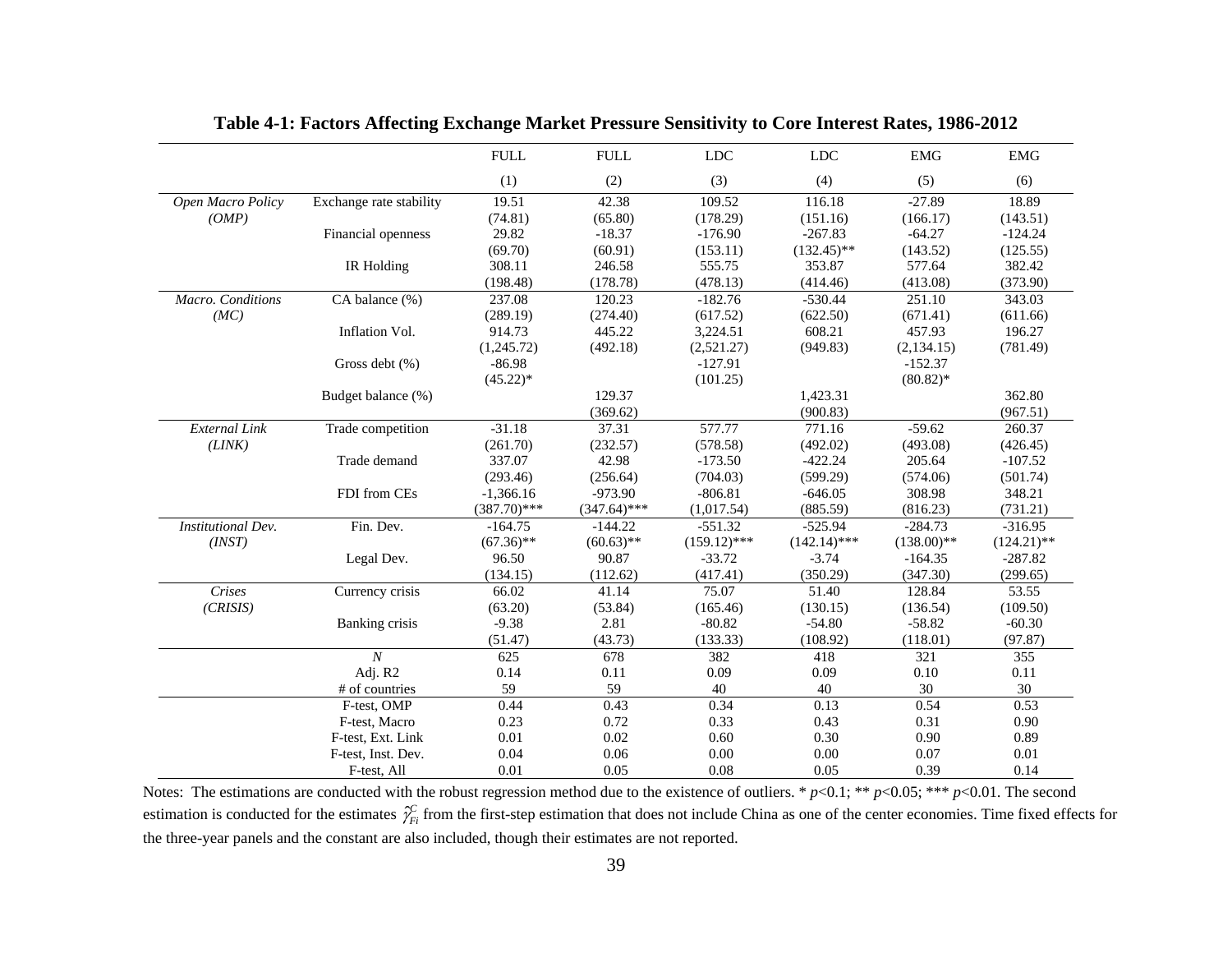**Table 4-1: Factors Affecting Exchange Market Pressure Sensitivity to Core Interest Rates, 1986-2012**

| | | FULL | FULL | LDC | LDC | EMG | EMG |
|---|---|---|---|---|---|---|---|
| | | (1) | (2) | (3) | (4) | (5) | (6) |
| *Open Macro Policy* | Exchange rate stability | 19.51 | 42.38 | 109.52 | 116.18 | -27.89 | 18.89 |
| *(OMP)* | | (74.81) | (65.80) | (178.29) | (151.16) | (166.17) | (143.51) |
| | Financial openness | 29.82 | -18.37 | -176.90 | -267.83 | -64.27 | -124.24 |
| | | (69.70) | (60.91) | (153.11) | (132.45)** | (143.52) | (125.55) |
| | IR Holding | 308.11 | 246.58 | 555.75 | 353.87 | 577.64 | 382.42 |
| | | (198.48) | (178.78) | (478.13) | (414.46) | (413.08) | (373.90) |
| *Macro. Conditions* | CA balance (%) | 237.08 | 120.23 | -182.76 | -530.44 | 251.10 | 343.03 |
| *(MC)* | | (289.19) | (274.40) | (617.52) | (622.50) | (671.41) | (611.66) |
| | Inflation Vol. | 914.73 | 445.22 | 3,224.51 | 608.21 | 457.93 | 196.27 |
| | | (1,245.72) | (492.18) | (2,521.27) | (949.83) | (2,134.15) | (781.49) |
| | Gross debt (%) | -86.98 | | -127.91 | | -152.37 | |
| | | (45.22)* | | (101.25) | | (80.82)* | |
| | Budget balance (%) | | 129.37 | | 1,423.31 | | 362.80 |
| | | | (369.62) | | (900.83) | | (967.51) |
| *External Link* | Trade competition | -31.18 | 37.31 | 577.77 | 771.16 | -59.62 | 260.37 |
| *(LINK)* | | (261.70) | (232.57) | (578.58) | (492.02) | (493.08) | (426.45) |
| | Trade demand | 337.07 | 42.98 | -173.50 | -422.24 | 205.64 | -107.52 |
| | | (293.46) | (256.64) | (704.03) | (599.29) | (574.06) | (501.74) |
| | FDI from CEs | -1,366.16 | -973.90 | -806.81 | -646.05 | 308.98 | 348.21 |
| | | (387.70)*** | (347.64)*** | (1,017.54) | (885.59) | (816.23) | (731.21) |
| *Institutional Dev.* | Fin. Dev. | -164.75 | -144.22 | -551.32 | -525.94 | -284.73 | -316.95 |
| *(INST)* | | (67.36)** | (60.63)** | (159.12)*** | (142.14)*** | (138.00)** | (124.21)** |
| | Legal Dev. | 96.50 | 90.87 | -33.72 | -3.74 | -164.35 | -287.82 |
| | | (134.15) | (112.62) | (417.41) | (350.29) | (347.30) | (299.65) |
| *Crises* | Currency crisis | 66.02 | 41.14 | 75.07 | 51.40 | 128.84 | 53.55 |
| *(CRISIS)* | | (63.20) | (53.84) | (165.46) | (130.15) | (136.54) | (109.50) |
| | Banking crisis | -9.38 | 2.81 | -80.82 | -54.80 | -58.82 | -60.30 |
| | | (51.47) | (43.73) | (133.33) | (108.92) | (118.01) | (97.87) |
| | *N* | 625 | 678 | 382 | 418 | 321 | 355 |
| | Adj. R2 | 0.14 | 0.11 | 0.09 | 0.09 | 0.10 | 0.11 |
| | # of countries | 59 | 59 | 40 | 40 | 30 | 30 |
| | F-test, OMP | 0.44 | 0.43 | 0.34 | 0.13 | 0.54 | 0.53 |
| | F-test, Macro | 0.23 | 0.72 | 0.33 | 0.43 | 0.31 | 0.90 |
| | F-test, Ext. Link | 0.01 | 0.02 | 0.60 | 0.30 | 0.90 | 0.89 |
| | F-test, Inst. Dev. | 0.04 | 0.06 | 0.00 | 0.00 | 0.07 | 0.01 |
| | F-test, All | 0.01 | 0.05 | 0.08 | 0.05 | 0.39 | 0.14 |

Notes: The estimations are conducted with the robust regression method due to the existence of outliers. * *p*<0.1; ** *p*<0.05; *** *p*<0.01. The second estimation is conducted for the estimates $\hat{\gamma}_{Fi}^{C}$ from the first-step estimation that does not include China as one of the center economies. Time fixed effects for the three-year panels and the constant are also included, though their estimates are not reported.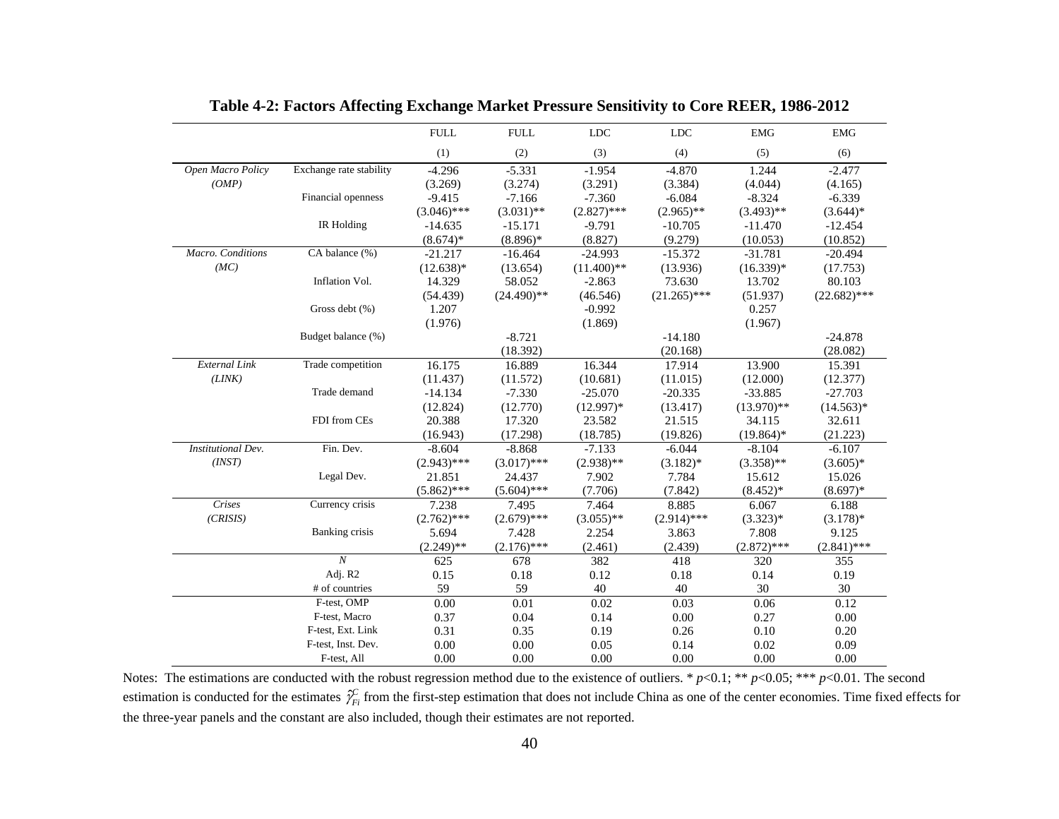**Table 4-2: Factors Affecting Exchange Market Pressure Sensitivity to Core REER, 1986-2012**

| | | FULL | FULL | LDC | LDC | EMG | EMG |
|---|---|---|---|---|---|---|---|
| | | (1) | (2) | (3) | (4) | (5) | (6) |
| *Open Macro Policy* | Exchange rate stability | -4.296 | -5.331 | -1.954 | -4.870 | 1.244 | -2.477 |
| *(OMP)* | | (3.269) | (3.274) | (3.291) | (3.384) | (4.044) | (4.165) |
| | Financial openness | -9.415 | -7.166 | -7.360 | -6.084 | -8.324 | -6.339 |
| | | (3.046)*** | (3.031)** | (2.827)*** | (2.965)** | (3.493)** | (3.644)* |
| | IR Holding | -14.635 | -15.171 | -9.791 | -10.705 | -11.470 | -12.454 |
| | | (8.674)* | (8.896)* | (8.827) | (9.279) | (10.053) | (10.852) |
| *Macro. Conditions* | CA balance (%) | -21.217 | -16.464 | -24.993 | -15.372 | -31.781 | -20.494 |
| *(MC)* | | (12.638)* | (13.654) | (11.400)** | (13.936) | (16.339)* | (17.753) |
| | Inflation Vol. | 14.329 | 58.052 | -2.863 | 73.630 | 13.702 | 80.103 |
| | | (54.439) | (24.490)** | (46.546) | (21.265)*** | (51.937) | (22.682)*** |
| | Gross debt (%) | 1.207 | | -0.992 | | 0.257 | |
| | | (1.976) | | (1.869) | | (1.967) | |
| | Budget balance (%) | | -8.721 | | -14.180 | | -24.878 |
| | | | (18.392) | | (20.168) | | (28.082) |
| *External Link* | Trade competition | 16.175 | 16.889 | 16.344 | 17.914 | 13.900 | 15.391 |
| *(LINK)* | | (11.437) | (11.572) | (10.681) | (11.015) | (12.000) | (12.377) |
| | Trade demand | -14.134 | -7.330 | -25.070 | -20.335 | -33.885 | -27.703 |
| | | (12.824) | (12.770) | (12.997)* | (13.417) | (13.970)** | (14.563)* |
| | FDI from CEs | 20.388 | 17.320 | 23.582 | 21.515 | 34.115 | 32.611 |
| | | (16.943) | (17.298) | (18.785) | (19.826) | (19.864)* | (21.223) |
| *Institutional Dev.* | Fin. Dev. | -8.604 | -8.868 | -7.133 | -6.044 | -8.104 | -6.107 |
| *(INST)* | | (2.943)*** | (3.017)*** | (2.938)** | (3.182)* | (3.358)** | (3.605)* |
| | Legal Dev. | 21.851 | 24.437 | 7.902 | 7.784 | 15.612 | 15.026 |
| | | (5.862)*** | (5.604)*** | (7.706) | (7.842) | (8.452)* | (8.697)* |
| *Crises* | Currency crisis | 7.238 | 7.495 | 7.464 | 8.885 | 6.067 | 6.188 |
| *(CRISIS)* | | (2.762)*** | (2.679)*** | (3.055)** | (2.914)*** | (3.323)* | (3.178)* |
| | Banking crisis | 5.694 | 7.428 | 2.254 | 3.863 | 7.808 | 9.125 |
| | | (2.249)** | (2.176)*** | (2.461) | (2.439) | (2.872)*** | (2.841)*** |
| | *N* | 625 | 678 | 382 | 418 | 320 | 355 |
| | Adj. R2 | 0.15 | 0.18 | 0.12 | 0.18 | 0.14 | 0.19 |
| | # of countries | 59 | 59 | 40 | 40 | 30 | 30 |
| | F-test, OMP | 0.00 | 0.01 | 0.02 | 0.03 | 0.06 | 0.12 |
| | F-test, Macro | 0.37 | 0.04 | 0.14 | 0.00 | 0.27 | 0.00 |
| | F-test, Ext. Link | 0.31 | 0.35 | 0.19 | 0.26 | 0.10 | 0.20 |
| | F-test, Inst. Dev. | 0.00 | 0.00 | 0.05 | 0.14 | 0.02 | 0.09 |
| | F-test, All | 0.00 | 0.00 | 0.00 | 0.00 | 0.00 | 0.00 |

Notes: The estimations are conducted with the robust regression method due to the existence of outliers. * $p$<0.1; ** $p$<0.05; *** $p$<0.01. The second estimation is conducted for the estimates $\hat{\gamma}_{Fi}^{C}$ from the first-step estimation that does not include China as one of the center economies. Time fixed effects for the three-year panels and the constant are also included, though their estimates are not reported.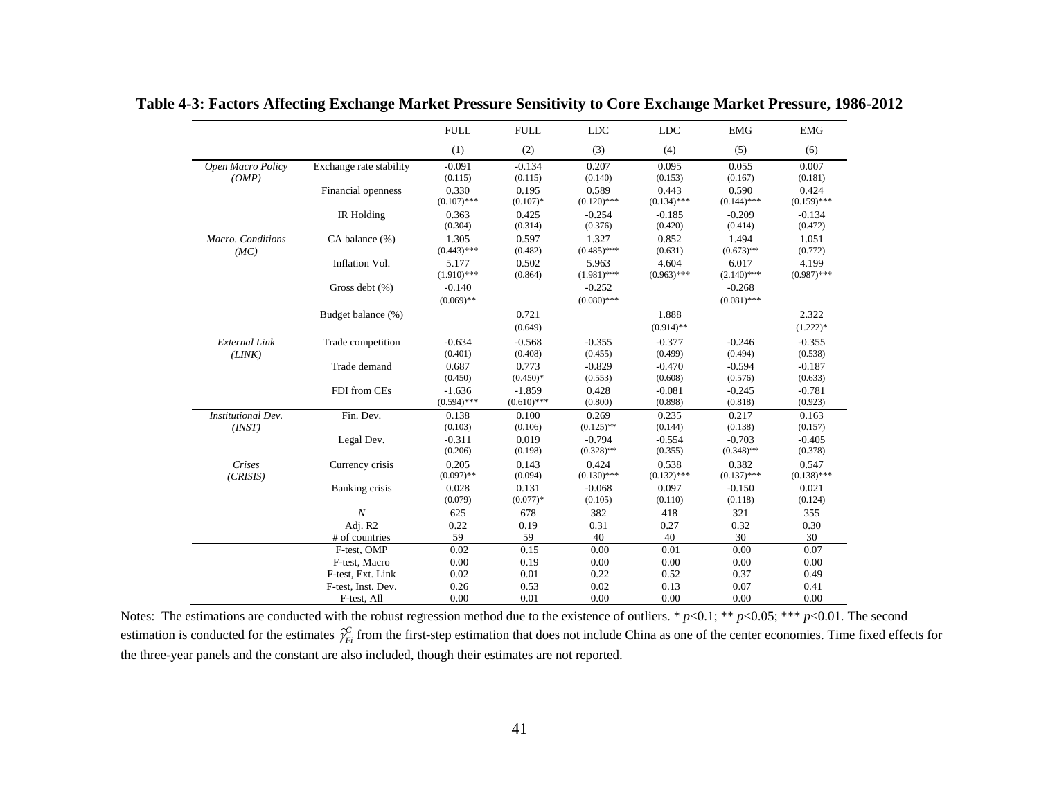**Table 4-3: Factors Affecting Exchange Market Pressure Sensitivity to Core Exchange Market Pressure, 1986-2012**

| | | FULL | FULL | LDC | LDC | EMG | EMG |
|---|---|---|---|---|---|---|---|
| | | (1) | (2) | (3) | (4) | (5) | (6) |
| *Open Macro Policy (OMP)* | Exchange rate stability | -0.091 | -0.134 | 0.207 | 0.095 | 0.055 | 0.007 |
| | | (0.115) | (0.115) | (0.140) | (0.153) | (0.167) | (0.181) |
| | Financial openness | 0.330 | 0.195 | 0.589 | 0.443 | 0.590 | 0.424 |
| | | (0.107)*** | (0.107)* | (0.120)*** | (0.134)*** | (0.144)*** | (0.159)*** |
| | IR Holding | 0.363 | 0.425 | -0.254 | -0.185 | -0.209 | -0.134 |
| | | (0.304) | (0.314) | (0.376) | (0.420) | (0.414) | (0.472) |
| *Macro. Conditions (MC)* | CA balance (%) | 1.305 | 0.597 | 1.327 | 0.852 | 1.494 | 1.051 |
| | | (0.443)*** | (0.482) | (0.485)*** | (0.631) | (0.673)** | (0.772) |
| | Inflation Vol. | 5.177 | 0.502 | 5.963 | 4.604 | 6.017 | 4.199 |
| | | (1.910)*** | (0.864) | (1.981)*** | (0.963)*** | (2.140)*** | (0.987)*** |
| | Gross debt (%) | -0.140 | | -0.252 | | -0.268 | |
| | | (0.069)** | | (0.080)*** | | (0.081)*** | |
| | Budget balance (%) | | 0.721 | | 1.888 | | 2.322 |
| | | | (0.649) | | (0.914)** | | (1.222)* |
| *External Link (LINK)* | Trade competition | -0.634 | -0.568 | -0.355 | -0.377 | -0.246 | -0.355 |
| | | (0.401) | (0.408) | (0.455) | (0.499) | (0.494) | (0.538) |
| | Trade demand | 0.687 | 0.773 | -0.829 | -0.470 | -0.594 | -0.187 |
| | | (0.450) | (0.450)* | (0.553) | (0.608) | (0.576) | (0.633) |
| | FDI from CEs | -1.636 | -1.859 | 0.428 | -0.081 | -0.245 | -0.781 |
| | | (0.594)*** | (0.610)*** | (0.800) | (0.898) | (0.818) | (0.923) |
| *Institutional Dev. (INST)* | Fin. Dev. | 0.138 | 0.100 | 0.269 | 0.235 | 0.217 | 0.163 |
| | | (0.103) | (0.106) | (0.125)** | (0.144) | (0.138) | (0.157) |
| | Legal Dev. | -0.311 | 0.019 | -0.794 | -0.554 | -0.703 | -0.405 |
| | | (0.206) | (0.198) | (0.328)** | (0.355) | (0.348)** | (0.378) |
| *Crises (CRISIS)* | Currency crisis | 0.205 | 0.143 | 0.424 | 0.538 | 0.382 | 0.547 |
| | | (0.097)** | (0.094) | (0.130)*** | (0.132)*** | (0.137)*** | (0.138)*** |
| | Banking crisis | 0.028 | 0.131 | -0.068 | 0.097 | -0.150 | 0.021 |
| | | (0.079) | (0.077)* | (0.105) | (0.110) | (0.118) | (0.124) |
| | *N* | 625 | 678 | 382 | 418 | 321 | 355 |
| | Adj. R2 | 0.22 | 0.19 | 0.31 | 0.27 | 0.32 | 0.30 |
| | # of countries | 59 | 59 | 40 | 40 | 30 | 30 |
| | F-test, OMP | 0.02 | 0.15 | 0.00 | 0.01 | 0.00 | 0.07 |
| | F-test, Macro | 0.00 | 0.19 | 0.00 | 0.00 | 0.00 | 0.00 |
| | F-test, Ext. Link | 0.02 | 0.01 | 0.22 | 0.52 | 0.37 | 0.49 |
| | F-test, Inst. Dev. | 0.26 | 0.53 | 0.02 | 0.13 | 0.07 | 0.41 |
| | F-test, All | 0.00 | 0.01 | 0.00 | 0.00 | 0.00 | 0.00 |

Notes: The estimations are conducted with the robust regression method due to the existence of outliers. * $p$<0.1; ** $p$<0.05; *** $p$<0.01. The second estimation is conducted for the estimates $\hat{\gamma}^{C}_{Fi}$ from the first-step estimation that does not include China as one of the center economies. Time fixed effects for the three-year panels and the constant are also included, though their estimates are not reported.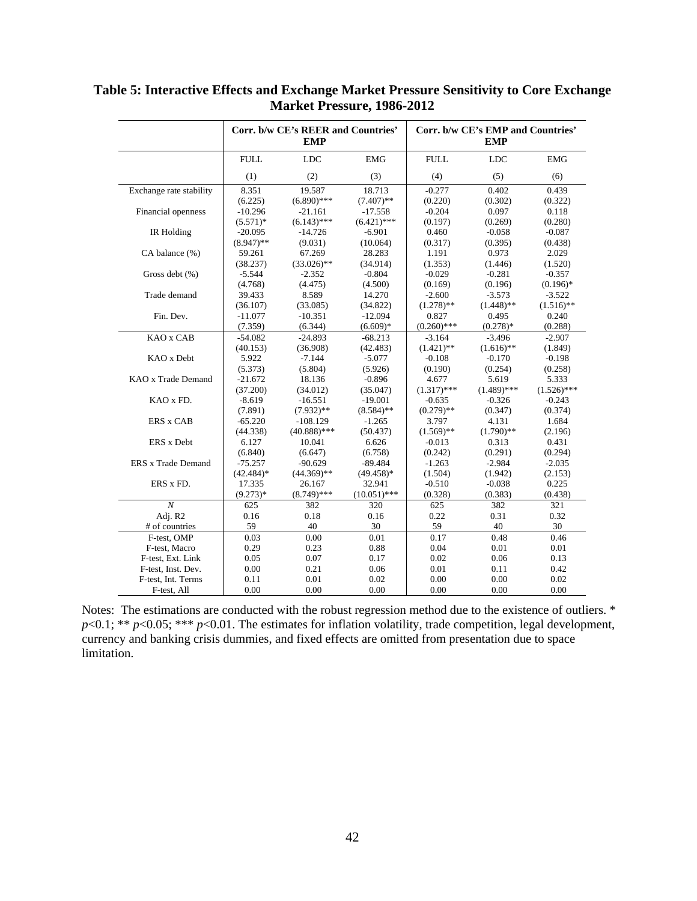**Table 5: Interactive Effects and Exchange Market Pressure Sensitivity to Core Exchange Market Pressure, 1986-2012**

| | Corr. b/w CE's REER and Countries' EMP | | | Corr. b/w CE's EMP and Countries' EMP | | |
|---|---|---|---|---|---|---|
| | FULL | LDC | EMG | FULL | LDC | EMG |
| | (1) | (2) | (3) | (4) | (5) | (6) |
| Exchange rate stability | 8.351 | 19.587 | 18.713 | -0.277 | 0.402 | 0.439 |
| | (6.225) | (6.890)*** | (7.407)** | (0.220) | (0.302) | (0.322) |
| Financial openness | -10.296 | -21.161 | -17.558 | -0.204 | 0.097 | 0.118 |
| | (5.571)* | (6.143)*** | (6.421)*** | (0.197) | (0.269) | (0.280) |
| IR Holding | -20.095 | -14.726 | -6.901 | 0.460 | -0.058 | -0.087 |
| | (8.947)** | (9.031) | (10.064) | (0.317) | (0.395) | (0.438) |
| CA balance (%) | 59.261 | 67.269 | 28.283 | 1.191 | 0.973 | 2.029 |
| | (38.237) | (33.026)** | (34.914) | (1.353) | (1.446) | (1.520) |
| Gross debt (%) | -5.544 | -2.352 | -0.804 | -0.029 | -0.281 | -0.357 |
| | (4.768) | (4.475) | (4.500) | (0.169) | (0.196) | (0.196)* |
| Trade demand | 39.433 | 8.589 | 14.270 | -2.600 | -3.573 | -3.522 |
| | (36.107) | (33.085) | (34.822) | (1.278)** | (1.448)** | (1.516)** |
| Fin. Dev. | -11.077 | -10.351 | -12.094 | 0.827 | 0.495 | 0.240 |
| | (7.359) | (6.344) | (6.609)* | (0.260)*** | (0.278)* | (0.288) |
| KAO x CAB | -54.082 | -24.893 | -68.213 | -3.164 | -3.496 | -2.907 |
| | (40.153) | (36.908) | (42.483) | (1.421)** | (1.616)** | (1.849) |
| KAO x Debt | 5.922 | -7.144 | -5.077 | -0.108 | -0.170 | -0.198 |
| | (5.373) | (5.804) | (5.926) | (0.190) | (0.254) | (0.258) |
| KAO x Trade Demand | -21.672 | 18.136 | -0.896 | 4.677 | 5.619 | 5.333 |
| | (37.200) | (34.012) | (35.047) | (1.317)*** | (1.489)*** | (1.526)*** |
| KAO x FD. | -8.619 | -16.551 | -19.001 | -0.635 | -0.326 | -0.243 |
| | (7.891) | (7.932)** | (8.584)** | (0.279)** | (0.347) | (0.374) |
| ERS x CAB | -65.220 | -108.129 | -1.265 | 3.797 | 4.131 | 1.684 |
| | (44.338) | (40.888)*** | (50.437) | (1.569)** | (1.790)** | (2.196) |
| ERS x Debt | 6.127 | 10.041 | 6.626 | -0.013 | 0.313 | 0.431 |
| | (6.840) | (6.647) | (6.758) | (0.242) | (0.291) | (0.294) |
| ERS x Trade Demand | -75.257 | -90.629 | -89.484 | -1.263 | -2.984 | -2.035 |
| | (42.484)* | (44.369)** | (49.458)* | (1.504) | (1.942) | (2.153) |
| ERS x FD. | 17.335 | 26.167 | 32.941 | -0.510 | -0.038 | 0.225 |
| | (9.273)* | (8.749)*** | (10.051)*** | (0.328) | (0.383) | (0.438) |
| *N* | 625 | 382 | 320 | 625 | 382 | 321 |
| Adj. R2 | 0.16 | 0.18 | 0.16 | 0.22 | 0.31 | 0.32 |
| # of countries | 59 | 40 | 30 | 59 | 40 | 30 |
| F-test, OMP | 0.03 | 0.00 | 0.01 | 0.17 | 0.48 | 0.46 |
| F-test, Macro | 0.29 | 0.23 | 0.88 | 0.04 | 0.01 | 0.01 |
| F-test, Ext. Link | 0.05 | 0.07 | 0.17 | 0.02 | 0.06 | 0.13 |
| F-test, Inst. Dev. | 0.00 | 0.21 | 0.06 | 0.01 | 0.11 | 0.42 |
| F-test, Int. Terms | 0.11 | 0.01 | 0.02 | 0.00 | 0.00 | 0.02 |
| F-test, All | 0.00 | 0.00 | 0.00 | 0.00 | 0.00 | 0.00 |

Notes: The estimations are conducted with the robust regression method due to the existence of outliers. * $p$<0.1; ** $p$<0.05; *** $p$<0.01. The estimates for inflation volatility, trade competition, legal development, currency and banking crisis dummies, and fixed effects are omitted from presentation due to space limitation.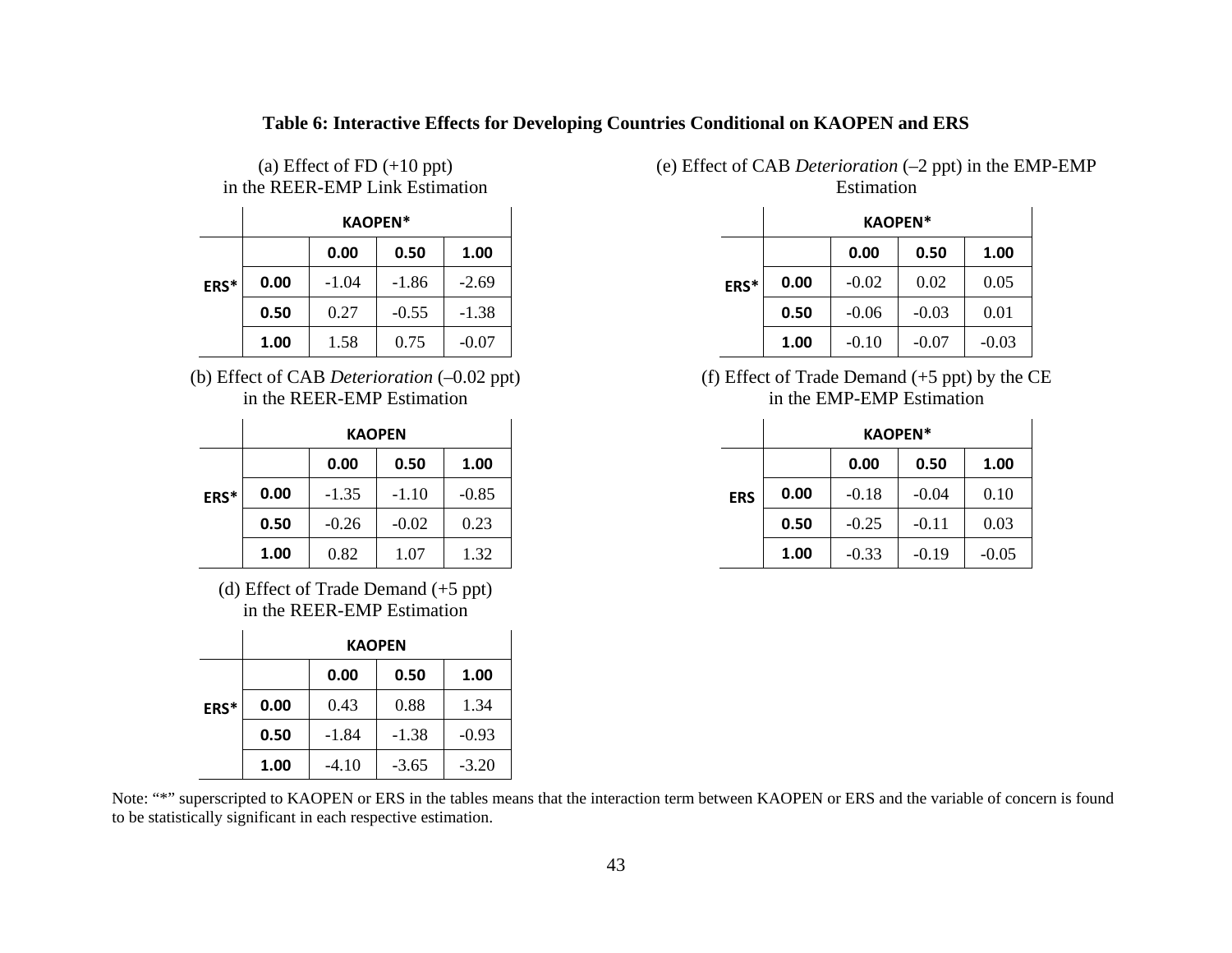**Table 6: Interactive Effects for Developing Countries Conditional on KAOPEN and ERS**

(a) Effect of FD (+10 ppt) in the REER-EMP Link Estimation

| | | KAOPEN* | | |
|---|---|---|---|---|
| | | 0.00 | 0.50 | 1.00 |
| ERS* | 0.00 | -1.04 | -1.86 | -2.69 |
| | 0.50 | 0.27 | -0.55 | -1.38 |
| | 1.00 | 1.58 | 0.75 | -0.07 |

(b) Effect of CAB *Deterioration* (–0.02 ppt) in the REER-EMP Estimation

| | | KAOPEN | | |
|---|---|---|---|---|
| | | 0.00 | 0.50 | 1.00 |
| ERS* | 0.00 | -1.35 | -1.10 | -0.85 |
| | 0.50 | -0.26 | -0.02 | 0.23 |
| | 1.00 | 0.82 | 1.07 | 1.32 |

(d) Effect of Trade Demand (+5 ppt) in the REER-EMP Estimation

| | | KAOPEN | | |
|---|---|---|---|---|
| | | 0.00 | 0.50 | 1.00 |
| ERS* | 0.00 | 0.43 | 0.88 | 1.34 |
| | 0.50 | -1.84 | -1.38 | -0.93 |
| | 1.00 | -4.10 | -3.65 | -3.20 |

(e) Effect of CAB *Deterioration* (–2 ppt) in the EMP-EMP Estimation

| | | KAOPEN* | | |
|---|---|---|---|---|
| | | 0.00 | 0.50 | 1.00 |
| ERS* | 0.00 | -0.02 | 0.02 | 0.05 |
| | 0.50 | -0.06 | -0.03 | 0.01 |
| | 1.00 | -0.10 | -0.07 | -0.03 |

(f) Effect of Trade Demand (+5 ppt) by the CE in the EMP-EMP Estimation

| | | KAOPEN* | | |
|---|---|---|---|---|
| | | 0.00 | 0.50 | 1.00 |
| ERS | 0.00 | -0.18 | -0.04 | 0.10 |
| | 0.50 | -0.25 | -0.11 | 0.03 |
| | 1.00 | -0.33 | -0.19 | -0.05 |

Note: "*" superscripted to KAOPEN or ERS in the tables means that the interaction term between KAOPEN or ERS and the variable of concern is found to be statistically significant in each respective estimation.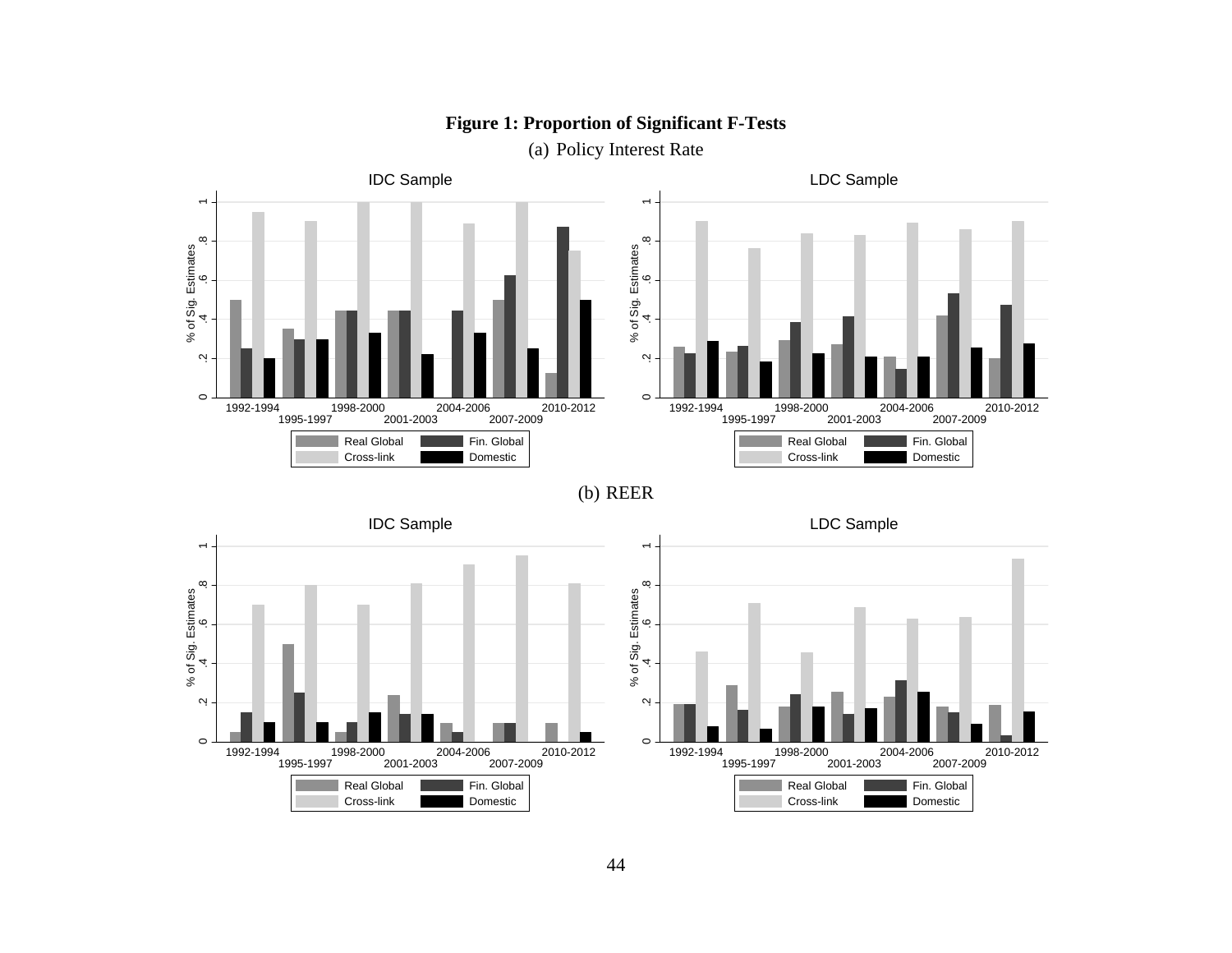**Figure 1: Proportion of Significant F-Tests**

(a) Policy Interest Rate

(b) REER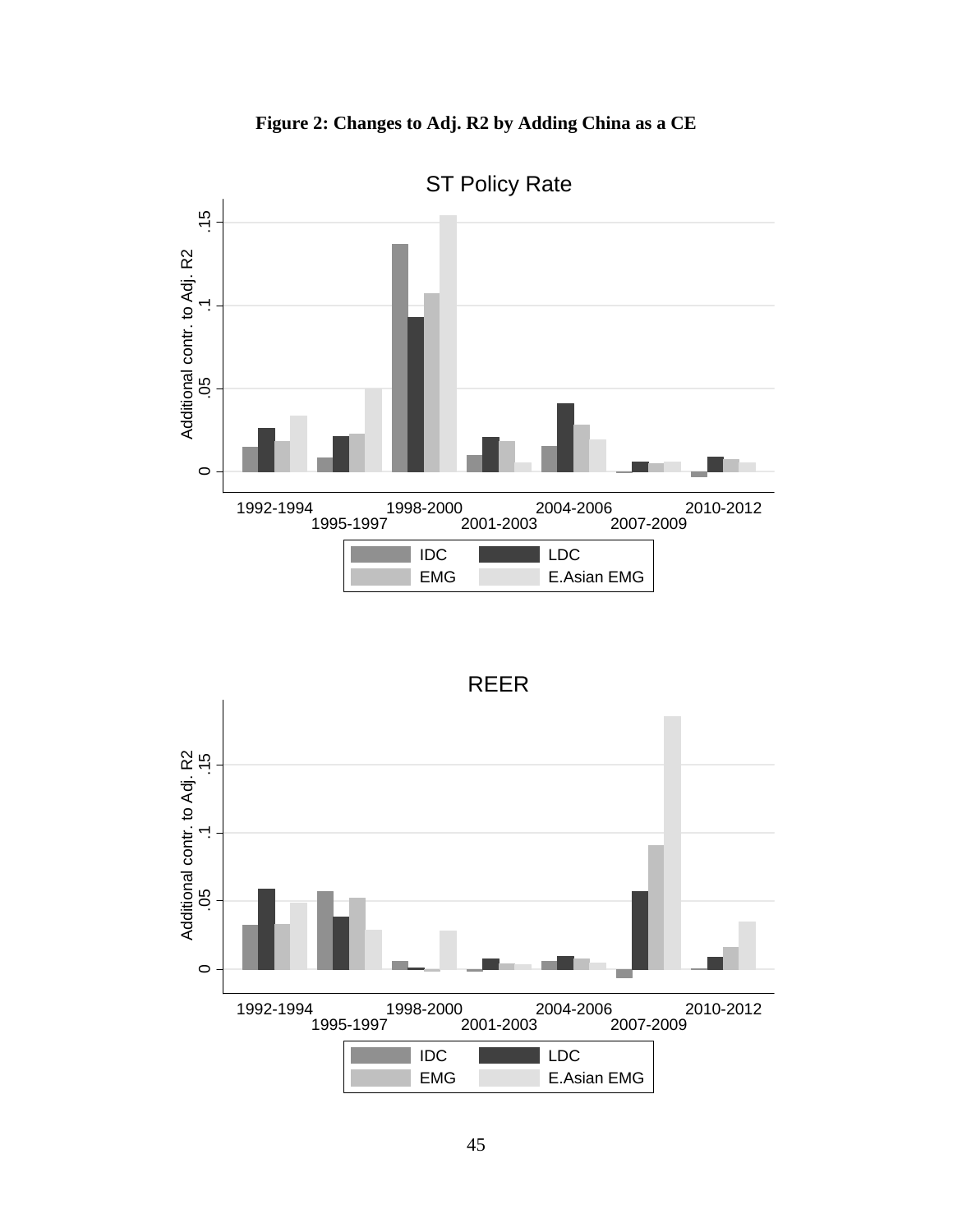**Figure 2: Changes to Adj. R2 by Adding China as a CE**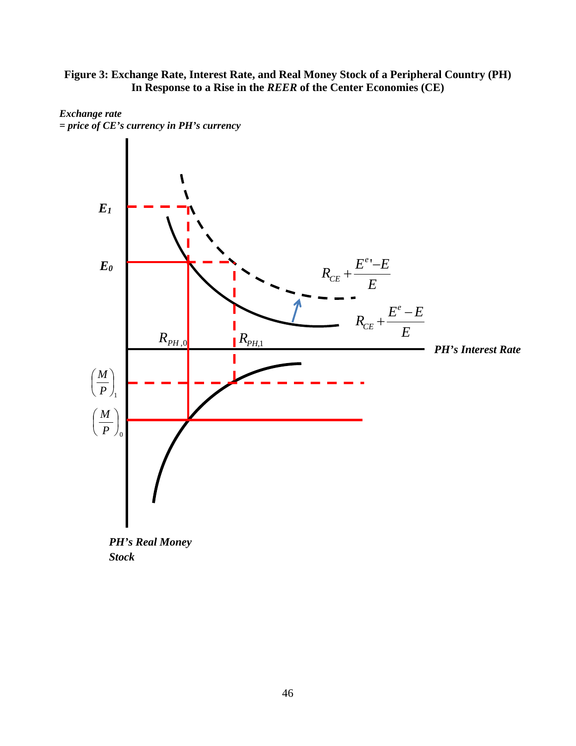**Figure 3: Exchange Rate, Interest Rate, and Real Money Stock of a Peripheral Country (PH) In Response to a Rise in the *REER* of the Center Economies (CE)**

*Exchange rate = price of CE's currency in PH's currency*

$E_1$

$E_0$

$R_{CE} + \frac{E^{e\prime} - E}{E}$

$R_{CE} + \frac{E^{e} - E}{E}$

$R_{PH,0}$

$R_{PH,1}$

*PH's Interest Rate*

$\left(\frac{M}{P}\right)_1$

$\left(\frac{M}{P}\right)_0$

*PH's Real Money Stock*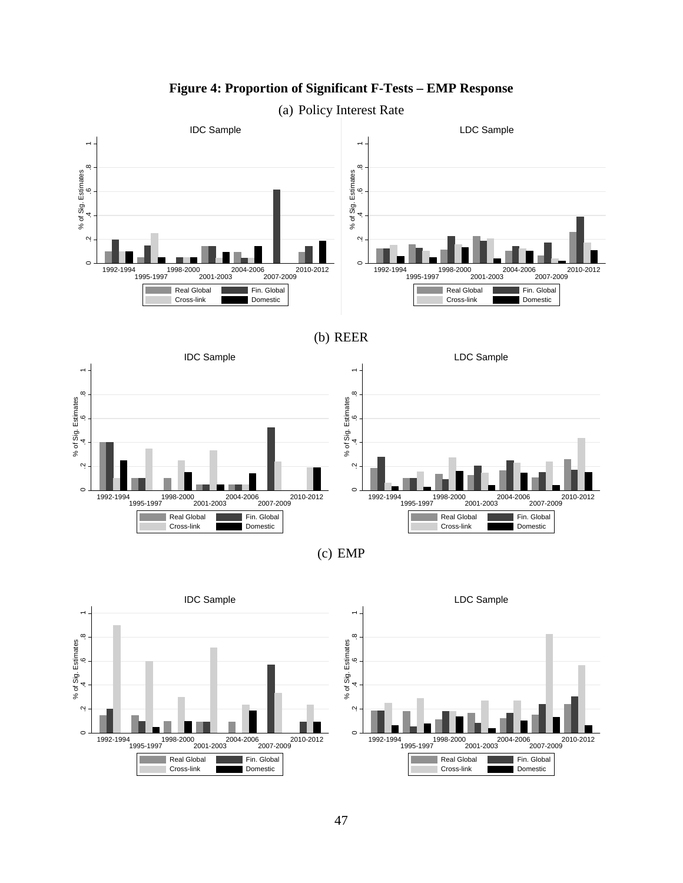**Figure 4: Proportion of Significant F-Tests – EMP Response**

(a) Policy Interest Rate

(b) REER

(c) EMP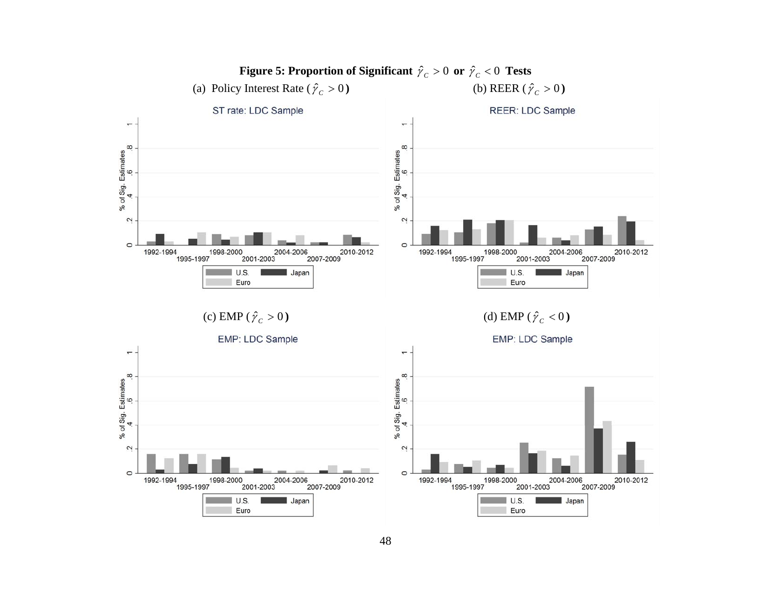**Figure 5: Proportion of Significant $\hat{\gamma}_C > 0$ or $\hat{\gamma}_C < 0$ Tests**

(a) Policy Interest Rate ($\hat{\gamma}_C > 0$)

(b) REER ($\hat{\gamma}_C > 0$)

(c) EMP ($\hat{\gamma}_C > 0$)

(d) EMP ($\hat{\gamma}_C < 0$)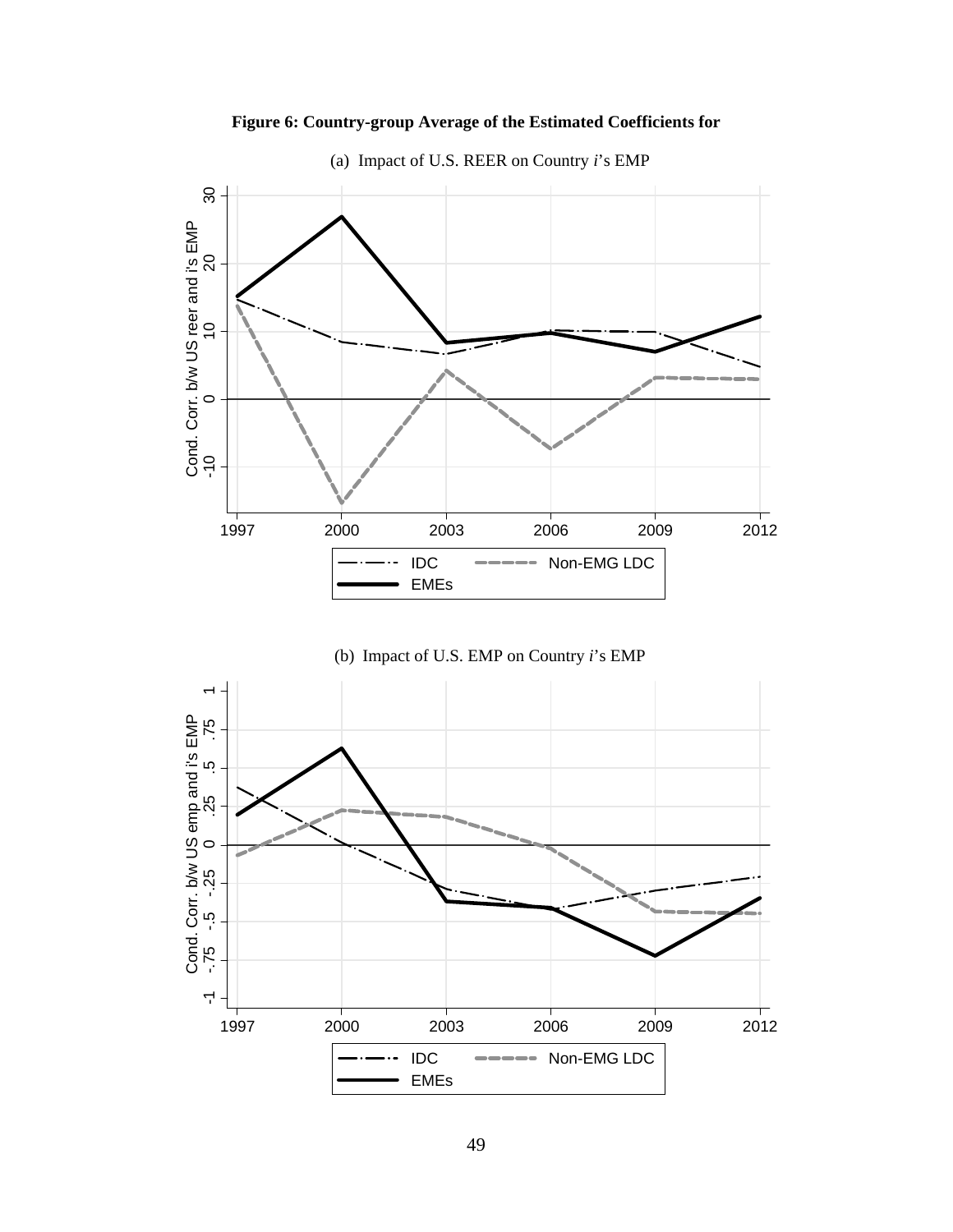**Figure 6: Country-group Average of the Estimated Coefficients for**

(a) Impact of U.S. REER on Country *i*'s EMP

Cond. Corr. b/w US reer and i's EMP

30
20
10
0
-10

1997 2000 2003 2006 2009 2012

IDC
Non-EMG LDC
EMEs

(b) Impact of U.S. EMP on Country *i*'s EMP

Cond. Corr. b/w US emp and i's EMP

1
.75
.5
.25
0
-.25
-.5
-.75
-1

1997 2000 2003 2006 2009 2012

IDC
Non-EMG LDC
EMEs